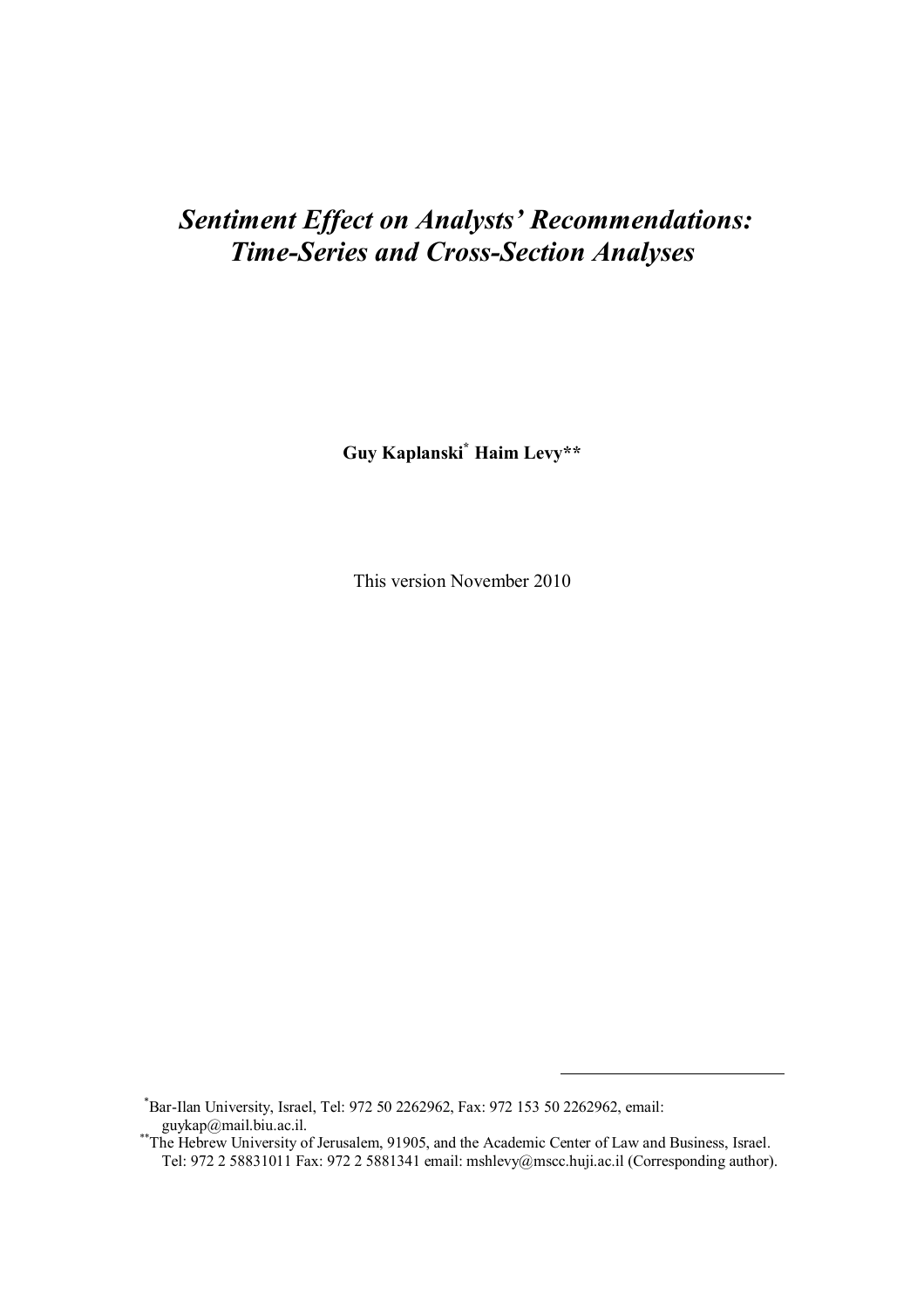# *Sentiment Effect on Analysts' Recommendations: Time-Series and Cross-Section Analyses*

**Guy Kaplanski[*] Haim Levy[**]**

This version November 2010

---

[*]Bar-Ilan University, Israel, Tel: 972 50 2262962, Fax: 972 153 50 2262962, email: guykap@mail.biu.ac.il.

[**]The Hebrew University of Jerusalem, 91905, and the Academic Center of Law and Business, Israel. Tel: 972 2 58831011 Fax: 972 2 5881341 email: mshlevy@mscc.huji.ac.il (Corresponding author).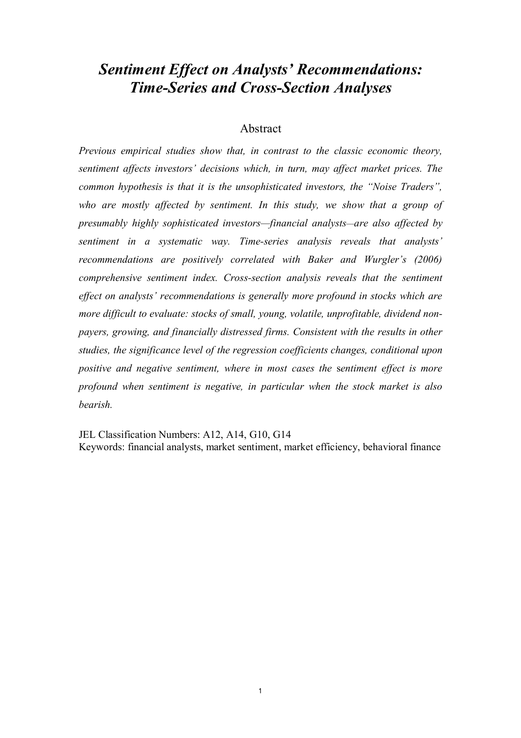# *Sentiment Effect on Analysts' Recommendations: Time-Series and Cross-Section Analyses*

## Abstract

*Previous empirical studies show that, in contrast to the classic economic theory, sentiment affects investors' decisions which, in turn, may affect market prices. The common hypothesis is that it is the unsophisticated investors, the "Noise Traders", who are mostly affected by sentiment. In this study, we show that a group of presumably highly sophisticated investors—financial analysts—are also affected by sentiment in a systematic way. Time-series analysis reveals that analysts' recommendations are positively correlated with Baker and Wurgler's (2006) comprehensive sentiment index. Cross-section analysis reveals that the sentiment effect on analysts' recommendations is generally more profound in stocks which are more difficult to evaluate: stocks of small, young, volatile, unprofitable, dividend non-payers, growing, and financially distressed firms. Consistent with the results in other studies, the significance level of the regression coefficients changes, conditional upon positive and negative sentiment, where in most cases the* sentiment *effect is more profound when sentiment is negative, in particular when the stock market is also bearish.*

JEL Classification Numbers: A12, A14, G10, G14
Keywords: financial analysts, market sentiment, market efficiency, behavioral finance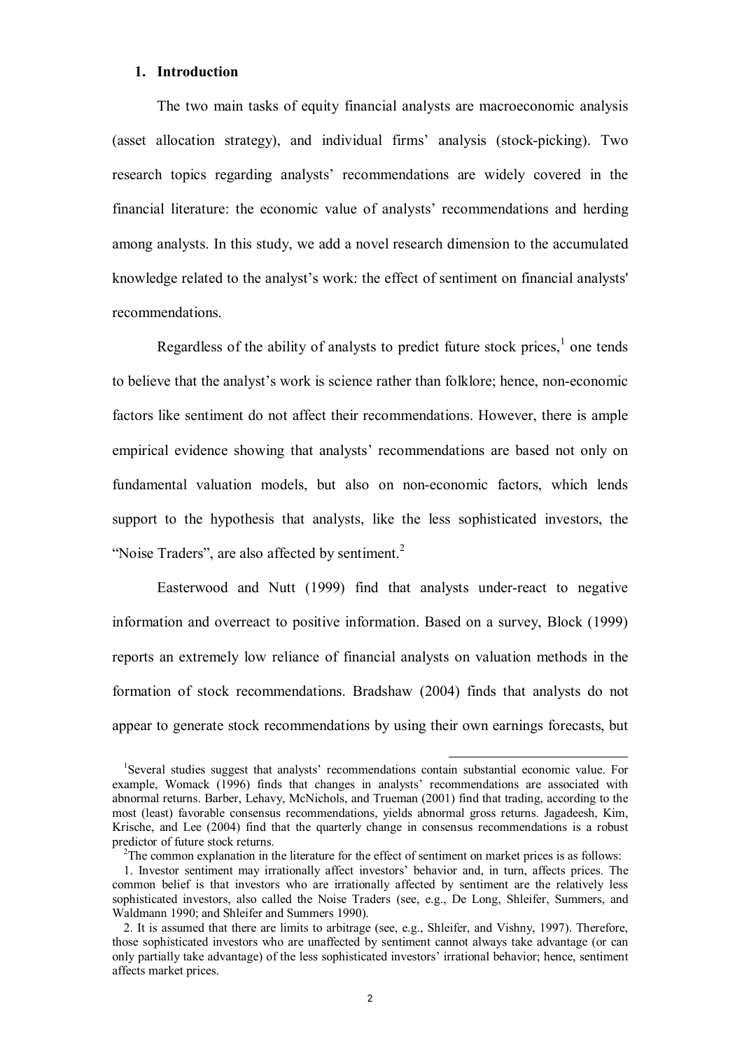## 1. Introduction

The two main tasks of equity financial analysts are macroeconomic analysis (asset allocation strategy), and individual firms' analysis (stock-picking). Two research topics regarding analysts' recommendations are widely covered in the financial literature: the economic value of analysts' recommendations and herding among analysts. In this study, we add a novel research dimension to the accumulated knowledge related to the analyst's work: the effect of sentiment on financial analysts' recommendations.

Regardless of the ability of analysts to predict future stock prices,[1] one tends to believe that the analyst's work is science rather than folklore; hence, non-economic factors like sentiment do not affect their recommendations. However, there is ample empirical evidence showing that analysts' recommendations are based not only on fundamental valuation models, but also on non-economic factors, which lends support to the hypothesis that analysts, like the less sophisticated investors, the "Noise Traders", are also affected by sentiment.[2]

Easterwood and Nutt (1999) find that analysts under-react to negative information and overreact to positive information. Based on a survey, Block (1999) reports an extremely low reliance of financial analysts on valuation methods in the formation of stock recommendations. Bradshaw (2004) finds that analysts do not appear to generate stock recommendations by using their own earnings forecasts, but

---

[1]Several studies suggest that analysts' recommendations contain substantial economic value. For example, Womack (1996) finds that changes in analysts' recommendations are associated with abnormal returns. Barber, Lehavy, McNichols, and Trueman (2001) find that trading, according to the most (least) favorable consensus recommendations, yields abnormal gross returns. Jagadeesh, Kim, Krische, and Lee (2004) find that the quarterly change in consensus recommendations is a robust predictor of future stock returns.

[2]The common explanation in the literature for the effect of sentiment on market prices is as follows:

1. Investor sentiment may irrationally affect investors' behavior and, in turn, affects prices. The common belief is that investors who are irrationally affected by sentiment are the relatively less sophisticated investors, also called the Noise Traders (see, e.g., De Long, Shleifer, Summers, and Waldmann 1990; and Shleifer and Summers 1990).
2. It is assumed that there are limits to arbitrage (see, e.g., Shleifer, and Vishny, 1997). Therefore, those sophisticated investors who are unaffected by sentiment cannot always take advantage (or can only partially take advantage) of the less sophisticated investors' irrational behavior; hence, sentiment affects market prices.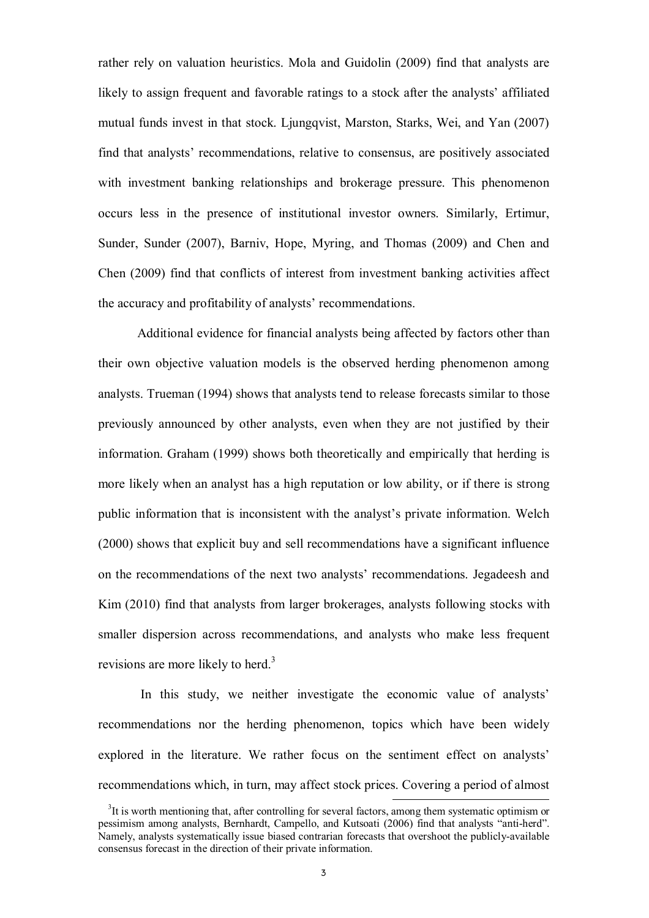rather rely on valuation heuristics. Mola and Guidolin (2009) find that analysts are likely to assign frequent and favorable ratings to a stock after the analysts' affiliated mutual funds invest in that stock. Ljungqvist, Marston, Starks, Wei, and Yan (2007) find that analysts' recommendations, relative to consensus, are positively associated with investment banking relationships and brokerage pressure. This phenomenon occurs less in the presence of institutional investor owners. Similarly, Ertimur, Sunder, Sunder (2007), Barniv, Hope, Myring, and Thomas (2009) and Chen and Chen (2009) find that conflicts of interest from investment banking activities affect the accuracy and profitability of analysts' recommendations.

Additional evidence for financial analysts being affected by factors other than their own objective valuation models is the observed herding phenomenon among analysts. Trueman (1994) shows that analysts tend to release forecasts similar to those previously announced by other analysts, even when they are not justified by their information. Graham (1999) shows both theoretically and empirically that herding is more likely when an analyst has a high reputation or low ability, or if there is strong public information that is inconsistent with the analyst's private information. Welch (2000) shows that explicit buy and sell recommendations have a significant influence on the recommendations of the next two analysts' recommendations. Jegadeesh and Kim (2010) find that analysts from larger brokerages, analysts following stocks with smaller dispersion across recommendations, and analysts who make less frequent revisions are more likely to herd.[3]

In this study, we neither investigate the economic value of analysts' recommendations nor the herding phenomenon, topics which have been widely explored in the literature. We rather focus on the sentiment effect on analysts' recommendations which, in turn, may affect stock prices. Covering a period of almost

[3] It is worth mentioning that, after controlling for several factors, among them systematic optimism or pessimism among analysts, Bernhardt, Campello, and Kutsoati (2006) find that analysts "anti-herd". Namely, analysts systematically issue biased contrarian forecasts that overshoot the publicly-available consensus forecast in the direction of their private information.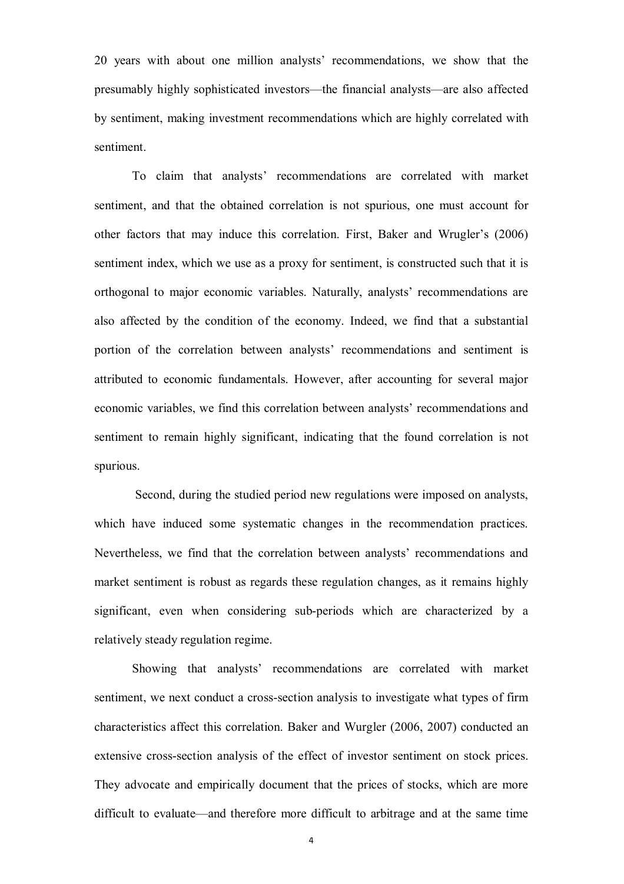20 years with about one million analysts' recommendations, we show that the presumably highly sophisticated investors—the financial analysts—are also affected by sentiment, making investment recommendations which are highly correlated with sentiment.

To claim that analysts' recommendations are correlated with market sentiment, and that the obtained correlation is not spurious, one must account for other factors that may induce this correlation. First, Baker and Wrugler's (2006) sentiment index, which we use as a proxy for sentiment, is constructed such that it is orthogonal to major economic variables. Naturally, analysts' recommendations are also affected by the condition of the economy. Indeed, we find that a substantial portion of the correlation between analysts' recommendations and sentiment is attributed to economic fundamentals. However, after accounting for several major economic variables, we find this correlation between analysts' recommendations and sentiment to remain highly significant, indicating that the found correlation is not spurious.

Second, during the studied period new regulations were imposed on analysts, which have induced some systematic changes in the recommendation practices. Nevertheless, we find that the correlation between analysts' recommendations and market sentiment is robust as regards these regulation changes, as it remains highly significant, even when considering sub-periods which are characterized by a relatively steady regulation regime.

Showing that analysts' recommendations are correlated with market sentiment, we next conduct a cross-section analysis to investigate what types of firm characteristics affect this correlation. Baker and Wurgler (2006, 2007) conducted an extensive cross-section analysis of the effect of investor sentiment on stock prices. They advocate and empirically document that the prices of stocks, which are more difficult to evaluate—and therefore more difficult to arbitrage and at the same time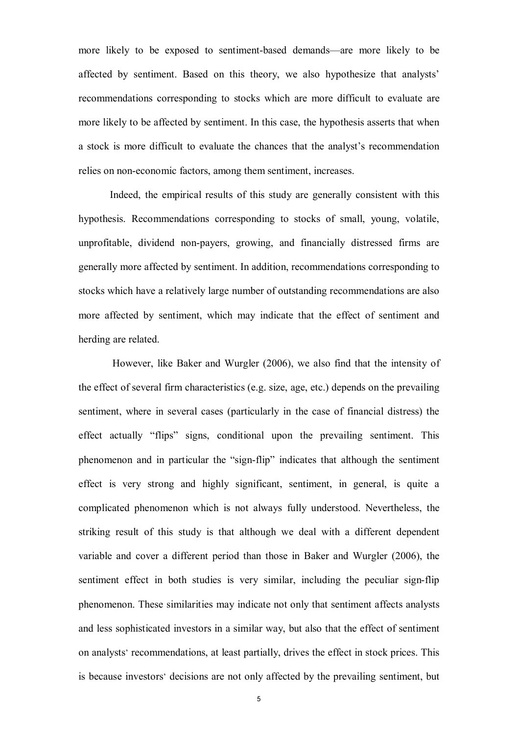more likely to be exposed to sentiment-based demands—are more likely to be affected by sentiment. Based on this theory, we also hypothesize that analysts' recommendations corresponding to stocks which are more difficult to evaluate are more likely to be affected by sentiment. In this case, the hypothesis asserts that when a stock is more difficult to evaluate the chances that the analyst's recommendation relies on non-economic factors, among them sentiment, increases.

Indeed, the empirical results of this study are generally consistent with this hypothesis. Recommendations corresponding to stocks of small, young, volatile, unprofitable, dividend non-payers, growing, and financially distressed firms are generally more affected by sentiment. In addition, recommendations corresponding to stocks which have a relatively large number of outstanding recommendations are also more affected by sentiment, which may indicate that the effect of sentiment and herding are related.

However, like Baker and Wurgler (2006), we also find that the intensity of the effect of several firm characteristics (e.g. size, age, etc.) depends on the prevailing sentiment, where in several cases (particularly in the case of financial distress) the effect actually "flips" signs, conditional upon the prevailing sentiment. This phenomenon and in particular the "sign-flip" indicates that although the sentiment effect is very strong and highly significant, sentiment, in general, is quite a complicated phenomenon which is not always fully understood. Nevertheless, the striking result of this study is that although we deal with a different dependent variable and cover a different period than those in Baker and Wurgler (2006), the sentiment effect in both studies is very similar, including the peculiar sign-flip phenomenon. These similarities may indicate not only that sentiment affects analysts and less sophisticated investors in a similar way, but also that the effect of sentiment on analysts' recommendations, at least partially, drives the effect in stock prices. This is because investors' decisions are not only affected by the prevailing sentiment, but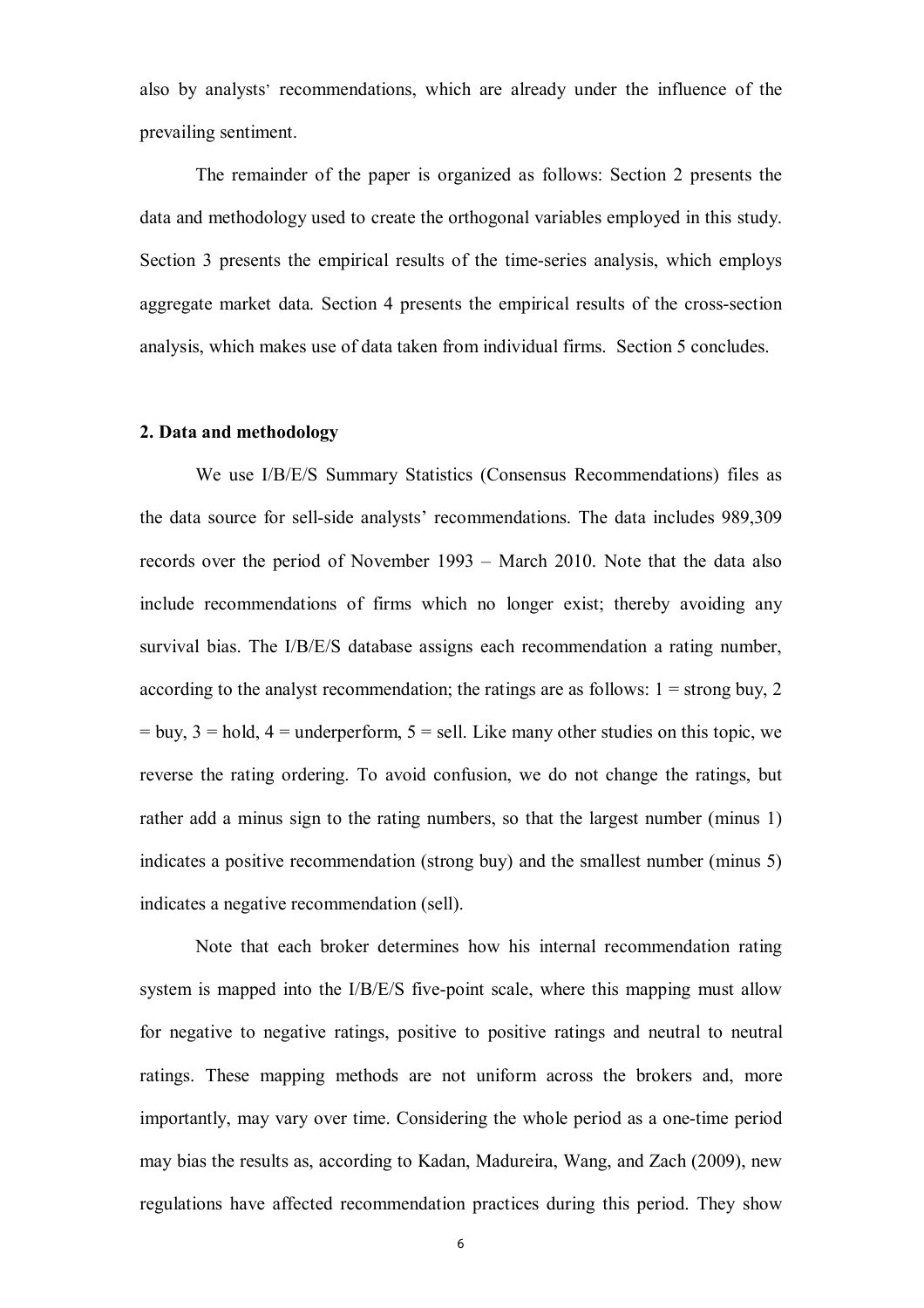also by analysts' recommendations, which are already under the influence of the prevailing sentiment.

The remainder of the paper is organized as follows: Section 2 presents the data and methodology used to create the orthogonal variables employed in this study. Section 3 presents the empirical results of the time-series analysis, which employs aggregate market data. Section 4 presents the empirical results of the cross-section analysis, which makes use of data taken from individual firms. Section 5 concludes.

## 2. Data and methodology

We use I/B/E/S Summary Statistics (Consensus Recommendations) files as the data source for sell-side analysts' recommendations. The data includes 989,309 records over the period of November 1993 – March 2010. Note that the data also include recommendations of firms which no longer exist; thereby avoiding any survival bias. The I/B/E/S database assigns each recommendation a rating number, according to the analyst recommendation; the ratings are as follows: 1 = strong buy, 2 = buy, 3 = hold, 4 = underperform, 5 = sell. Like many other studies on this topic, we reverse the rating ordering. To avoid confusion, we do not change the ratings, but rather add a minus sign to the rating numbers, so that the largest number (minus 1) indicates a positive recommendation (strong buy) and the smallest number (minus 5) indicates a negative recommendation (sell).

Note that each broker determines how his internal recommendation rating system is mapped into the I/B/E/S five-point scale, where this mapping must allow for negative to negative ratings, positive to positive ratings and neutral to neutral ratings. These mapping methods are not uniform across the brokers and, more importantly, may vary over time. Considering the whole period as a one-time period may bias the results as, according to Kadan, Madureira, Wang, and Zach (2009), new regulations have affected recommendation practices during this period. They show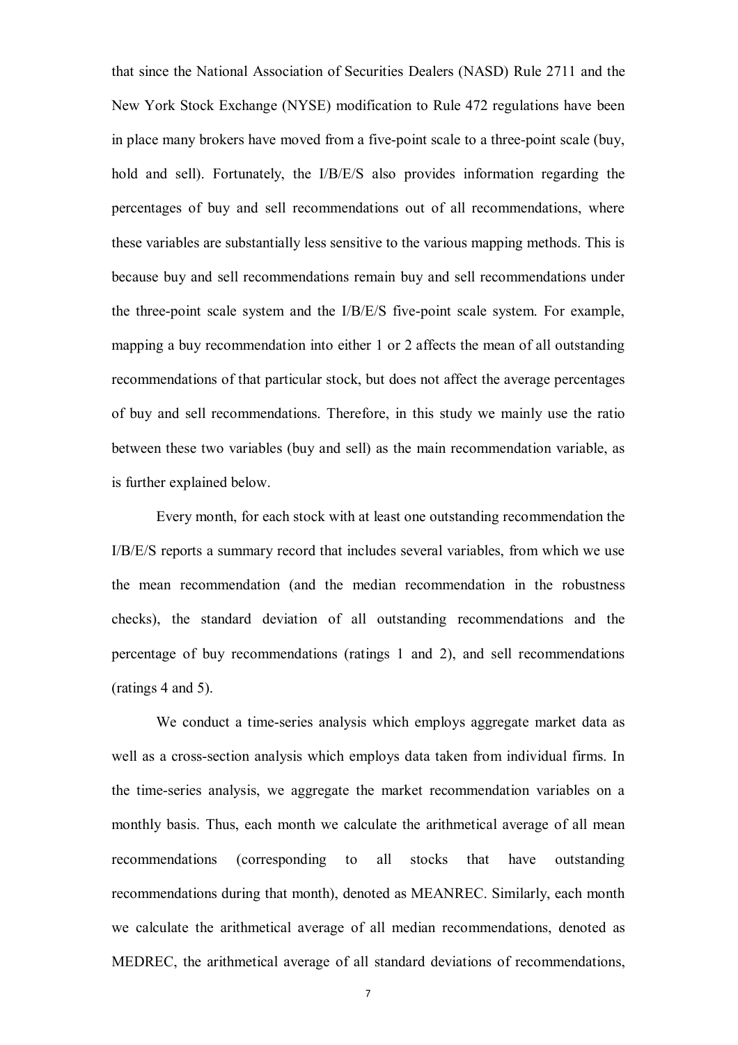that since the National Association of Securities Dealers (NASD) Rule 2711 and the New York Stock Exchange (NYSE) modification to Rule 472 regulations have been in place many brokers have moved from a five-point scale to a three-point scale (buy, hold and sell). Fortunately, the I/B/E/S also provides information regarding the percentages of buy and sell recommendations out of all recommendations, where these variables are substantially less sensitive to the various mapping methods. This is because buy and sell recommendations remain buy and sell recommendations under the three-point scale system and the I/B/E/S five-point scale system. For example, mapping a buy recommendation into either 1 or 2 affects the mean of all outstanding recommendations of that particular stock, but does not affect the average percentages of buy and sell recommendations. Therefore, in this study we mainly use the ratio between these two variables (buy and sell) as the main recommendation variable, as is further explained below.

Every month, for each stock with at least one outstanding recommendation the I/B/E/S reports a summary record that includes several variables, from which we use the mean recommendation (and the median recommendation in the robustness checks), the standard deviation of all outstanding recommendations and the percentage of buy recommendations (ratings 1 and 2), and sell recommendations (ratings 4 and 5).

We conduct a time-series analysis which employs aggregate market data as well as a cross-section analysis which employs data taken from individual firms. In the time-series analysis, we aggregate the market recommendation variables on a monthly basis. Thus, each month we calculate the arithmetical average of all mean recommendations (corresponding to all stocks that have outstanding recommendations during that month), denoted as MEANREC. Similarly, each month we calculate the arithmetical average of all median recommendations, denoted as MEDREC, the arithmetical average of all standard deviations of recommendations,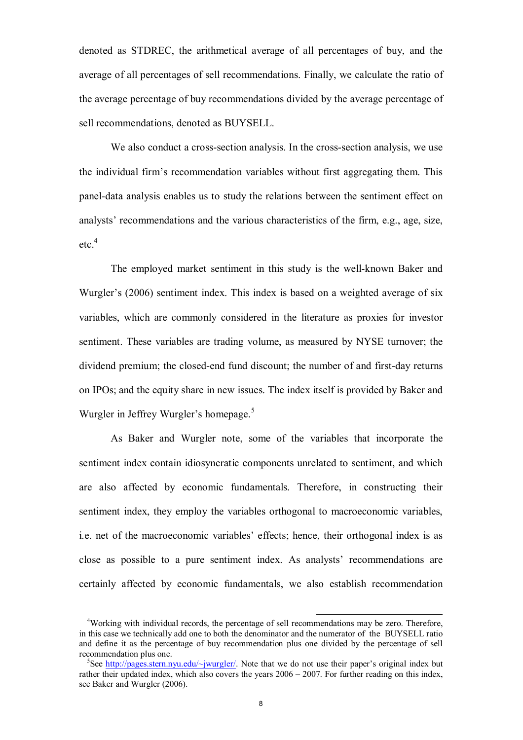denoted as STDREC, the arithmetical average of all percentages of buy, and the average of all percentages of sell recommendations. Finally, we calculate the ratio of the average percentage of buy recommendations divided by the average percentage of sell recommendations, denoted as BUYSELL.

We also conduct a cross-section analysis. In the cross-section analysis, we use the individual firm's recommendation variables without first aggregating them. This panel-data analysis enables us to study the relations between the sentiment effect on analysts' recommendations and the various characteristics of the firm, e.g., age, size, etc.[4]

The employed market sentiment in this study is the well-known Baker and Wurgler's (2006) sentiment index. This index is based on a weighted average of six variables, which are commonly considered in the literature as proxies for investor sentiment. These variables are trading volume, as measured by NYSE turnover; the dividend premium; the closed-end fund discount; the number of and first-day returns on IPOs; and the equity share in new issues. The index itself is provided by Baker and Wurgler in Jeffrey Wurgler's homepage.[5]

As Baker and Wurgler note, some of the variables that incorporate the sentiment index contain idiosyncratic components unrelated to sentiment, and which are also affected by economic fundamentals. Therefore, in constructing their sentiment index, they employ the variables orthogonal to macroeconomic variables, i.e. net of the macroeconomic variables' effects; hence, their orthogonal index is as close as possible to a pure sentiment index. As analysts' recommendations are certainly affected by economic fundamentals, we also establish recommendation

---

[4] Working with individual records, the percentage of sell recommendations may be zero. Therefore, in this case we technically add one to both the denominator and the numerator of the BUYSELL ratio and define it as the percentage of buy recommendation plus one divided by the percentage of sell recommendation plus one.

[5] See http://pages.stern.nyu.edu/~jwurgler/. Note that we do not use their paper's original index but rather their updated index, which also covers the years 2006 – 2007. For further reading on this index, see Baker and Wurgler (2006).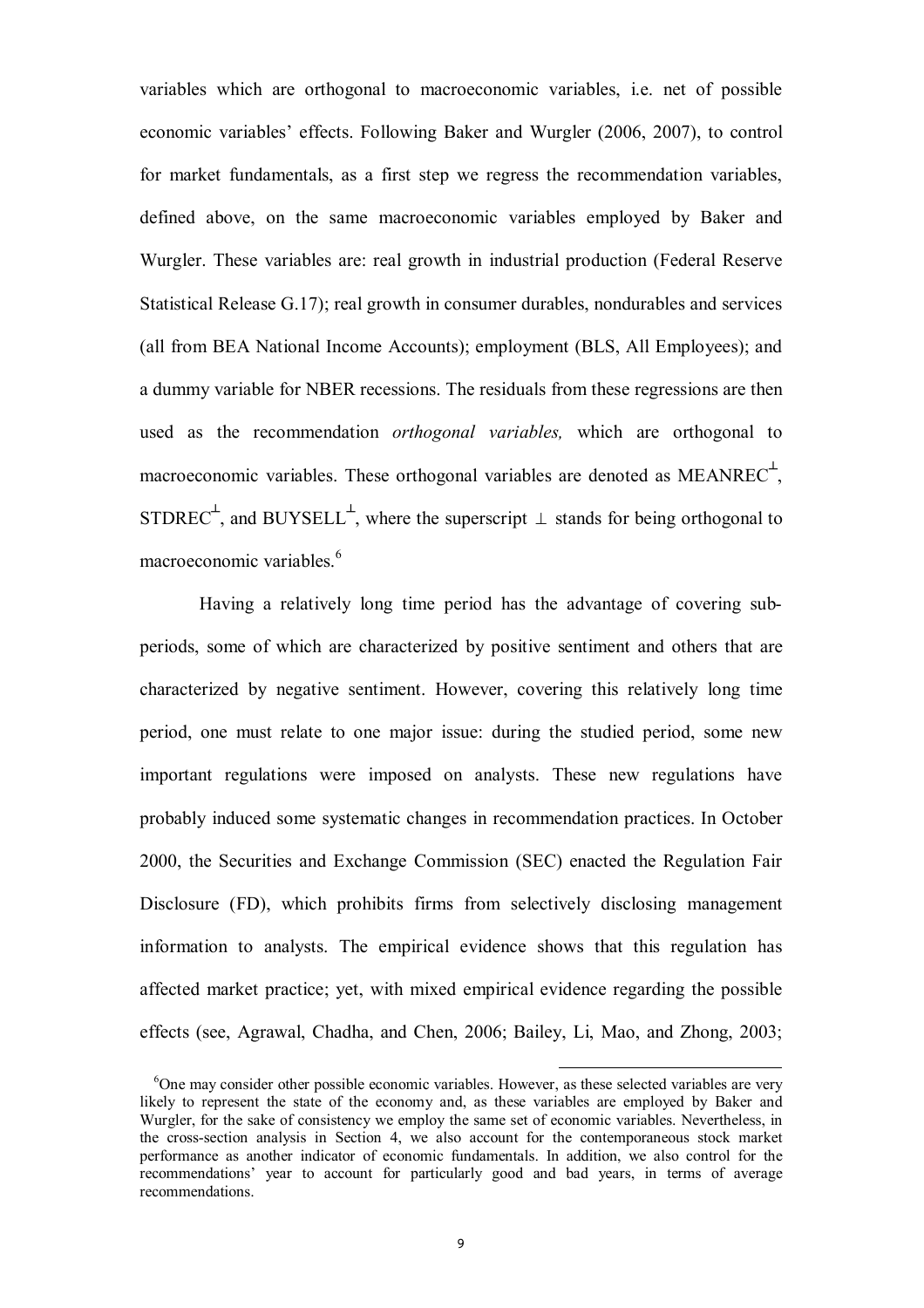variables which are orthogonal to macroeconomic variables, i.e. net of possible economic variables' effects. Following Baker and Wurgler (2006, 2007), to control for market fundamentals, as a first step we regress the recommendation variables, defined above, on the same macroeconomic variables employed by Baker and Wurgler. These variables are: real growth in industrial production (Federal Reserve Statistical Release G.17); real growth in consumer durables, nondurables and services (all from BEA National Income Accounts); employment (BLS, All Employees); and a dummy variable for NBER recessions. The residuals from these regressions are then used as the recommendation *orthogonal variables,* which are orthogonal to macroeconomic variables. These orthogonal variables are denoted as $\text{MEANREC}^{\perp}$, $\text{STDREC}^{\perp}$, and $\text{BUYSELL}^{\perp}$, where the superscript $\perp$ stands for being orthogonal to macroeconomic variables.[6]

Having a relatively long time period has the advantage of covering sub-periods, some of which are characterized by positive sentiment and others that are characterized by negative sentiment. However, covering this relatively long time period, one must relate to one major issue: during the studied period, some new important regulations were imposed on analysts. These new regulations have probably induced some systematic changes in recommendation practices. In October 2000, the Securities and Exchange Commission (SEC) enacted the Regulation Fair Disclosure (FD), which prohibits firms from selectively disclosing management information to analysts. The empirical evidence shows that this regulation has affected market practice; yet, with mixed empirical evidence regarding the possible effects (see, Agrawal, Chadha, and Chen, 2006; Bailey, Li, Mao, and Zhong, 2003;

---

[6] One may consider other possible economic variables. However, as these selected variables are very likely to represent the state of the economy and, as these variables are employed by Baker and Wurgler, for the sake of consistency we employ the same set of economic variables. Nevertheless, in the cross-section analysis in Section 4, we also account for the contemporaneous stock market performance as another indicator of economic fundamentals. In addition, we also control for the recommendations' year to account for particularly good and bad years, in terms of average recommendations.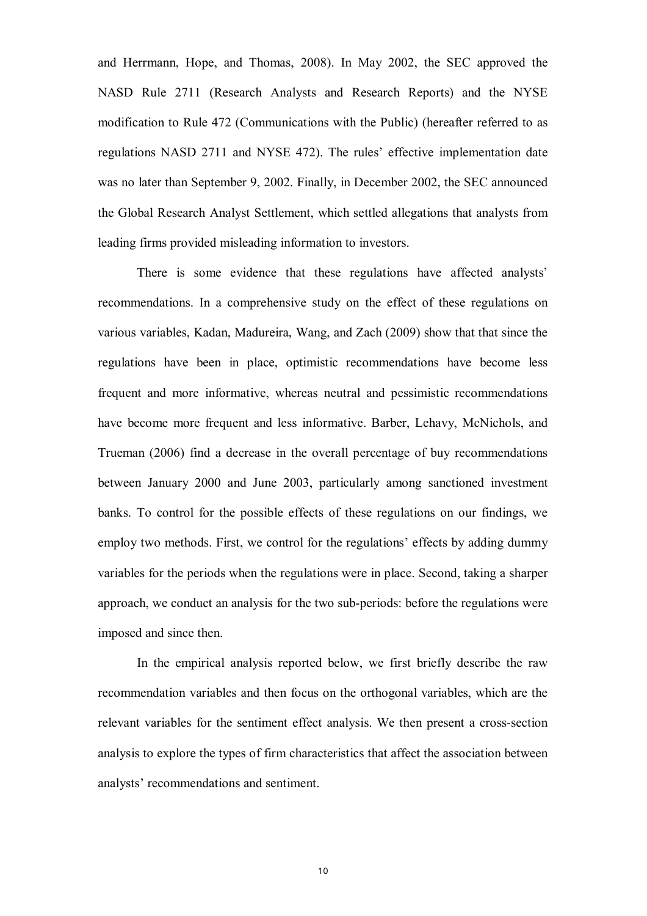and Herrmann, Hope, and Thomas, 2008). In May 2002, the SEC approved the NASD Rule 2711 (Research Analysts and Research Reports) and the NYSE modification to Rule 472 (Communications with the Public) (hereafter referred to as regulations NASD 2711 and NYSE 472). The rules' effective implementation date was no later than September 9, 2002. Finally, in December 2002, the SEC announced the Global Research Analyst Settlement, which settled allegations that analysts from leading firms provided misleading information to investors.

There is some evidence that these regulations have affected analysts' recommendations. In a comprehensive study on the effect of these regulations on various variables, Kadan, Madureira, Wang, and Zach (2009) show that that since the regulations have been in place, optimistic recommendations have become less frequent and more informative, whereas neutral and pessimistic recommendations have become more frequent and less informative. Barber, Lehavy, McNichols, and Trueman (2006) find a decrease in the overall percentage of buy recommendations between January 2000 and June 2003, particularly among sanctioned investment banks. To control for the possible effects of these regulations on our findings, we employ two methods. First, we control for the regulations' effects by adding dummy variables for the periods when the regulations were in place. Second, taking a sharper approach, we conduct an analysis for the two sub-periods: before the regulations were imposed and since then.

In the empirical analysis reported below, we first briefly describe the raw recommendation variables and then focus on the orthogonal variables, which are the relevant variables for the sentiment effect analysis. We then present a cross-section analysis to explore the types of firm characteristics that affect the association between analysts' recommendations and sentiment.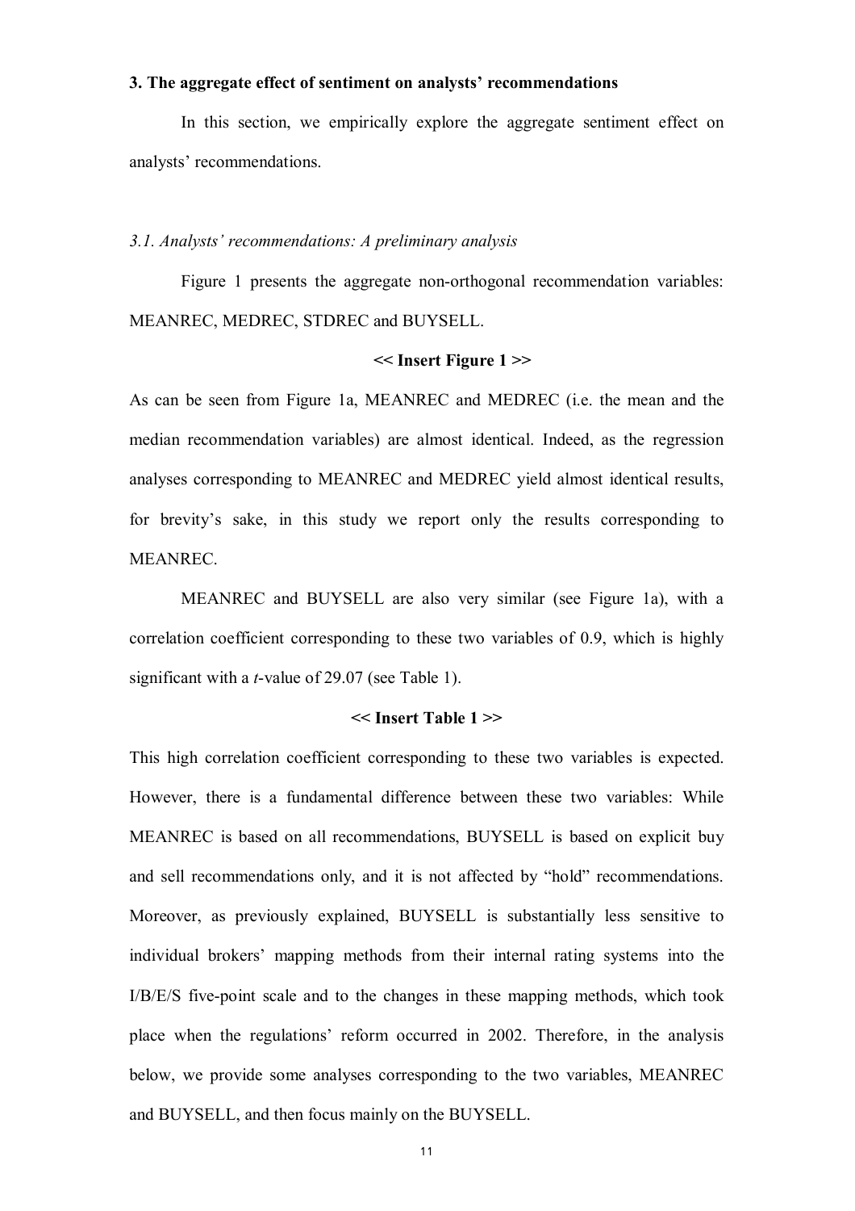## 3. The aggregate effect of sentiment on analysts' recommendations

In this section, we empirically explore the aggregate sentiment effect on analysts' recommendations.

### *3.1. Analysts' recommendations: A preliminary analysis*

Figure 1 presents the aggregate non-orthogonal recommendation variables: MEANREC, MEDREC, STDREC and BUYSELL.

**<< Insert Figure 1 >>**

As can be seen from Figure 1a, MEANREC and MEDREC (i.e. the mean and the median recommendation variables) are almost identical. Indeed, as the regression analyses corresponding to MEANREC and MEDREC yield almost identical results, for brevity's sake, in this study we report only the results corresponding to MEANREC.

MEANREC and BUYSELL are also very similar (see Figure 1a), with a correlation coefficient corresponding to these two variables of 0.9, which is highly significant with a *t*-value of 29.07 (see Table 1).

**<< Insert Table 1 >>**

This high correlation coefficient corresponding to these two variables is expected. However, there is a fundamental difference between these two variables: While MEANREC is based on all recommendations, BUYSELL is based on explicit buy and sell recommendations only, and it is not affected by "hold" recommendations. Moreover, as previously explained, BUYSELL is substantially less sensitive to individual brokers' mapping methods from their internal rating systems into the I/B/E/S five-point scale and to the changes in these mapping methods, which took place when the regulations' reform occurred in 2002. Therefore, in the analysis below, we provide some analyses corresponding to the two variables, MEANREC and BUYSELL, and then focus mainly on the BUYSELL.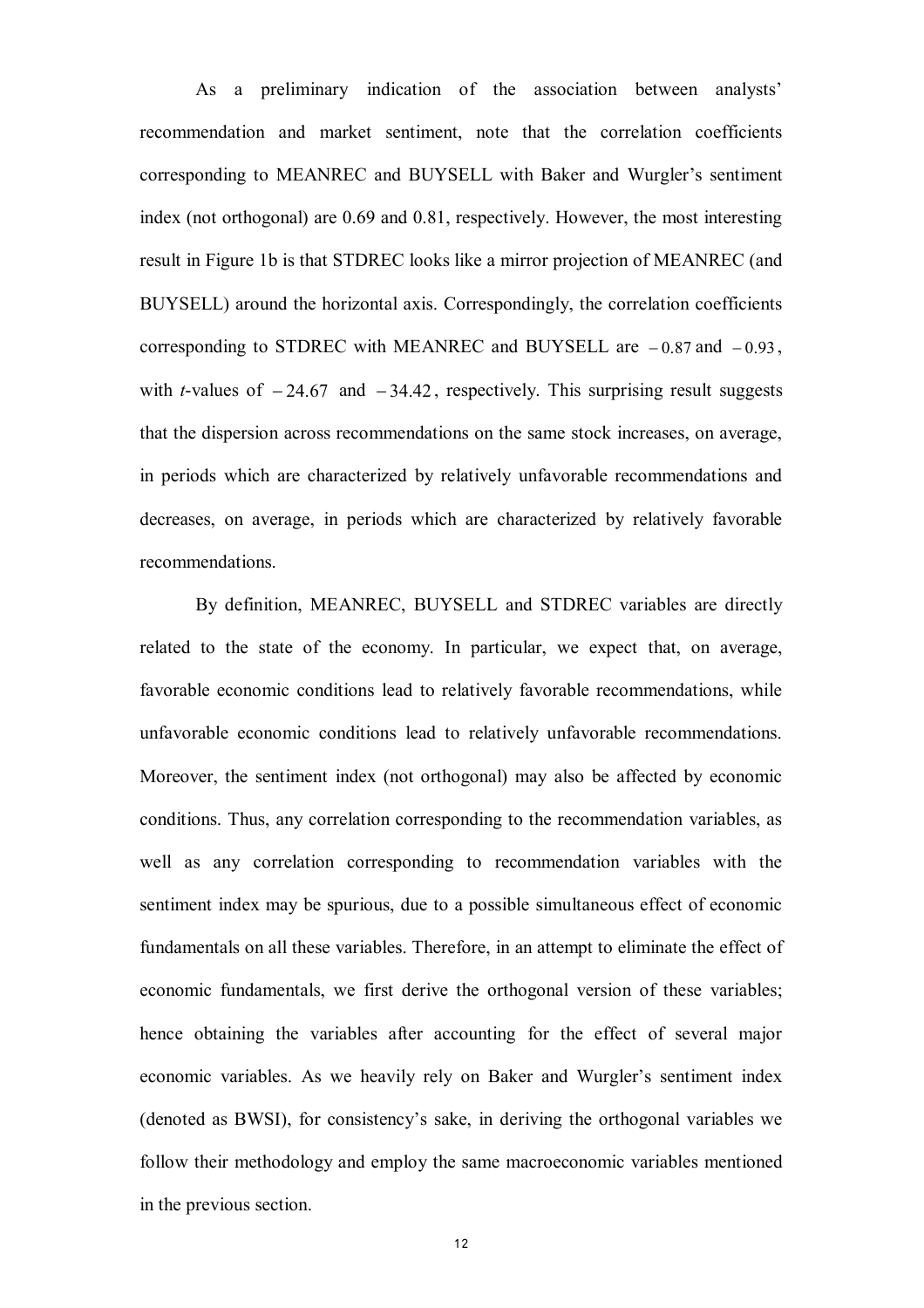As a preliminary indication of the association between analysts' recommendation and market sentiment, note that the correlation coefficients corresponding to MEANREC and BUYSELL with Baker and Wurgler's sentiment index (not orthogonal) are 0.69 and 0.81, respectively. However, the most interesting result in Figure 1b is that STDREC looks like a mirror projection of MEANREC (and BUYSELL) around the horizontal axis. Correspondingly, the correlation coefficients corresponding to STDREC with MEANREC and BUYSELL are $-0.87$ and $-0.93$, with *t*-values of $-24.67$ and $-34.42$, respectively. This surprising result suggests that the dispersion across recommendations on the same stock increases, on average, in periods which are characterized by relatively unfavorable recommendations and decreases, on average, in periods which are characterized by relatively favorable recommendations.

By definition, MEANREC, BUYSELL and STDREC variables are directly related to the state of the economy. In particular, we expect that, on average, favorable economic conditions lead to relatively favorable recommendations, while unfavorable economic conditions lead to relatively unfavorable recommendations. Moreover, the sentiment index (not orthogonal) may also be affected by economic conditions. Thus, any correlation corresponding to the recommendation variables, as well as any correlation corresponding to recommendation variables with the sentiment index may be spurious, due to a possible simultaneous effect of economic fundamentals on all these variables. Therefore, in an attempt to eliminate the effect of economic fundamentals, we first derive the orthogonal version of these variables; hence obtaining the variables after accounting for the effect of several major economic variables. As we heavily rely on Baker and Wurgler's sentiment index (denoted as BWSI), for consistency's sake, in deriving the orthogonal variables we follow their methodology and employ the same macroeconomic variables mentioned in the previous section.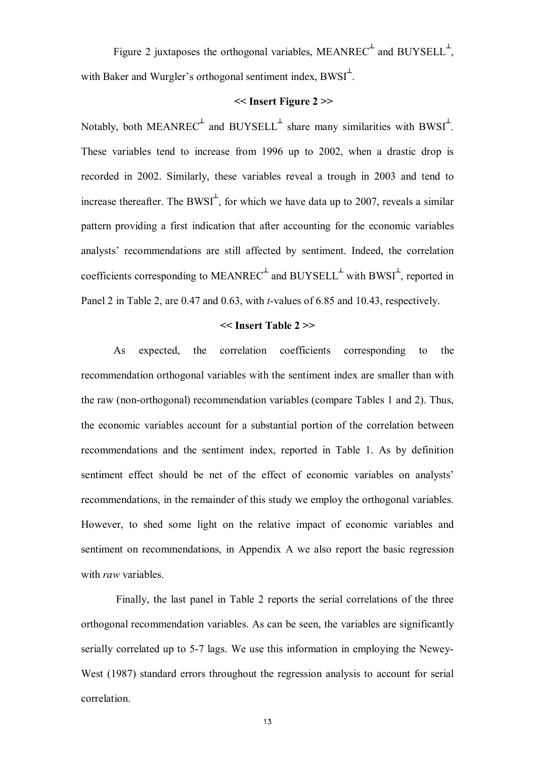Figure 2 juxtaposes the orthogonal variables, $\text{MEANREC}^{\perp}$ and $\text{BUYSELL}^{\perp}$, with Baker and Wurgler's orthogonal sentiment index, $\text{BWSI}^{\perp}$.

**<< Insert Figure 2 >>**

Notably, both $\text{MEANREC}^{\perp}$ and $\text{BUYSELL}^{\perp}$ share many similarities with $\text{BWSI}^{\perp}$. These variables tend to increase from 1996 up to 2002, when a drastic drop is recorded in 2002. Similarly, these variables reveal a trough in 2003 and tend to increase thereafter. The $\text{BWSI}^{\perp}$, for which we have data up to 2007, reveals a similar pattern providing a first indication that after accounting for the economic variables analysts' recommendations are still affected by sentiment. Indeed, the correlation coefficients corresponding to $\text{MEANREC}^{\perp}$ and $\text{BUYSELL}^{\perp}$ with $\text{BWSI}^{\perp}$, reported in Panel 2 in Table 2, are 0.47 and 0.63, with $t$-values of 6.85 and 10.43, respectively.

**<< Insert Table 2 >>**

As expected, the correlation coefficients corresponding to the recommendation orthogonal variables with the sentiment index are smaller than with the raw (non-orthogonal) recommendation variables (compare Tables 1 and 2). Thus, the economic variables account for a substantial portion of the correlation between recommendations and the sentiment index, reported in Table 1. As by definition sentiment effect should be net of the effect of economic variables on analysts' recommendations, in the remainder of this study we employ the orthogonal variables. However, to shed some light on the relative impact of economic variables and sentiment on recommendations, in Appendix A we also report the basic regression with *raw* variables.

Finally, the last panel in Table 2 reports the serial correlations of the three orthogonal recommendation variables. As can be seen, the variables are significantly serially correlated up to 5-7 lags. We use this information in employing the Newey-West (1987) standard errors throughout the regression analysis to account for serial correlation.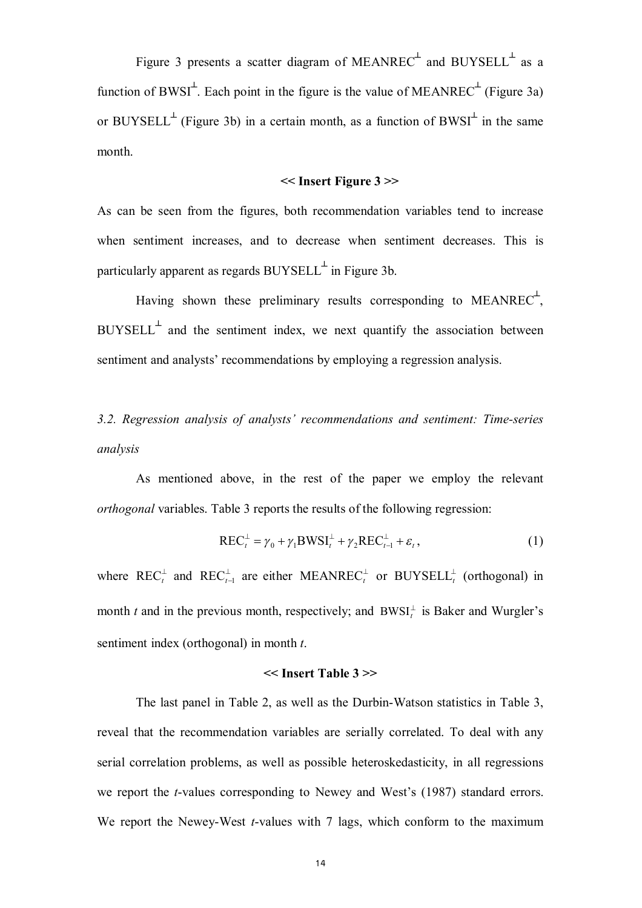Figure 3 presents a scatter diagram of MEANREC$^{\perp}$ and BUYSELL$^{\perp}$ as a function of BWSI$^{\perp}$. Each point in the figure is the value of MEANREC$^{\perp}$ (Figure 3a) or BUYSELL$^{\perp}$ (Figure 3b) in a certain month, as a function of BWSI$^{\perp}$ in the same month.

**<< Insert Figure 3 >>**

As can be seen from the figures, both recommendation variables tend to increase when sentiment increases, and to decrease when sentiment decreases. This is particularly apparent as regards BUYSELL$^{\perp}$ in Figure 3b.

Having shown these preliminary results corresponding to MEANREC$^{\perp}$, BUYSELL$^{\perp}$ and the sentiment index, we next quantify the association between sentiment and analysts' recommendations by employing a regression analysis.

### *3.2. Regression analysis of analysts' recommendations and sentiment: Time-series analysis*

As mentioned above, in the rest of the paper we employ the relevant *orthogonal* variables. Table 3 reports the results of the following regression:

$$\text{REC}_t^{\perp} = \gamma_0 + \gamma_1 \text{BWSI}_t^{\perp} + \gamma_2 \text{REC}_{t-1}^{\perp} + \varepsilon_t, \tag{1}$$

where $\text{REC}_t^{\perp}$ and $\text{REC}_{t-1}^{\perp}$ are either $\text{MEANREC}_t^{\perp}$ or $\text{BUYSELL}_t^{\perp}$ (orthogonal) in month *t* and in the previous month, respectively; and $\text{BWSI}_t^{\perp}$ is Baker and Wurgler's sentiment index (orthogonal) in month *t*.

**<< Insert Table 3 >>**

The last panel in Table 2, as well as the Durbin-Watson statistics in Table 3, reveal that the recommendation variables are serially correlated. To deal with any serial correlation problems, as well as possible heteroskedasticity, in all regressions we report the *t*-values corresponding to Newey and West's (1987) standard errors. We report the Newey-West *t*-values with 7 lags, which conform to the maximum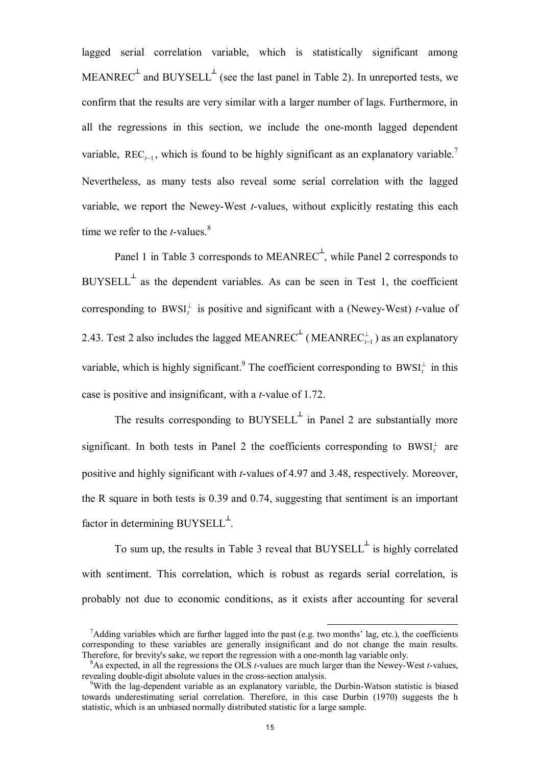lagged serial correlation variable, which is statistically significant among MEANREC$^{\perp}$ and BUYSELL$^{\perp}$ (see the last panel in Table 2). In unreported tests, we confirm that the results are very similar with a larger number of lags. Furthermore, in all the regressions in this section, we include the one-month lagged dependent variable, $\text{REC}_{t-1}$, which is found to be highly significant as an explanatory variable.[7] Nevertheless, as many tests also reveal some serial correlation with the lagged variable, we report the Newey-West *t*-values, without explicitly restating this each time we refer to the *t*-values.[8]

Panel 1 in Table 3 corresponds to MEANREC$^{\perp}$, while Panel 2 corresponds to BUYSELL$^{\perp}$ as the dependent variables. As can be seen in Test 1, the coefficient corresponding to $\text{BWSI}_t^{\perp}$ is positive and significant with a (Newey-West) *t*-value of 2.43. Test 2 also includes the lagged MEANREC$^{\perp}$ ($\text{MEANREC}_{t-1}^{\perp}$) as an explanatory variable, which is highly significant.[9] The coefficient corresponding to $\text{BWSI}_t^{\perp}$ in this case is positive and insignificant, with a *t*-value of 1.72.

The results corresponding to BUYSELL$^{\perp}$ in Panel 2 are substantially more significant. In both tests in Panel 2 the coefficients corresponding to $\text{BWSI}_t^{\perp}$ are positive and highly significant with *t*-values of 4.97 and 3.48, respectively. Moreover, the R square in both tests is 0.39 and 0.74, suggesting that sentiment is an important factor in determining BUYSELL$^{\perp}$.

To sum up, the results in Table 3 reveal that BUYSELL$^{\perp}$ is highly correlated with sentiment. This correlation, which is robust as regards serial correlation, is probably not due to economic conditions, as it exists after accounting for several

---

[7] Adding variables which are further lagged into the past (e.g. two months' lag, etc.), the coefficients corresponding to these variables are generally insignificant and do not change the main results. Therefore, for brevity's sake, we report the regression with a one-month lag variable only.

[8] As expected, in all the regressions the OLS *t*-values are much larger than the Newey-West *t*-values, revealing double-digit absolute values in the cross-section analysis.

[9] With the lag-dependent variable as an explanatory variable, the Durbin-Watson statistic is biased towards underestimating serial correlation. Therefore, in this case Durbin (1970) suggests the h statistic, which is an unbiased normally distributed statistic for a large sample.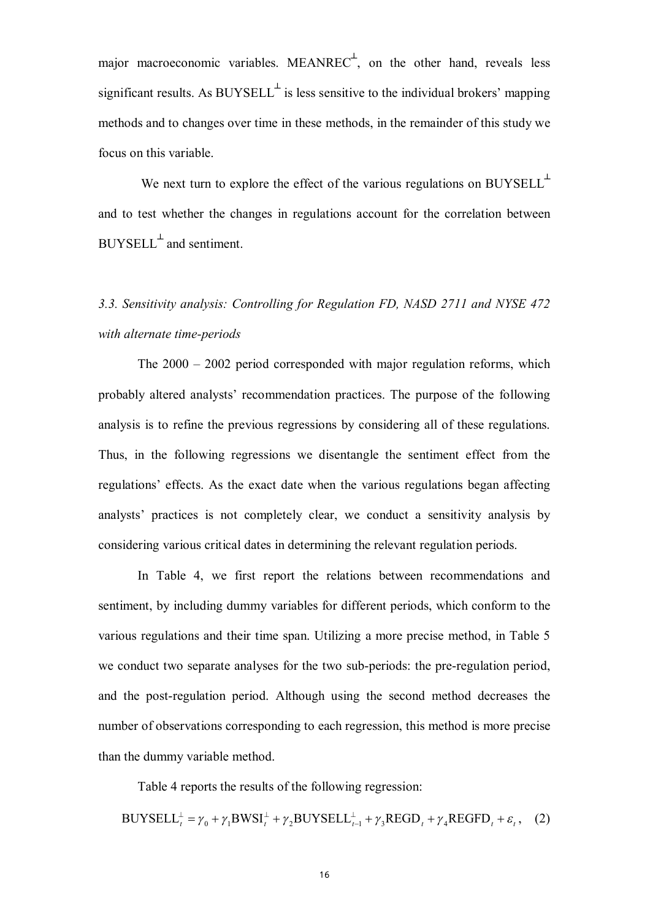major macroeconomic variables. $\text{MEANREC}^{\perp}$, on the other hand, reveals less significant results. As $\text{BUYSELL}^{\perp}$ is less sensitive to the individual brokers' mapping methods and to changes over time in these methods, in the remainder of this study we focus on this variable.

We next turn to explore the effect of the various regulations on $\text{BUYSELL}^{\perp}$ and to test whether the changes in regulations account for the correlation between $\text{BUYSELL}^{\perp}$ and sentiment.

### *3.3. Sensitivity analysis: Controlling for Regulation FD, NASD 2711 and NYSE 472 with alternate time-periods*

The 2000 – 2002 period corresponded with major regulation reforms, which probably altered analysts' recommendation practices. The purpose of the following analysis is to refine the previous regressions by considering all of these regulations. Thus, in the following regressions we disentangle the sentiment effect from the regulations' effects. As the exact date when the various regulations began affecting analysts' practices is not completely clear, we conduct a sensitivity analysis by considering various critical dates in determining the relevant regulation periods.

In Table 4, we first report the relations between recommendations and sentiment, by including dummy variables for different periods, which conform to the various regulations and their time span. Utilizing a more precise method, in Table 5 we conduct two separate analyses for the two sub-periods: the pre-regulation period, and the post-regulation period. Although using the second method decreases the number of observations corresponding to each regression, this method is more precise than the dummy variable method.

Table 4 reports the results of the following regression:

$$\text{BUYSELL}_t^{\perp} = \gamma_0 + \gamma_1 \text{BWSI}_t^{\perp} + \gamma_2 \text{BUYSELL}_{t-1}^{\perp} + \gamma_3 \text{REGD}_t + \gamma_4 \text{REGFD}_t + \varepsilon_t, \quad (2)$$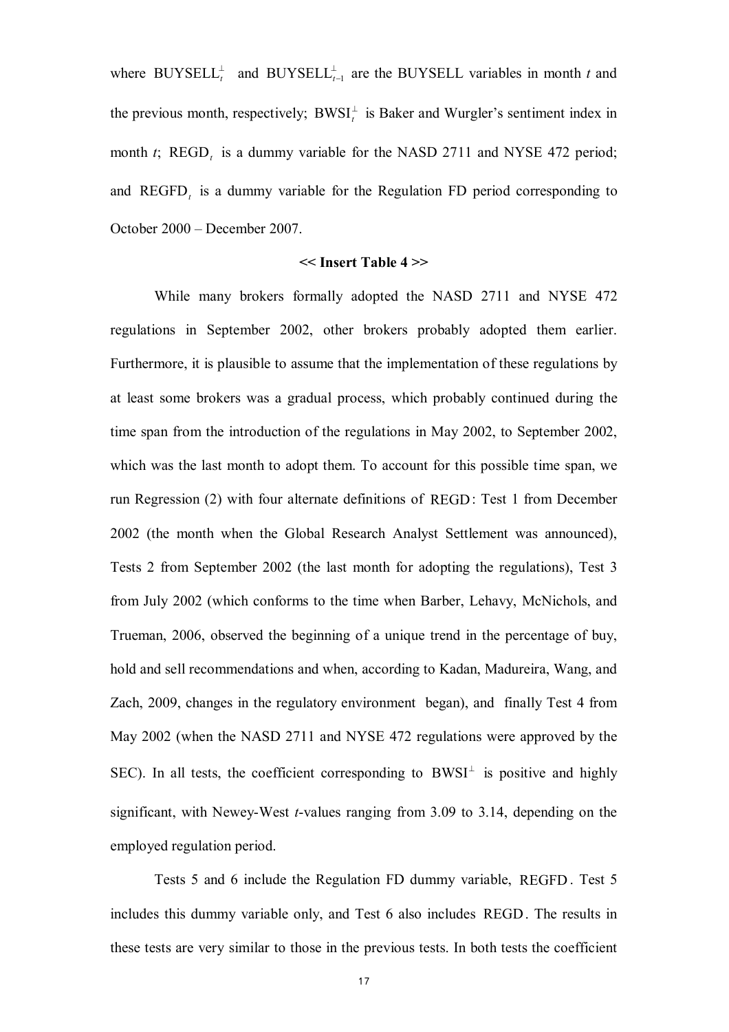where $\text{BUYSELL}_t^{\perp}$ and $\text{BUYSELL}_{t-1}^{\perp}$ are the BUYSELL variables in month *t* and the previous month, respectively; $\text{BWSI}_t^{\perp}$ is Baker and Wurgler's sentiment index in month *t*; $\text{REGD}_t$ is a dummy variable for the NASD 2711 and NYSE 472 period; and $\text{REGFD}_t$ is a dummy variable for the Regulation FD period corresponding to October 2000 – December 2007.

**<< Insert Table 4 >>**

While many brokers formally adopted the NASD 2711 and NYSE 472 regulations in September 2002, other brokers probably adopted them earlier. Furthermore, it is plausible to assume that the implementation of these regulations by at least some brokers was a gradual process, which probably continued during the time span from the introduction of the regulations in May 2002, to September 2002, which was the last month to adopt them. To account for this possible time span, we run Regression (2) with four alternate definitions of $\text{REGD}$: Test 1 from December 2002 (the month when the Global Research Analyst Settlement was announced), Tests 2 from September 2002 (the last month for adopting the regulations), Test 3 from July 2002 (which conforms to the time when Barber, Lehavy, McNichols, and Trueman, 2006, observed the beginning of a unique trend in the percentage of buy, hold and sell recommendations and when, according to Kadan, Madureira, Wang, and Zach, 2009, changes in the regulatory environment began), and finally Test 4 from May 2002 (when the NASD 2711 and NYSE 472 regulations were approved by the SEC). In all tests, the coefficient corresponding to $\text{BWSI}^{\perp}$ is positive and highly significant, with Newey-West *t*-values ranging from 3.09 to 3.14, depending on the employed regulation period.

Tests 5 and 6 include the Regulation FD dummy variable, $\text{REGFD}$. Test 5 includes this dummy variable only, and Test 6 also includes $\text{REGD}$. The results in these tests are very similar to those in the previous tests. In both tests the coefficient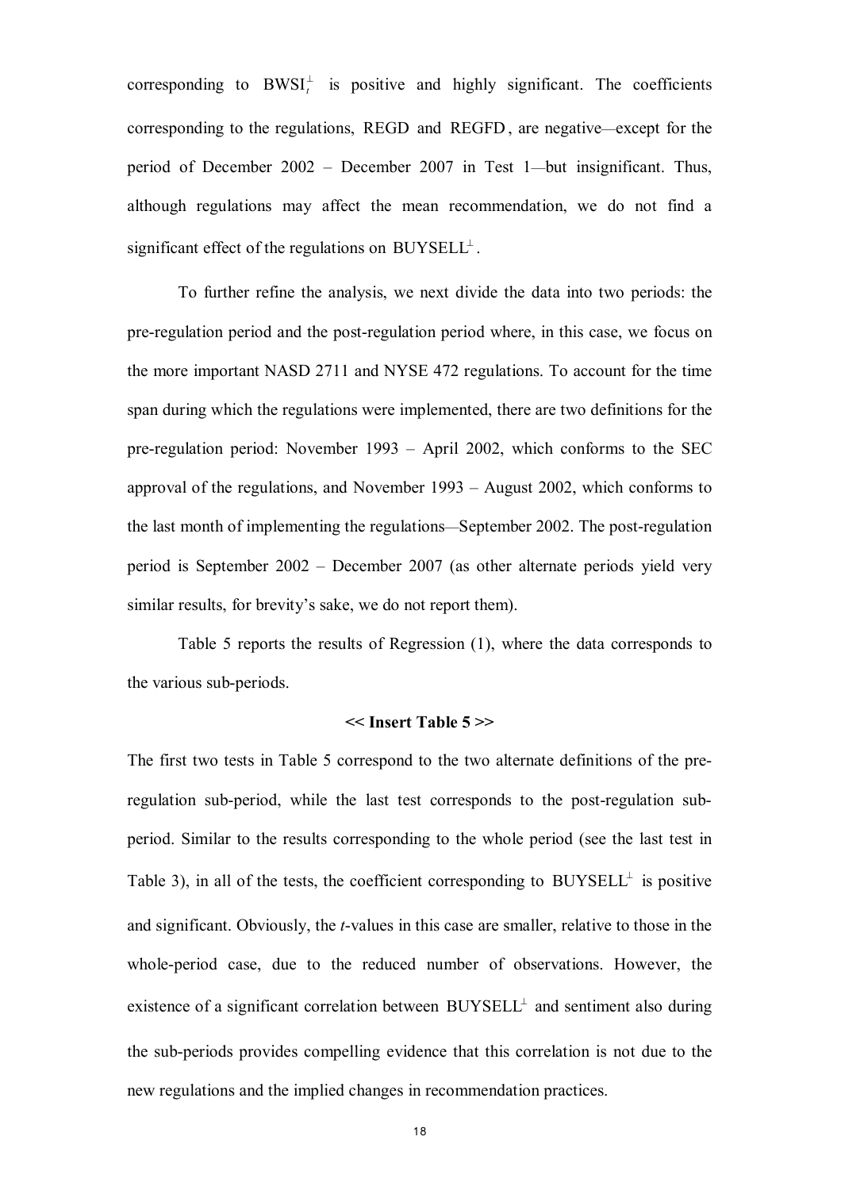corresponding to $\text{BWSI}_t^{\perp}$ is positive and highly significant. The coefficients corresponding to the regulations, REGD and REGFD, are negative—except for the period of December 2002 – December 2007 in Test 1—but insignificant. Thus, although regulations may affect the mean recommendation, we do not find a significant effect of the regulations on $\text{BUYSELL}^{\perp}$.

To further refine the analysis, we next divide the data into two periods: the pre-regulation period and the post-regulation period where, in this case, we focus on the more important NASD 2711 and NYSE 472 regulations. To account for the time span during which the regulations were implemented, there are two definitions for the pre-regulation period: November 1993 – April 2002, which conforms to the SEC approval of the regulations, and November 1993 – August 2002, which conforms to the last month of implementing the regulations—September 2002. The post-regulation period is September 2002 – December 2007 (as other alternate periods yield very similar results, for brevity's sake, we do not report them).

Table 5 reports the results of Regression (1), where the data corresponds to the various sub-periods.

**<< Insert Table 5 >>**

The first two tests in Table 5 correspond to the two alternate definitions of the pre-regulation sub-period, while the last test corresponds to the post-regulation sub-period. Similar to the results corresponding to the whole period (see the last test in Table 3), in all of the tests, the coefficient corresponding to $\text{BUYSELL}^{\perp}$ is positive and significant. Obviously, the *t*-values in this case are smaller, relative to those in the whole-period case, due to the reduced number of observations. However, the existence of a significant correlation between $\text{BUYSELL}^{\perp}$ and sentiment also during the sub-periods provides compelling evidence that this correlation is not due to the new regulations and the implied changes in recommendation practices.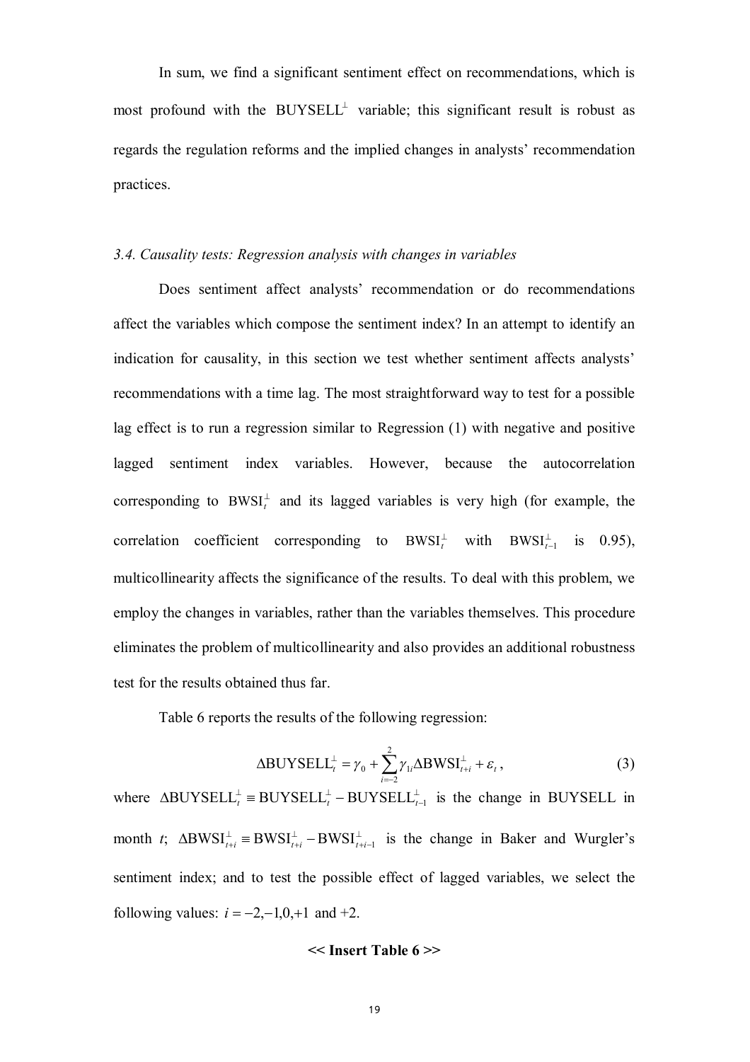In sum, we find a significant sentiment effect on recommendations, which is most profound with the $\text{BUYSELL}^{\perp}$ variable; this significant result is robust as regards the regulation reforms and the implied changes in analysts' recommendation practices.

### *3.4. Causality tests: Regression analysis with changes in variables*

Does sentiment affect analysts' recommendation or do recommendations affect the variables which compose the sentiment index? In an attempt to identify an indication for causality, in this section we test whether sentiment affects analysts' recommendations with a time lag. The most straightforward way to test for a possible lag effect is to run a regression similar to Regression (1) with negative and positive lagged sentiment index variables. However, because the autocorrelation corresponding to $\text{BWSI}_t^{\perp}$ and its lagged variables is very high (for example, the correlation coefficient corresponding to $\text{BWSI}_t^{\perp}$ with $\text{BWSI}_{t-1}^{\perp}$ is 0.95), multicollinearity affects the significance of the results. To deal with this problem, we employ the changes in variables, rather than the variables themselves. This procedure eliminates the problem of multicollinearity and also provides an additional robustness test for the results obtained thus far.

Table 6 reports the results of the following regression:

$$\Delta\text{BUYSELL}_t^{\perp} = \gamma_0 + \sum_{i=-2}^{2} \gamma_{1i} \Delta\text{BWSI}_{t+i}^{\perp} + \varepsilon_t \,, \tag{3}$$

where $\Delta\text{BUYSELL}_t^{\perp} \equiv \text{BUYSELL}_t^{\perp} - \text{BUYSELL}_{t-1}^{\perp}$ is the change in BUYSELL in month *t*; $\Delta\text{BWSI}_{t+i}^{\perp} \equiv \text{BWSI}_{t+i}^{\perp} - \text{BWSI}_{t+i-1}^{\perp}$ is the change in Baker and Wurgler's sentiment index; and to test the possible effect of lagged variables, we select the following values: $i = -2, -1, 0, +1$ and $+2$.

**<< Insert Table 6 >>**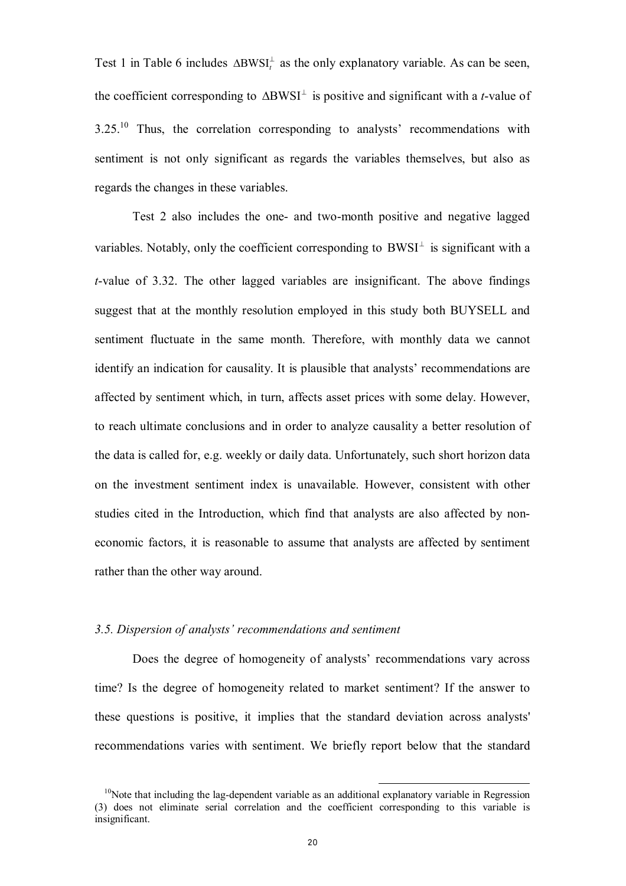Test 1 in Table 6 includes $\Delta \text{BWSI}_t^{\perp}$ as the only explanatory variable. As can be seen, the coefficient corresponding to $\Delta \text{BWSI}^{\perp}$ is positive and significant with a *t*-value of 3.25.[10] Thus, the correlation corresponding to analysts' recommendations with sentiment is not only significant as regards the variables themselves, but also as regards the changes in these variables.

Test 2 also includes the one- and two-month positive and negative lagged variables. Notably, only the coefficient corresponding to $\text{BWSI}^{\perp}$ is significant with a *t*-value of 3.32. The other lagged variables are insignificant. The above findings suggest that at the monthly resolution employed in this study both BUYSELL and sentiment fluctuate in the same month. Therefore, with monthly data we cannot identify an indication for causality. It is plausible that analysts' recommendations are affected by sentiment which, in turn, affects asset prices with some delay. However, to reach ultimate conclusions and in order to analyze causality a better resolution of the data is called for, e.g. weekly or daily data. Unfortunately, such short horizon data on the investment sentiment index is unavailable. However, consistent with other studies cited in the Introduction, which find that analysts are also affected by non-economic factors, it is reasonable to assume that analysts are affected by sentiment rather than the other way around.

### *3.5. Dispersion of analysts' recommendations and sentiment*

Does the degree of homogeneity of analysts' recommendations vary across time? Is the degree of homogeneity related to market sentiment? If the answer to these questions is positive, it implies that the standard deviation across analysts' recommendations varies with sentiment. We briefly report below that the standard

[10] Note that including the lag-dependent variable as an additional explanatory variable in Regression (3) does not eliminate serial correlation and the coefficient corresponding to this variable is insignificant.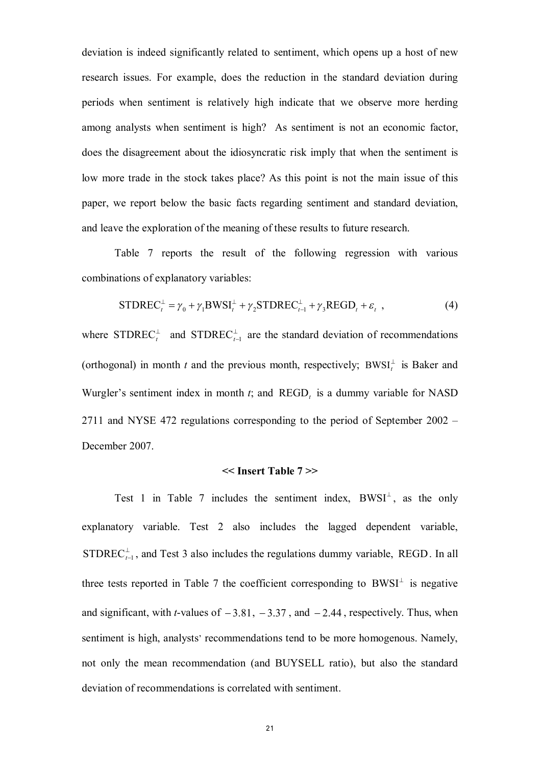deviation is indeed significantly related to sentiment, which opens up a host of new research issues. For example, does the reduction in the standard deviation during periods when sentiment is relatively high indicate that we observe more herding among analysts when sentiment is high? As sentiment is not an economic factor, does the disagreement about the idiosyncratic risk imply that when the sentiment is low more trade in the stock takes place? As this point is not the main issue of this paper, we report below the basic facts regarding sentiment and standard deviation, and leave the exploration of the meaning of these results to future research.

Table 7 reports the result of the following regression with various combinations of explanatory variables:

$$\text{STDREC}_t^{\perp} = \gamma_0 + \gamma_1 \text{BWSI}_t^{\perp} + \gamma_2 \text{STDREC}_{t-1}^{\perp} + \gamma_3 \text{REGD}_t + \varepsilon_t \ , \tag{4}$$

where $\text{STDREC}_t^{\perp}$ and $\text{STDREC}_{t-1}^{\perp}$ are the standard deviation of recommendations (orthogonal) in month *t* and the previous month, respectively; $\text{BWSI}_t^{\perp}$ is Baker and Wurgler's sentiment index in month *t*; and $\text{REGD}_t$ is a dummy variable for NASD 2711 and NYSE 472 regulations corresponding to the period of September 2002 – December 2007.

**<< Insert Table 7 >>**

Test 1 in Table 7 includes the sentiment index, $\text{BWSI}^{\perp}$, as the only explanatory variable. Test 2 also includes the lagged dependent variable, $\text{STDREC}_{t-1}^{\perp}$, and Test 3 also includes the regulations dummy variable, $\text{REGD}$. In all three tests reported in Table 7 the coefficient corresponding to $\text{BWSI}^{\perp}$ is negative and significant, with *t*-values of $-3.81$, $-3.37$, and $-2.44$, respectively. Thus, when sentiment is high, analysts' recommendations tend to be more homogenous. Namely, not only the mean recommendation (and BUYSELL ratio), but also the standard deviation of recommendations is correlated with sentiment.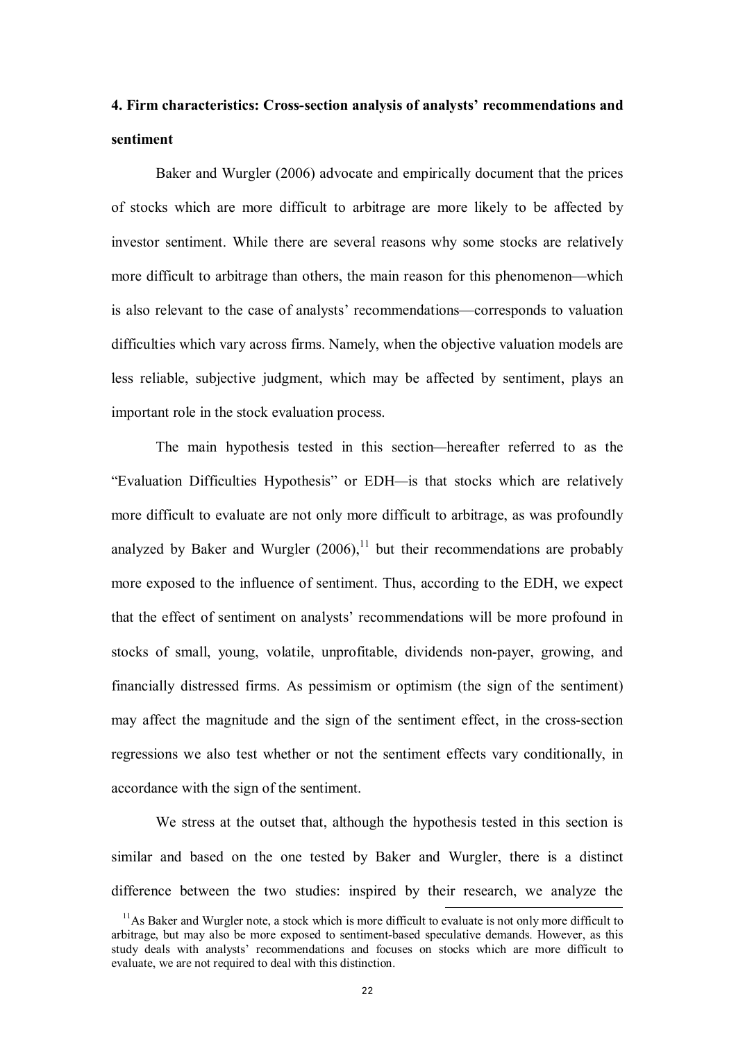## 4. Firm characteristics: Cross-section analysis of analysts' recommendations and sentiment

Baker and Wurgler (2006) advocate and empirically document that the prices of stocks which are more difficult to arbitrage are more likely to be affected by investor sentiment. While there are several reasons why some stocks are relatively more difficult to arbitrage than others, the main reason for this phenomenon—which is also relevant to the case of analysts' recommendations—corresponds to valuation difficulties which vary across firms. Namely, when the objective valuation models are less reliable, subjective judgment, which may be affected by sentiment, plays an important role in the stock evaluation process.

The main hypothesis tested in this section—hereafter referred to as the "Evaluation Difficulties Hypothesis" or EDH—is that stocks which are relatively more difficult to evaluate are not only more difficult to arbitrage, as was profoundly analyzed by Baker and Wurgler (2006),[11] but their recommendations are probably more exposed to the influence of sentiment. Thus, according to the EDH, we expect that the effect of sentiment on analysts' recommendations will be more profound in stocks of small, young, volatile, unprofitable, dividends non-payer, growing, and financially distressed firms. As pessimism or optimism (the sign of the sentiment) may affect the magnitude and the sign of the sentiment effect, in the cross-section regressions we also test whether or not the sentiment effects vary conditionally, in accordance with the sign of the sentiment.

We stress at the outset that, although the hypothesis tested in this section is similar and based on the one tested by Baker and Wurgler, there is a distinct difference between the two studies: inspired by their research, we analyze the

[11] As Baker and Wurgler note, a stock which is more difficult to evaluate is not only more difficult to arbitrage, but may also be more exposed to sentiment-based speculative demands. However, as this study deals with analysts' recommendations and focuses on stocks which are more difficult to evaluate, we are not required to deal with this distinction.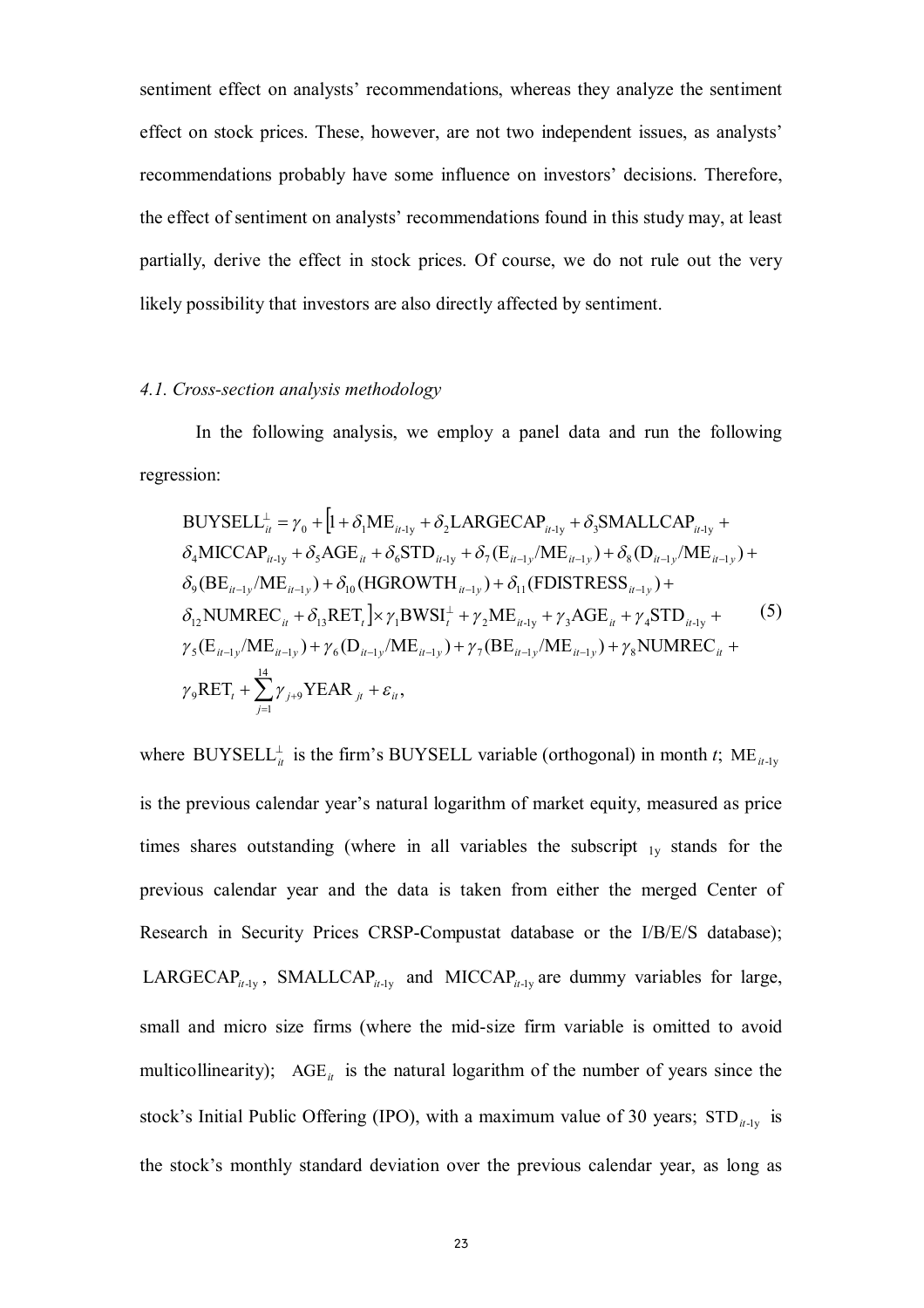sentiment effect on analysts' recommendations, whereas they analyze the sentiment effect on stock prices. These, however, are not two independent issues, as analysts' recommendations probably have some influence on investors' decisions. Therefore, the effect of sentiment on analysts' recommendations found in this study may, at least partially, derive the effect in stock prices. Of course, we do not rule out the very likely possibility that investors are also directly affected by sentiment.

### *4.1. Cross-section analysis methodology*

In the following analysis, we employ a panel data and run the following regression:

$$
\begin{aligned}
\mathrm{BUYSELL}_{it}^{\perp} = {} & \gamma_0 + \big[1 + \delta_1 \mathrm{ME}_{it\text{-1y}} + \delta_2 \mathrm{LARGECAP}_{it\text{-1y}} + \delta_3 \mathrm{SMALLCAP}_{it\text{-1y}} + \\
& \delta_4 \mathrm{MICCAP}_{it\text{-1y}} + \delta_5 \mathrm{AGE}_{it} + \delta_6 \mathrm{STD}_{it\text{-1y}} + \delta_7 (\mathrm{E}_{it-1y}/\mathrm{ME}_{it-1y}) + \delta_8 (\mathrm{D}_{it-1y}/\mathrm{ME}_{it-1y}) + \\
& \delta_9 (\mathrm{BE}_{it-1y}/\mathrm{ME}_{it-1y}) + \delta_{10} (\mathrm{HGROWTH}_{it-1y}) + \delta_{11} (\mathrm{FDISTRESS}_{it-1y}) + \\
& \delta_{12} \mathrm{NUMREC}_{it} + \delta_{13} \mathrm{RET}_t \big] \times \gamma_1 \mathrm{BWSI}_t^{\perp} + \gamma_2 \mathrm{ME}_{it\text{-1y}} + \gamma_3 \mathrm{AGE}_{it} + \gamma_4 \mathrm{STD}_{it\text{-1y}} + \\
& \gamma_5 (\mathrm{E}_{it-1y}/\mathrm{ME}_{it-1y}) + \gamma_6 (\mathrm{D}_{it-1y}/\mathrm{ME}_{it-1y}) + \gamma_7 (\mathrm{BE}_{it-1y}/\mathrm{ME}_{it-1y}) + \gamma_8 \mathrm{NUMREC}_{it} + \\
& \gamma_9 \mathrm{RET}_t + \sum_{j=1}^{14} \gamma_{j+9} \mathrm{YEAR}_{jt} + \varepsilon_{it},
\end{aligned}
\tag{5}
$$

where $\mathrm{BUYSELL}_{it}^{\perp}$ is the firm's BUYSELL variable (orthogonal) in month *t*; $\mathrm{ME}_{it\text{-1y}}$ is the previous calendar year's natural logarithm of market equity, measured as price times shares outstanding (where in all variables the subscript $_{1y}$ stands for the previous calendar year and the data is taken from either the merged Center of Research in Security Prices CRSP-Compustat database or the I/B/E/S database); $\mathrm{LARGECAP}_{it\text{-1y}}$, $\mathrm{SMALLCAP}_{it\text{-1y}}$ and $\mathrm{MICCAP}_{it\text{-1y}}$ are dummy variables for large, small and micro size firms (where the mid-size firm variable is omitted to avoid multicollinearity); $\mathrm{AGE}_{it}$ is the natural logarithm of the number of years since the stock's Initial Public Offering (IPO), with a maximum value of 30 years; $\mathrm{STD}_{it\text{-1y}}$ is the stock's monthly standard deviation over the previous calendar year, as long as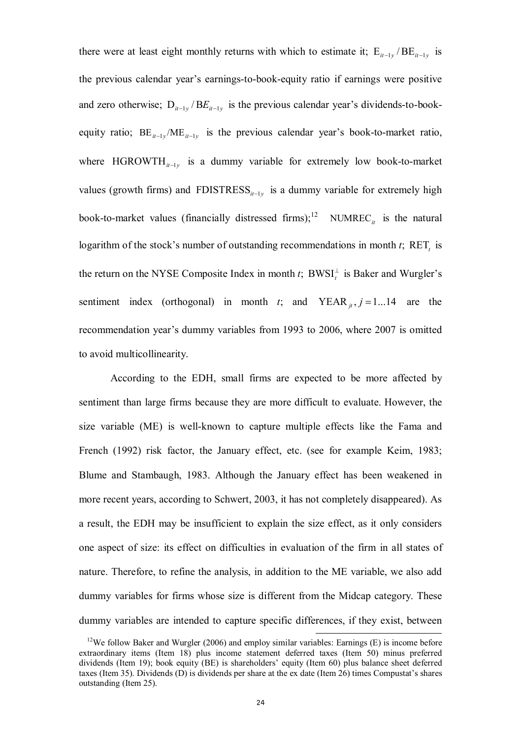there were at least eight monthly returns with which to estimate it; $\mathrm{E}_{it-1y} / \mathrm{BE}_{it-1y}$ is the previous calendar year's earnings-to-book-equity ratio if earnings were positive and zero otherwise; $\mathrm{D}_{it-1y} / \mathrm{B}E_{it-1y}$ is the previous calendar year's dividends-to-book-equity ratio; $\mathrm{BE}_{it-1y}/\mathrm{ME}_{it-1y}$ is the previous calendar year's book-to-market ratio, where $\mathrm{HGROWTH}_{it-1y}$ is a dummy variable for extremely low book-to-market values (growth firms) and $\mathrm{FDISTRESS}_{it-1y}$ is a dummy variable for extremely high book-to-market values (financially distressed firms);[12] $\mathrm{NUMREC}_{it}$ is the natural logarithm of the stock's number of outstanding recommendations in month *t*; $\mathrm{RET}_t$ is the return on the NYSE Composite Index in month *t*; $\mathrm{BWSI}_t^{\perp}$ is Baker and Wurgler's sentiment index (orthogonal) in month *t*; and $\mathrm{YEAR}_{jt}, j = 1...14$ are the recommendation year's dummy variables from 1993 to 2006, where 2007 is omitted to avoid multicollinearity.

According to the EDH, small firms are expected to be more affected by sentiment than large firms because they are more difficult to evaluate. However, the size variable (ME) is well-known to capture multiple effects like the Fama and French (1992) risk factor, the January effect, etc. (see for example Keim, 1983; Blume and Stambaugh, 1983. Although the January effect has been weakened in more recent years, according to Schwert, 2003, it has not completely disappeared). As a result, the EDH may be insufficient to explain the size effect, as it only considers one aspect of size: its effect on difficulties in evaluation of the firm in all states of nature. Therefore, to refine the analysis, in addition to the ME variable, we also add dummy variables for firms whose size is different from the Midcap category. These dummy variables are intended to capture specific differences, if they exist, between

[12] We follow Baker and Wurgler (2006) and employ similar variables: Earnings (E) is income before extraordinary items (Item 18) plus income statement deferred taxes (Item 50) minus preferred dividends (Item 19); book equity (BE) is shareholders' equity (Item 60) plus balance sheet deferred taxes (Item 35). Dividends (D) is dividends per share at the ex date (Item 26) times Compustat's shares outstanding (Item 25).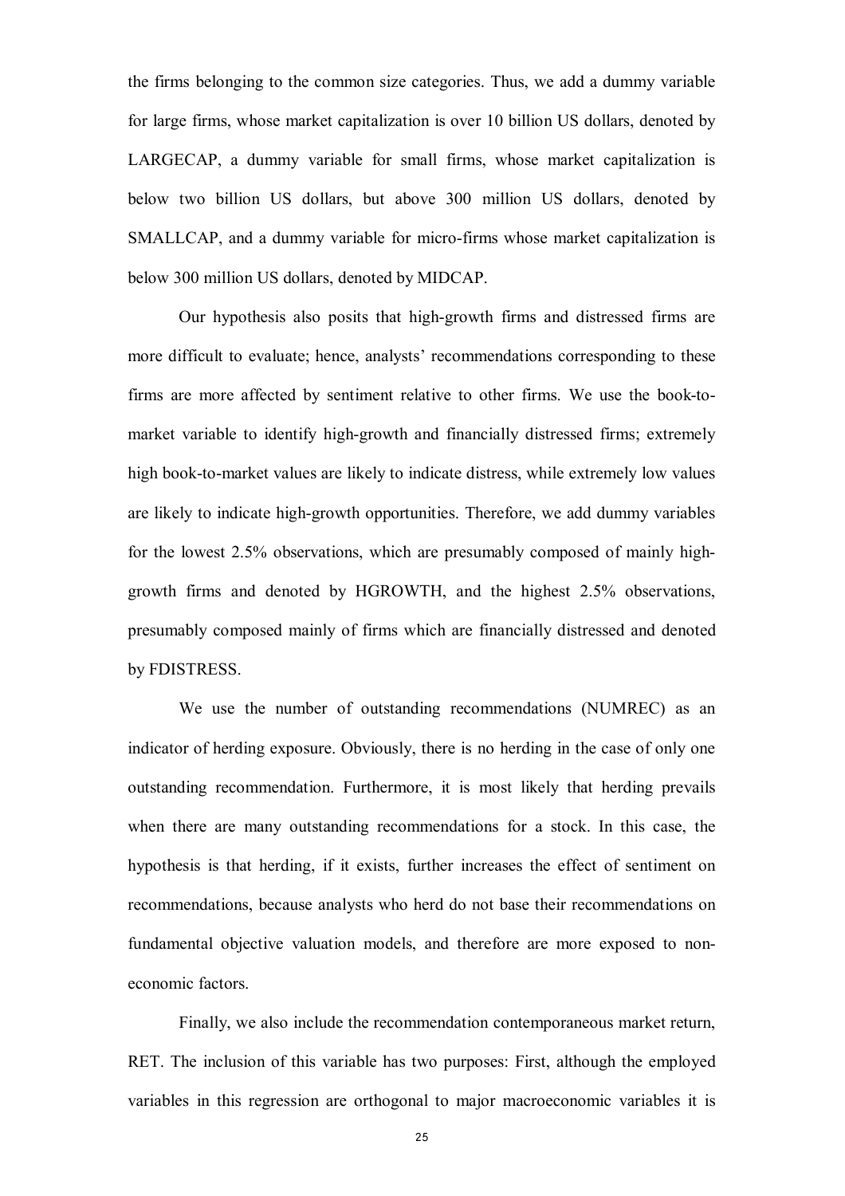the firms belonging to the common size categories. Thus, we add a dummy variable for large firms, whose market capitalization is over 10 billion US dollars, denoted by LARGECAP, a dummy variable for small firms, whose market capitalization is below two billion US dollars, but above 300 million US dollars, denoted by SMALLCAP, and a dummy variable for micro-firms whose market capitalization is below 300 million US dollars, denoted by MIDCAP.

Our hypothesis also posits that high-growth firms and distressed firms are more difficult to evaluate; hence, analysts' recommendations corresponding to these firms are more affected by sentiment relative to other firms. We use the book-to-market variable to identify high-growth and financially distressed firms; extremely high book-to-market values are likely to indicate distress, while extremely low values are likely to indicate high-growth opportunities. Therefore, we add dummy variables for the lowest 2.5% observations, which are presumably composed of mainly high-growth firms and denoted by HGROWTH, and the highest 2.5% observations, presumably composed mainly of firms which are financially distressed and denoted by FDISTRESS.

We use the number of outstanding recommendations (NUMREC) as an indicator of herding exposure. Obviously, there is no herding in the case of only one outstanding recommendation. Furthermore, it is most likely that herding prevails when there are many outstanding recommendations for a stock. In this case, the hypothesis is that herding, if it exists, further increases the effect of sentiment on recommendations, because analysts who herd do not base their recommendations on fundamental objective valuation models, and therefore are more exposed to non-economic factors.

Finally, we also include the recommendation contemporaneous market return, RET. The inclusion of this variable has two purposes: First, although the employed variables in this regression are orthogonal to major macroeconomic variables it is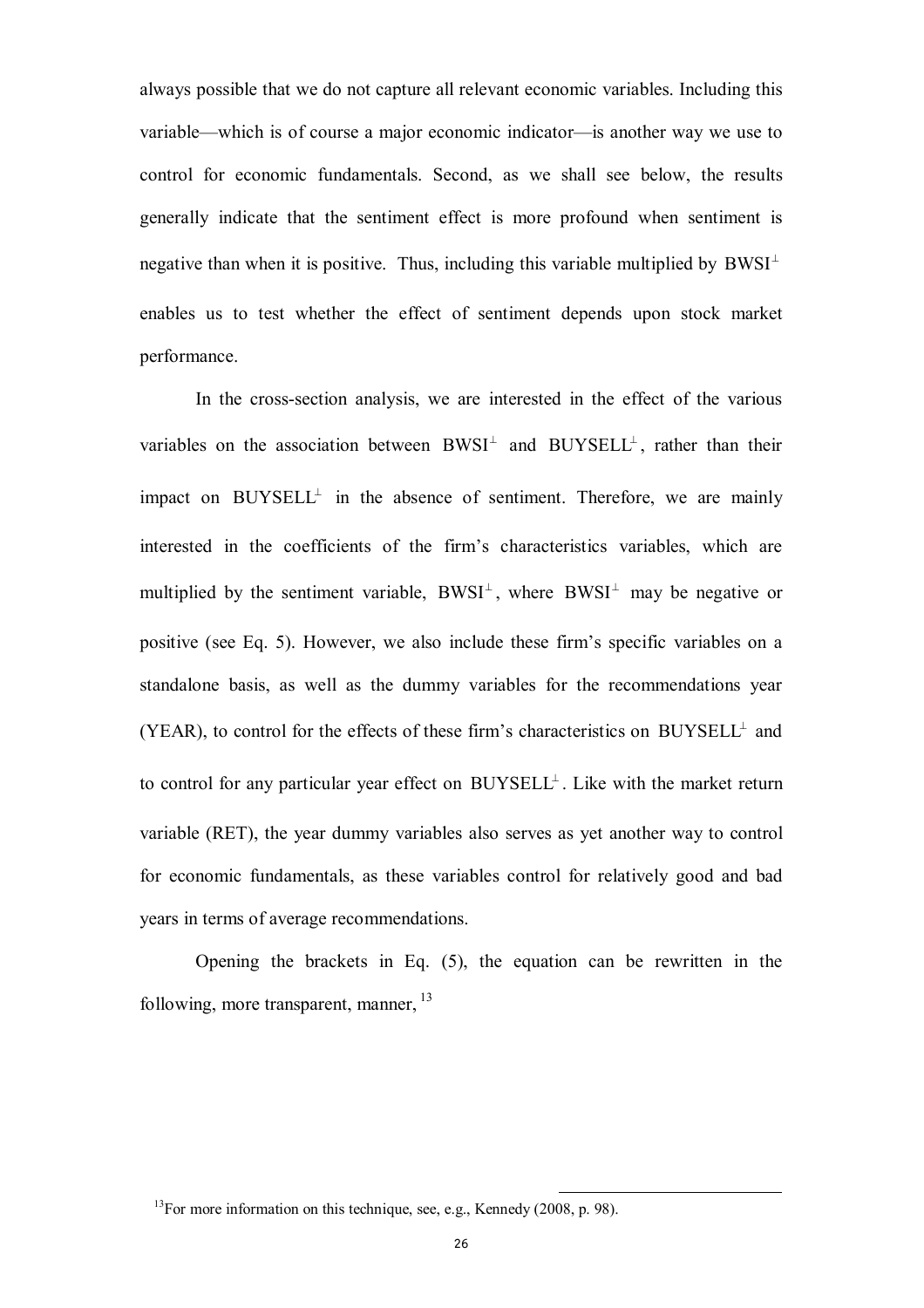always possible that we do not capture all relevant economic variables. Including this variable—which is of course a major economic indicator—is another way we use to control for economic fundamentals. Second, as we shall see below, the results generally indicate that the sentiment effect is more profound when sentiment is negative than when it is positive. Thus, including this variable multiplied by $BWSI^{\perp}$ enables us to test whether the effect of sentiment depends upon stock market performance.

In the cross-section analysis, we are interested in the effect of the various variables on the association between $BWSI^{\perp}$ and $BUYSELL^{\perp}$, rather than their impact on $BUYSELL^{\perp}$ in the absence of sentiment. Therefore, we are mainly interested in the coefficients of the firm's characteristics variables, which are multiplied by the sentiment variable, $BWSI^{\perp}$, where $BWSI^{\perp}$ may be negative or positive (see Eq. 5). However, we also include these firm's specific variables on a standalone basis, as well as the dummy variables for the recommendations year (YEAR), to control for the effects of these firm's characteristics on $BUYSELL^{\perp}$ and to control for any particular year effect on $BUYSELL^{\perp}$. Like with the market return variable (RET), the year dummy variables also serves as yet another way to control for economic fundamentals, as these variables control for relatively good and bad years in terms of average recommendations.

Opening the brackets in Eq. (5), the equation can be rewritten in the following, more transparent, manner, [13]

---

[13] For more information on this technique, see, e.g., Kennedy (2008, p. 98).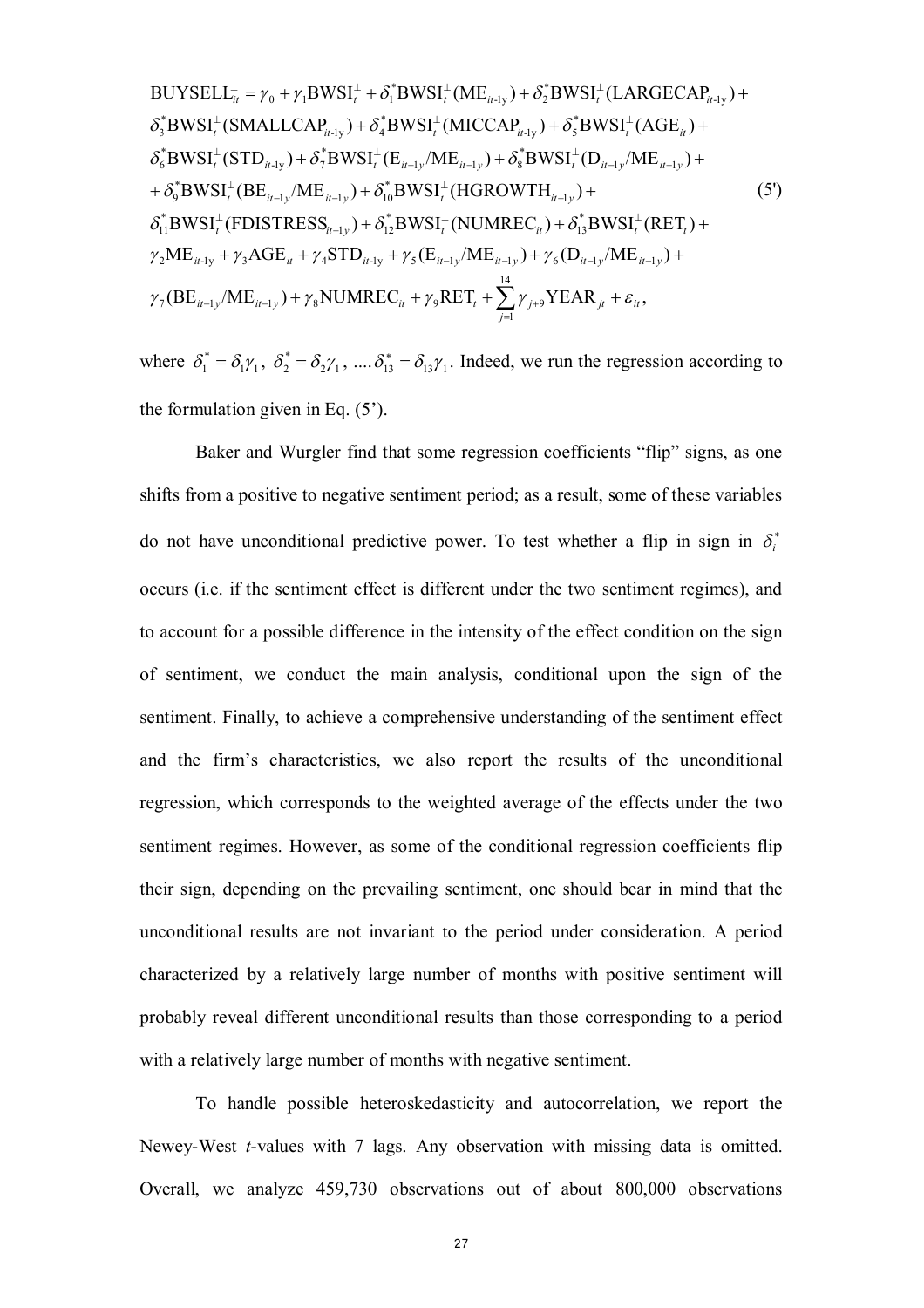$$
\begin{aligned}
\text{BUYSELL}_{it}^{\perp} &= \gamma_0 + \gamma_1 \text{BWSI}_t^{\perp} + \delta_1^* \text{BWSI}_t^{\perp}(\text{ME}_{it\text{-1y}}) + \delta_2^* \text{BWSI}_t^{\perp}(\text{LARGECAP}_{it\text{-1y}}) + \\
&\delta_3^* \text{BWSI}_t^{\perp}(\text{SMALLCAP}_{it\text{-1y}}) + \delta_4^* \text{BWSI}_t^{\perp}(\text{MICCAP}_{it\text{-1y}}) + \delta_5^* \text{BWSI}_t^{\perp}(\text{AGE}_{it}) + \\
&\delta_6^* \text{BWSI}_t^{\perp}(\text{STD}_{it\text{-1y}}) + \delta_7^* \text{BWSI}_t^{\perp}(\text{E}_{it-1y}/\text{ME}_{it-1y}) + \delta_8^* \text{BWSI}_t^{\perp}(\text{D}_{it-1y}/\text{ME}_{it-1y}) + \\
&+ \delta_9^* \text{BWSI}_t^{\perp}(\text{BE}_{it-1y}/\text{ME}_{it-1y}) + \delta_{10}^* \text{BWSI}_t^{\perp}(\text{HGROWTH}_{it-1y}) + \\
&\delta_{11}^* \text{BWSI}_t^{\perp}(\text{FDISTRESS}_{it-1y}) + \delta_{12}^* \text{BWSI}_t^{\perp}(\text{NUMREC}_{it}) + \delta_{13}^* \text{BWSI}_t^{\perp}(\text{RET}_t) + \\
&\gamma_2 \text{ME}_{it\text{-1y}} + \gamma_3 \text{AGE}_{it} + \gamma_4 \text{STD}_{it\text{-1y}} + \gamma_5 (\text{E}_{it-1y}/\text{ME}_{it-1y}) + \gamma_6 (\text{D}_{it-1y}/\text{ME}_{it-1y}) + \\
&\gamma_7 (\text{BE}_{it-1y}/\text{ME}_{it-1y}) + \gamma_8 \text{NUMREC}_{it} + \gamma_9 \text{RET}_t + \sum_{j=1}^{14} \gamma_{j+9} \text{YEAR}_{jt} + \varepsilon_{it},
\end{aligned}
\tag{5'}
$$

where $\delta_1^* = \delta_1 \gamma_1$, $\delta_2^* = \delta_2 \gamma_1$, .... $\delta_{13}^* = \delta_{13} \gamma_1$. Indeed, we run the regression according to the formulation given in Eq. (5').

Baker and Wurgler find that some regression coefficients "flip" signs, as one shifts from a positive to negative sentiment period; as a result, some of these variables do not have unconditional predictive power. To test whether a flip in sign in $\delta_i^*$ occurs (i.e. if the sentiment effect is different under the two sentiment regimes), and to account for a possible difference in the intensity of the effect condition on the sign of sentiment, we conduct the main analysis, conditional upon the sign of the sentiment. Finally, to achieve a comprehensive understanding of the sentiment effect and the firm's characteristics, we also report the results of the unconditional regression, which corresponds to the weighted average of the effects under the two sentiment regimes. However, as some of the conditional regression coefficients flip their sign, depending on the prevailing sentiment, one should bear in mind that the unconditional results are not invariant to the period under consideration. A period characterized by a relatively large number of months with positive sentiment will probably reveal different unconditional results than those corresponding to a period with a relatively large number of months with negative sentiment.

To handle possible heteroskedasticity and autocorrelation, we report the Newey-West *t*-values with 7 lags. Any observation with missing data is omitted. Overall, we analyze 459,730 observations out of about 800,000 observations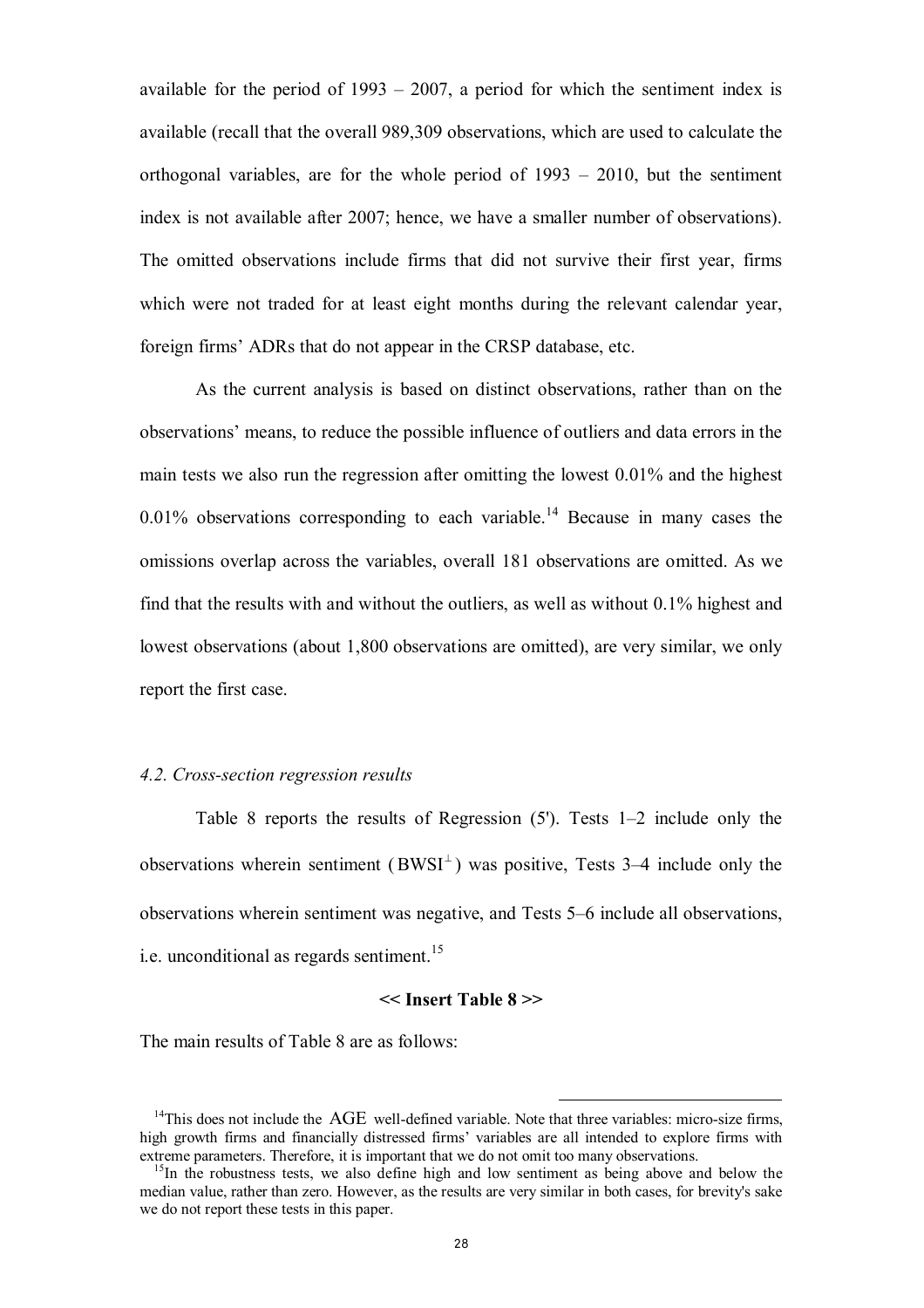available for the period of 1993 – 2007, a period for which the sentiment index is available (recall that the overall 989,309 observations, which are used to calculate the orthogonal variables, are for the whole period of 1993 – 2010, but the sentiment index is not available after 2007; hence, we have a smaller number of observations). The omitted observations include firms that did not survive their first year, firms which were not traded for at least eight months during the relevant calendar year, foreign firms' ADRs that do not appear in the CRSP database, etc.

As the current analysis is based on distinct observations, rather than on the observations' means, to reduce the possible influence of outliers and data errors in the main tests we also run the regression after omitting the lowest 0.01% and the highest 0.01% observations corresponding to each variable.[14] Because in many cases the omissions overlap across the variables, overall 181 observations are omitted. As we find that the results with and without the outliers, as well as without 0.1% highest and lowest observations (about 1,800 observations are omitted), are very similar, we only report the first case.

### *4.2. Cross-section regression results*

Table 8 reports the results of Regression (5'). Tests 1–2 include only the observations wherein sentiment ($BWSI^{\perp}$) was positive, Tests 3–4 include only the observations wherein sentiment was negative, and Tests 5–6 include all observations, i.e. unconditional as regards sentiment.[15]

**<< Insert Table 8 >>**

The main results of Table 8 are as follows:

---

[14] This does not include the AGE well-defined variable. Note that three variables: micro-size firms, high growth firms and financially distressed firms' variables are all intended to explore firms with extreme parameters. Therefore, it is important that we do not omit too many observations.

[15] In the robustness tests, we also define high and low sentiment as being above and below the median value, rather than zero. However, as the results are very similar in both cases, for brevity's sake we do not report these tests in this paper.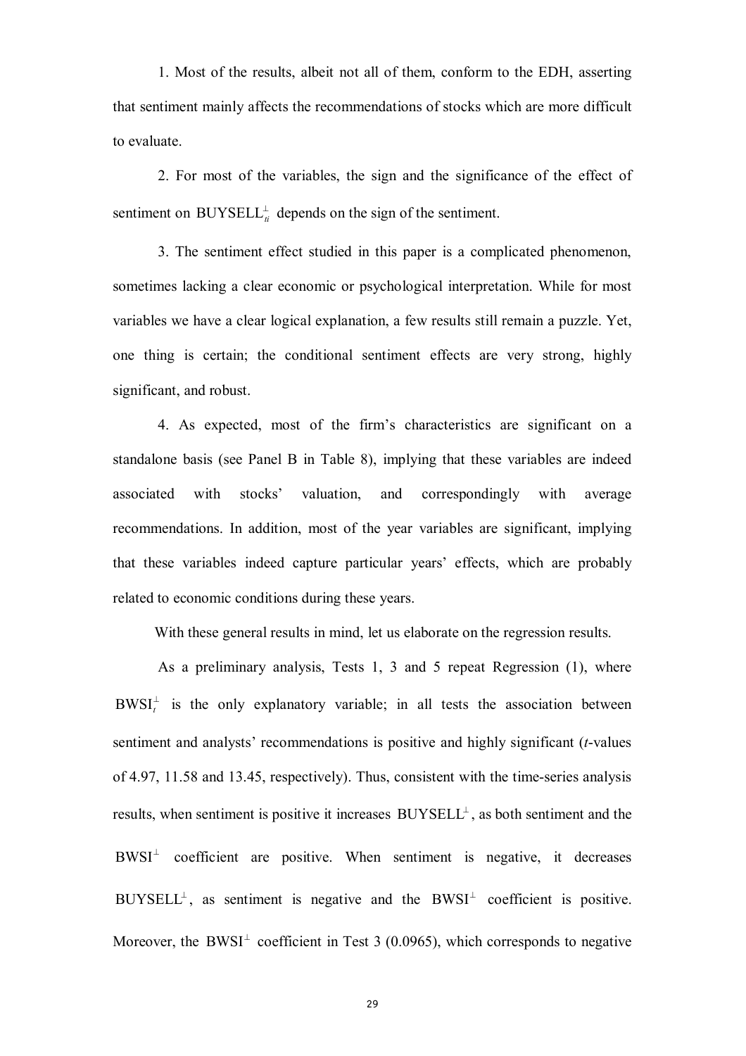1. Most of the results, albeit not all of them, conform to the EDH, asserting that sentiment mainly affects the recommendations of stocks which are more difficult to evaluate.

2. For most of the variables, the sign and the significance of the effect of sentiment on $\text{BUYSELL}_{ti}^{\perp}$ depends on the sign of the sentiment.

3. The sentiment effect studied in this paper is a complicated phenomenon, sometimes lacking a clear economic or psychological interpretation. While for most variables we have a clear logical explanation, a few results still remain a puzzle. Yet, one thing is certain; the conditional sentiment effects are very strong, highly significant, and robust.

4. As expected, most of the firm's characteristics are significant on a standalone basis (see Panel B in Table 8), implying that these variables are indeed associated with stocks' valuation, and correspondingly with average recommendations. In addition, most of the year variables are significant, implying that these variables indeed capture particular years' effects, which are probably related to economic conditions during these years.

With these general results in mind, let us elaborate on the regression results.

As a preliminary analysis, Tests 1, 3 and 5 repeat Regression (1), where $\text{BWSI}_{t}^{\perp}$ is the only explanatory variable; in all tests the association between sentiment and analysts' recommendations is positive and highly significant (*t*-values of 4.97, 11.58 and 13.45, respectively). Thus, consistent with the time-series analysis results, when sentiment is positive it increases $\text{BUYSELL}^{\perp}$, as both sentiment and the $\text{BWSI}^{\perp}$ coefficient are positive. When sentiment is negative, it decreases $\text{BUYSELL}^{\perp}$, as sentiment is negative and the $\text{BWSI}^{\perp}$ coefficient is positive. Moreover, the $\text{BWSI}^{\perp}$ coefficient in Test 3 (0.0965), which corresponds to negative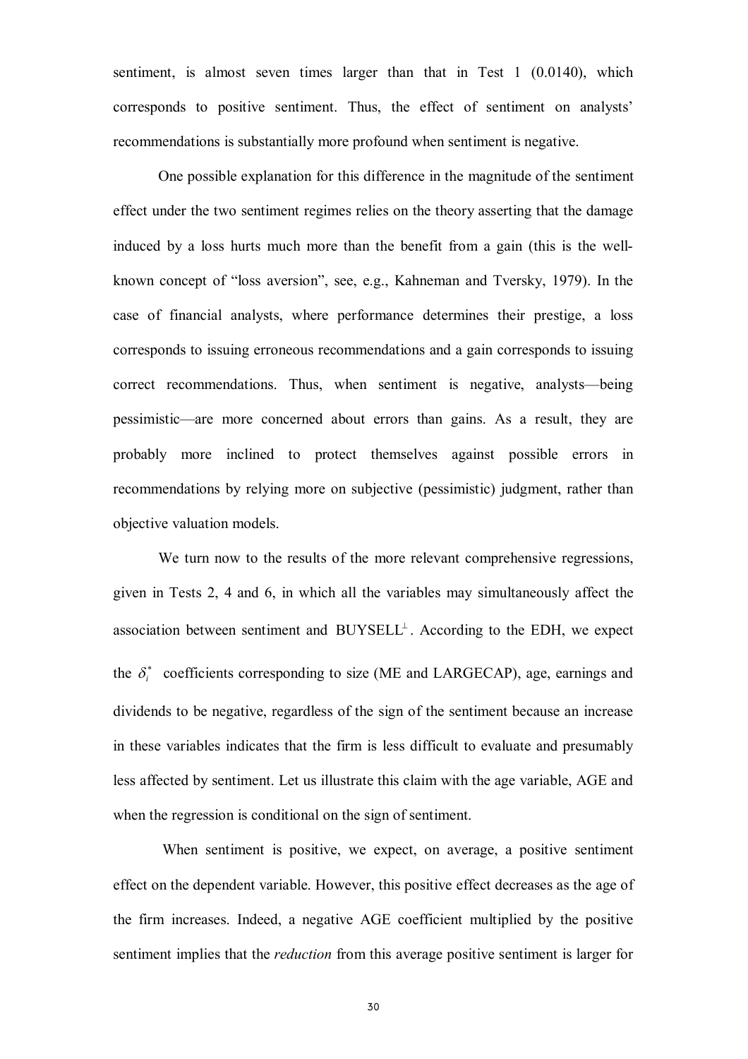sentiment, is almost seven times larger than that in Test 1 (0.0140), which corresponds to positive sentiment. Thus, the effect of sentiment on analysts' recommendations is substantially more profound when sentiment is negative.

One possible explanation for this difference in the magnitude of the sentiment effect under the two sentiment regimes relies on the theory asserting that the damage induced by a loss hurts much more than the benefit from a gain (this is the well-known concept of "loss aversion", see, e.g., Kahneman and Tversky, 1979). In the case of financial analysts, where performance determines their prestige, a loss corresponds to issuing erroneous recommendations and a gain corresponds to issuing correct recommendations. Thus, when sentiment is negative, analysts—being pessimistic—are more concerned about errors than gains. As a result, they are probably more inclined to protect themselves against possible errors in recommendations by relying more on subjective (pessimistic) judgment, rather than objective valuation models.

We turn now to the results of the more relevant comprehensive regressions, given in Tests 2, 4 and 6, in which all the variables may simultaneously affect the association between sentiment and $\text{BUYSELL}^{\perp}$. According to the EDH, we expect the $\delta_i^*$ coefficients corresponding to size (ME and LARGECAP), age, earnings and dividends to be negative, regardless of the sign of the sentiment because an increase in these variables indicates that the firm is less difficult to evaluate and presumably less affected by sentiment. Let us illustrate this claim with the age variable, AGE and when the regression is conditional on the sign of sentiment.

When sentiment is positive, we expect, on average, a positive sentiment effect on the dependent variable. However, this positive effect decreases as the age of the firm increases. Indeed, a negative AGE coefficient multiplied by the positive sentiment implies that the *reduction* from this average positive sentiment is larger for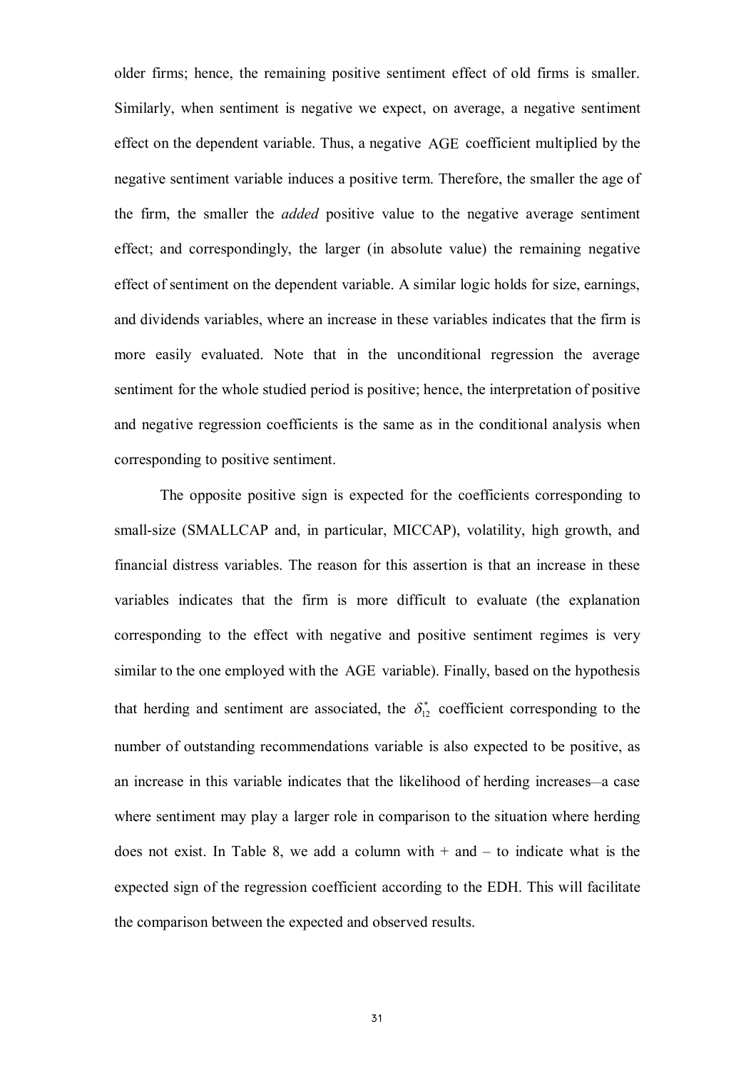older firms; hence, the remaining positive sentiment effect of old firms is smaller. Similarly, when sentiment is negative we expect, on average, a negative sentiment effect on the dependent variable. Thus, a negative AGE coefficient multiplied by the negative sentiment variable induces a positive term. Therefore, the smaller the age of the firm, the smaller the *added* positive value to the negative average sentiment effect; and correspondingly, the larger (in absolute value) the remaining negative effect of sentiment on the dependent variable. A similar logic holds for size, earnings, and dividends variables, where an increase in these variables indicates that the firm is more easily evaluated. Note that in the unconditional regression the average sentiment for the whole studied period is positive; hence, the interpretation of positive and negative regression coefficients is the same as in the conditional analysis when corresponding to positive sentiment.

The opposite positive sign is expected for the coefficients corresponding to small-size (SMALLCAP and, in particular, MICCAP), volatility, high growth, and financial distress variables. The reason for this assertion is that an increase in these variables indicates that the firm is more difficult to evaluate (the explanation corresponding to the effect with negative and positive sentiment regimes is very similar to the one employed with the AGE variable). Finally, based on the hypothesis that herding and sentiment are associated, the $\delta_{12}^{*}$ coefficient corresponding to the number of outstanding recommendations variable is also expected to be positive, as an increase in this variable indicates that the likelihood of herding increases—a case where sentiment may play a larger role in comparison to the situation where herding does not exist. In Table 8, we add a column with + and – to indicate what is the expected sign of the regression coefficient according to the EDH. This will facilitate the comparison between the expected and observed results.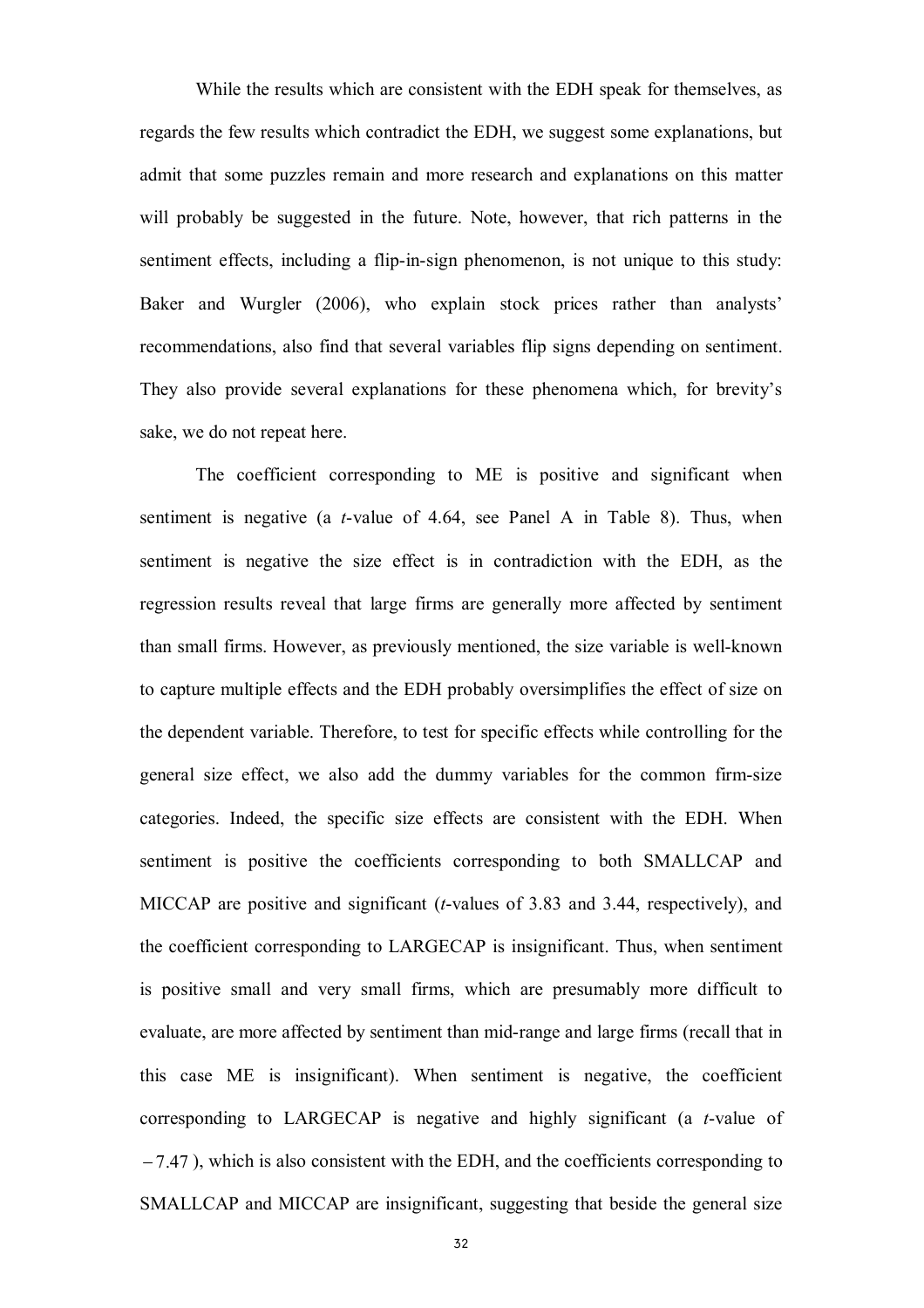While the results which are consistent with the EDH speak for themselves, as regards the few results which contradict the EDH, we suggest some explanations, but admit that some puzzles remain and more research and explanations on this matter will probably be suggested in the future. Note, however, that rich patterns in the sentiment effects, including a flip-in-sign phenomenon, is not unique to this study: Baker and Wurgler (2006), who explain stock prices rather than analysts' recommendations, also find that several variables flip signs depending on sentiment. They also provide several explanations for these phenomena which, for brevity's sake, we do not repeat here.

The coefficient corresponding to ME is positive and significant when sentiment is negative (a *t*-value of 4.64, see Panel A in Table 8). Thus, when sentiment is negative the size effect is in contradiction with the EDH, as the regression results reveal that large firms are generally more affected by sentiment than small firms. However, as previously mentioned, the size variable is well-known to capture multiple effects and the EDH probably oversimplifies the effect of size on the dependent variable. Therefore, to test for specific effects while controlling for the general size effect, we also add the dummy variables for the common firm-size categories. Indeed, the specific size effects are consistent with the EDH. When sentiment is positive the coefficients corresponding to both SMALLCAP and MICCAP are positive and significant (*t*-values of 3.83 and 3.44, respectively), and the coefficient corresponding to LARGECAP is insignificant. Thus, when sentiment is positive small and very small firms, which are presumably more difficult to evaluate, are more affected by sentiment than mid-range and large firms (recall that in this case ME is insignificant). When sentiment is negative, the coefficient corresponding to LARGECAP is negative and highly significant (a *t*-value of $-7.47$), which is also consistent with the EDH, and the coefficients corresponding to SMALLCAP and MICCAP are insignificant, suggesting that beside the general size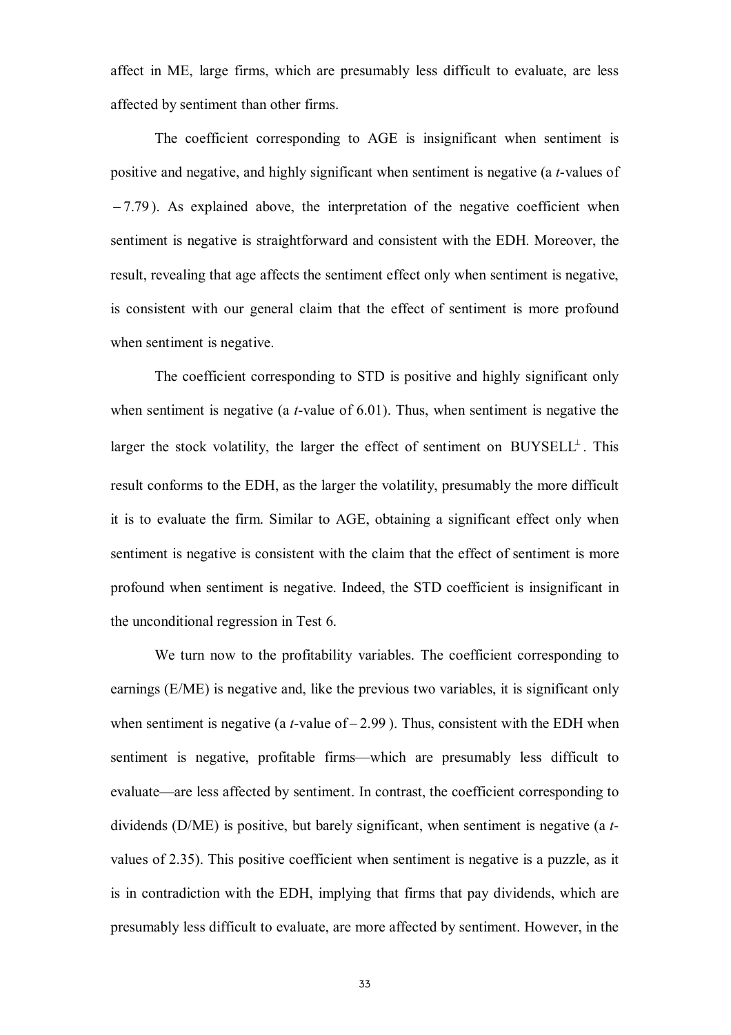affect in ME, large firms, which are presumably less difficult to evaluate, are less affected by sentiment than other firms.

The coefficient corresponding to AGE is insignificant when sentiment is positive and negative, and highly significant when sentiment is negative (a *t*-values of $-7.79$). As explained above, the interpretation of the negative coefficient when sentiment is negative is straightforward and consistent with the EDH. Moreover, the result, revealing that age affects the sentiment effect only when sentiment is negative, is consistent with our general claim that the effect of sentiment is more profound when sentiment is negative.

The coefficient corresponding to STD is positive and highly significant only when sentiment is negative (a *t*-value of 6.01). Thus, when sentiment is negative the larger the stock volatility, the larger the effect of sentiment on $\text{BUYSELL}^{\perp}$. This result conforms to the EDH, as the larger the volatility, presumably the more difficult it is to evaluate the firm. Similar to AGE, obtaining a significant effect only when sentiment is negative is consistent with the claim that the effect of sentiment is more profound when sentiment is negative. Indeed, the STD coefficient is insignificant in the unconditional regression in Test 6.

We turn now to the profitability variables. The coefficient corresponding to earnings (E/ME) is negative and, like the previous two variables, it is significant only when sentiment is negative (a *t*-value of $-2.99$). Thus, consistent with the EDH when sentiment is negative, profitable firms—which are presumably less difficult to evaluate—are less affected by sentiment. In contrast, the coefficient corresponding to dividends (D/ME) is positive, but barely significant, when sentiment is negative (a *t*-values of 2.35). This positive coefficient when sentiment is negative is a puzzle, as it is in contradiction with the EDH, implying that firms that pay dividends, which are presumably less difficult to evaluate, are more affected by sentiment. However, in the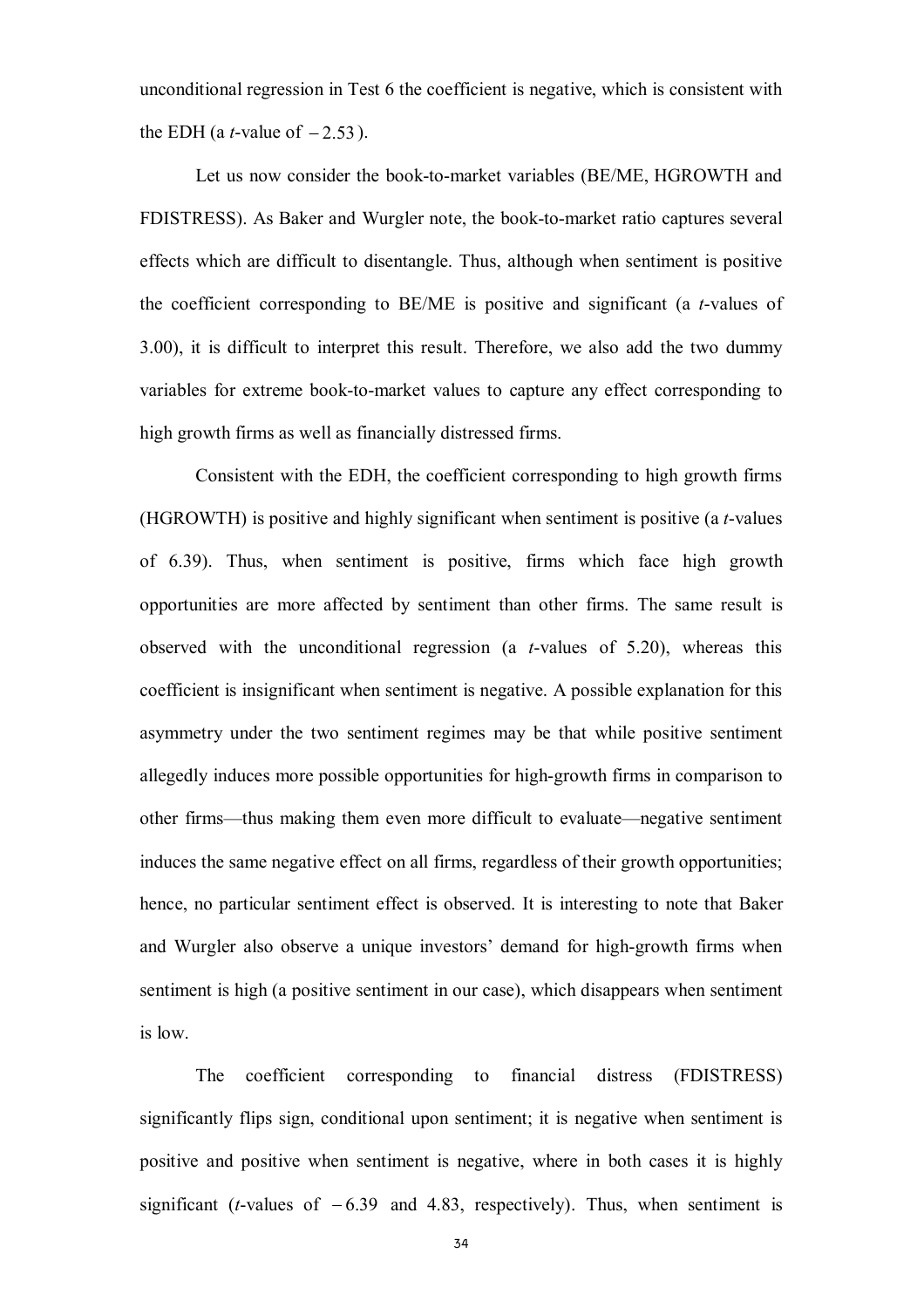unconditional regression in Test 6 the coefficient is negative, which is consistent with the EDH (a *t*-value of $-2.53$).

Let us now consider the book-to-market variables (BE/ME, HGROWTH and FDISTRESS). As Baker and Wurgler note, the book-to-market ratio captures several effects which are difficult to disentangle. Thus, although when sentiment is positive the coefficient corresponding to BE/ME is positive and significant (a *t*-values of 3.00), it is difficult to interpret this result. Therefore, we also add the two dummy variables for extreme book-to-market values to capture any effect corresponding to high growth firms as well as financially distressed firms.

Consistent with the EDH, the coefficient corresponding to high growth firms (HGROWTH) is positive and highly significant when sentiment is positive (a *t*-values of 6.39). Thus, when sentiment is positive, firms which face high growth opportunities are more affected by sentiment than other firms. The same result is observed with the unconditional regression (a *t*-values of 5.20), whereas this coefficient is insignificant when sentiment is negative. A possible explanation for this asymmetry under the two sentiment regimes may be that while positive sentiment allegedly induces more possible opportunities for high-growth firms in comparison to other firms—thus making them even more difficult to evaluate—negative sentiment induces the same negative effect on all firms, regardless of their growth opportunities; hence, no particular sentiment effect is observed. It is interesting to note that Baker and Wurgler also observe a unique investors' demand for high-growth firms when sentiment is high (a positive sentiment in our case), which disappears when sentiment is low.

The coefficient corresponding to financial distress (FDISTRESS) significantly flips sign, conditional upon sentiment; it is negative when sentiment is positive and positive when sentiment is negative, where in both cases it is highly significant (*t*-values of $-6.39$ and 4.83, respectively). Thus, when sentiment is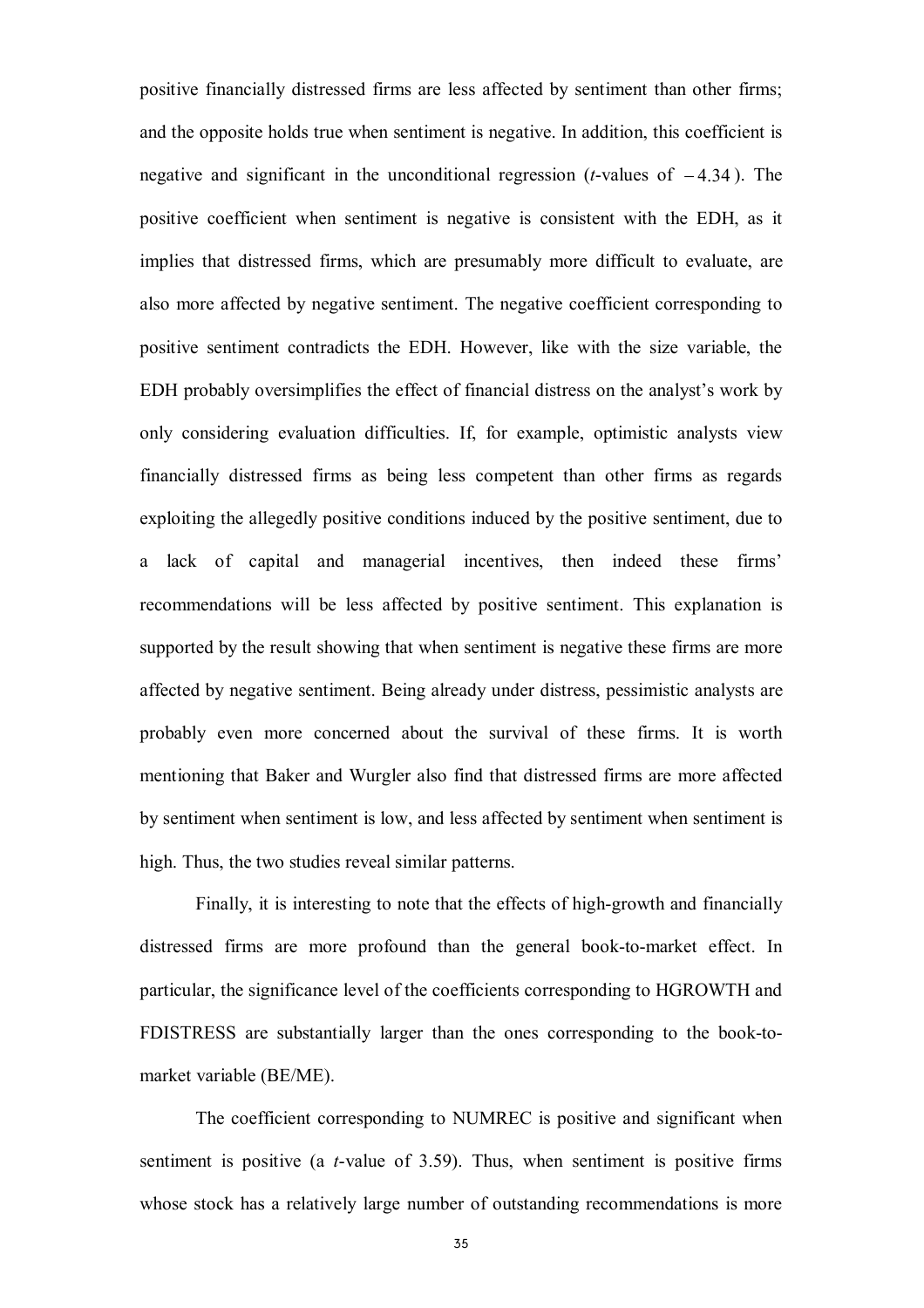positive financially distressed firms are less affected by sentiment than other firms; and the opposite holds true when sentiment is negative. In addition, this coefficient is negative and significant in the unconditional regression (*t*-values of $-4.34$). The positive coefficient when sentiment is negative is consistent with the EDH, as it implies that distressed firms, which are presumably more difficult to evaluate, are also more affected by negative sentiment. The negative coefficient corresponding to positive sentiment contradicts the EDH. However, like with the size variable, the EDH probably oversimplifies the effect of financial distress on the analyst's work by only considering evaluation difficulties. If, for example, optimistic analysts view financially distressed firms as being less competent than other firms as regards exploiting the allegedly positive conditions induced by the positive sentiment, due to a lack of capital and managerial incentives, then indeed these firms' recommendations will be less affected by positive sentiment. This explanation is supported by the result showing that when sentiment is negative these firms are more affected by negative sentiment. Being already under distress, pessimistic analysts are probably even more concerned about the survival of these firms. It is worth mentioning that Baker and Wurgler also find that distressed firms are more affected by sentiment when sentiment is low, and less affected by sentiment when sentiment is high. Thus, the two studies reveal similar patterns.

Finally, it is interesting to note that the effects of high-growth and financially distressed firms are more profound than the general book-to-market effect. In particular, the significance level of the coefficients corresponding to HGROWTH and FDISTRESS are substantially larger than the ones corresponding to the book-to-market variable (BE/ME).

The coefficient corresponding to NUMREC is positive and significant when sentiment is positive (a *t*-value of 3.59). Thus, when sentiment is positive firms whose stock has a relatively large number of outstanding recommendations is more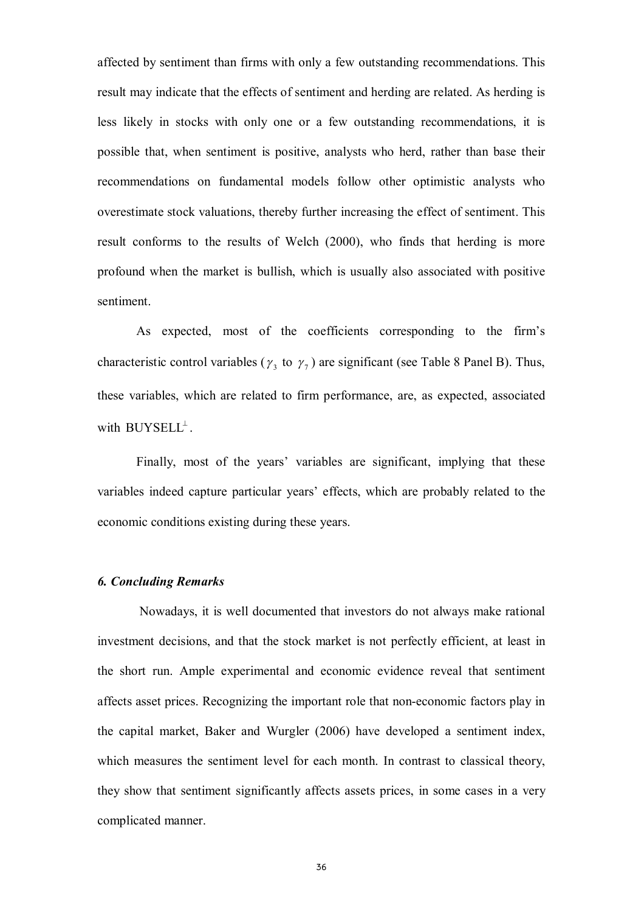affected by sentiment than firms with only a few outstanding recommendations. This result may indicate that the effects of sentiment and herding are related. As herding is less likely in stocks with only one or a few outstanding recommendations, it is possible that, when sentiment is positive, analysts who herd, rather than base their recommendations on fundamental models follow other optimistic analysts who overestimate stock valuations, thereby further increasing the effect of sentiment. This result conforms to the results of Welch (2000), who finds that herding is more profound when the market is bullish, which is usually also associated with positive sentiment.

As expected, most of the coefficients corresponding to the firm's characteristic control variables ($\gamma_3$ to $\gamma_7$) are significant (see Table 8 Panel B). Thus, these variables, which are related to firm performance, are, as expected, associated with $\text{BUYSELL}^{\perp}$.

Finally, most of the years' variables are significant, implying that these variables indeed capture particular years' effects, which are probably related to the economic conditions existing during these years.

### *6. Concluding Remarks*

Nowadays, it is well documented that investors do not always make rational investment decisions, and that the stock market is not perfectly efficient, at least in the short run. Ample experimental and economic evidence reveal that sentiment affects asset prices. Recognizing the important role that non-economic factors play in the capital market, Baker and Wurgler (2006) have developed a sentiment index, which measures the sentiment level for each month. In contrast to classical theory, they show that sentiment significantly affects assets prices, in some cases in a very complicated manner.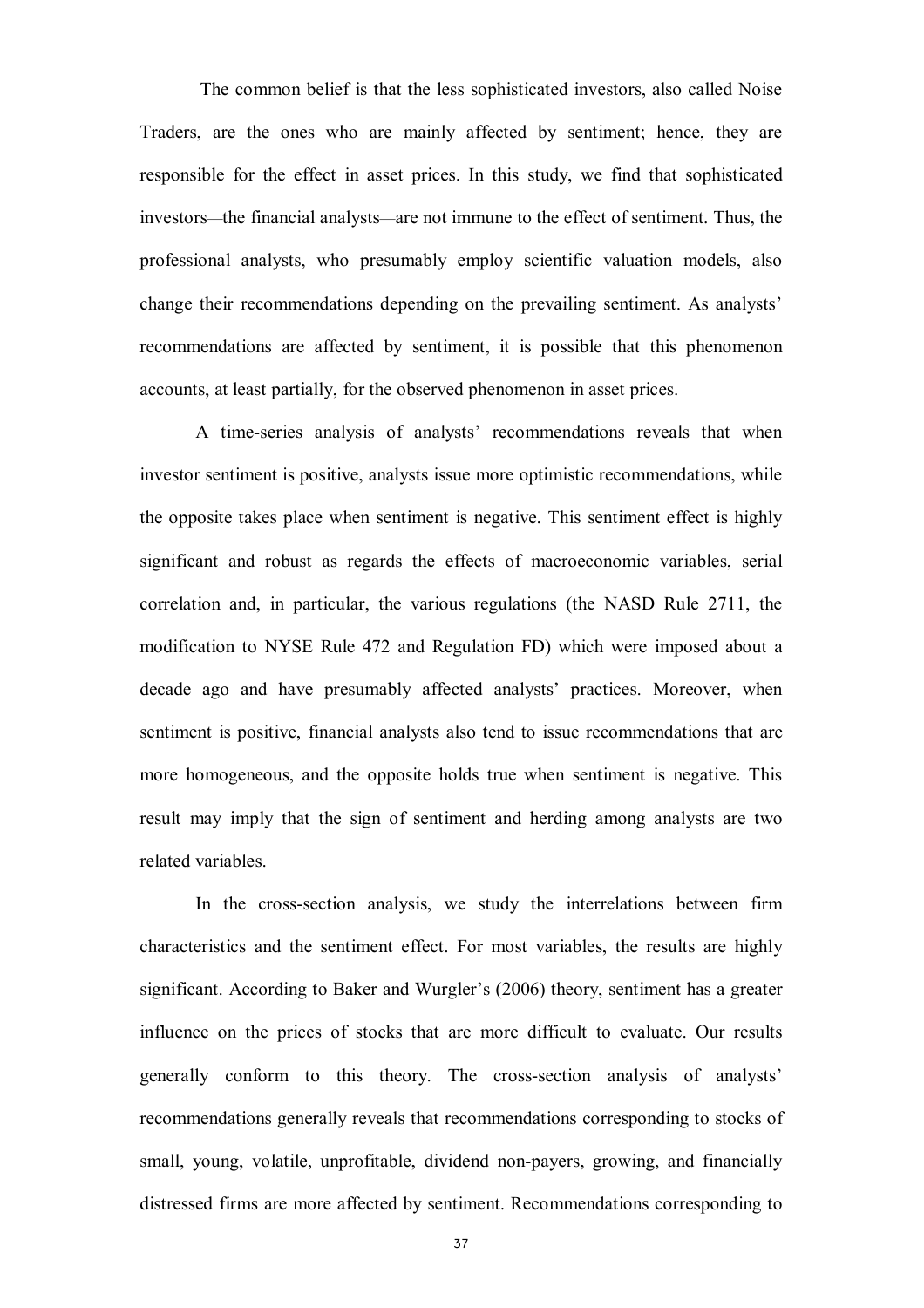The common belief is that the less sophisticated investors, also called Noise Traders, are the ones who are mainly affected by sentiment; hence, they are responsible for the effect in asset prices. In this study, we find that sophisticated investors—the financial analysts—are not immune to the effect of sentiment. Thus, the professional analysts, who presumably employ scientific valuation models, also change their recommendations depending on the prevailing sentiment. As analysts' recommendations are affected by sentiment, it is possible that this phenomenon accounts, at least partially, for the observed phenomenon in asset prices.

A time-series analysis of analysts' recommendations reveals that when investor sentiment is positive, analysts issue more optimistic recommendations, while the opposite takes place when sentiment is negative. This sentiment effect is highly significant and robust as regards the effects of macroeconomic variables, serial correlation and, in particular, the various regulations (the NASD Rule 2711, the modification to NYSE Rule 472 and Regulation FD) which were imposed about a decade ago and have presumably affected analysts' practices. Moreover, when sentiment is positive, financial analysts also tend to issue recommendations that are more homogeneous, and the opposite holds true when sentiment is negative. This result may imply that the sign of sentiment and herding among analysts are two related variables.

In the cross-section analysis, we study the interrelations between firm characteristics and the sentiment effect. For most variables, the results are highly significant. According to Baker and Wurgler's (2006) theory, sentiment has a greater influence on the prices of stocks that are more difficult to evaluate. Our results generally conform to this theory. The cross-section analysis of analysts' recommendations generally reveals that recommendations corresponding to stocks of small, young, volatile, unprofitable, dividend non-payers, growing, and financially distressed firms are more affected by sentiment. Recommendations corresponding to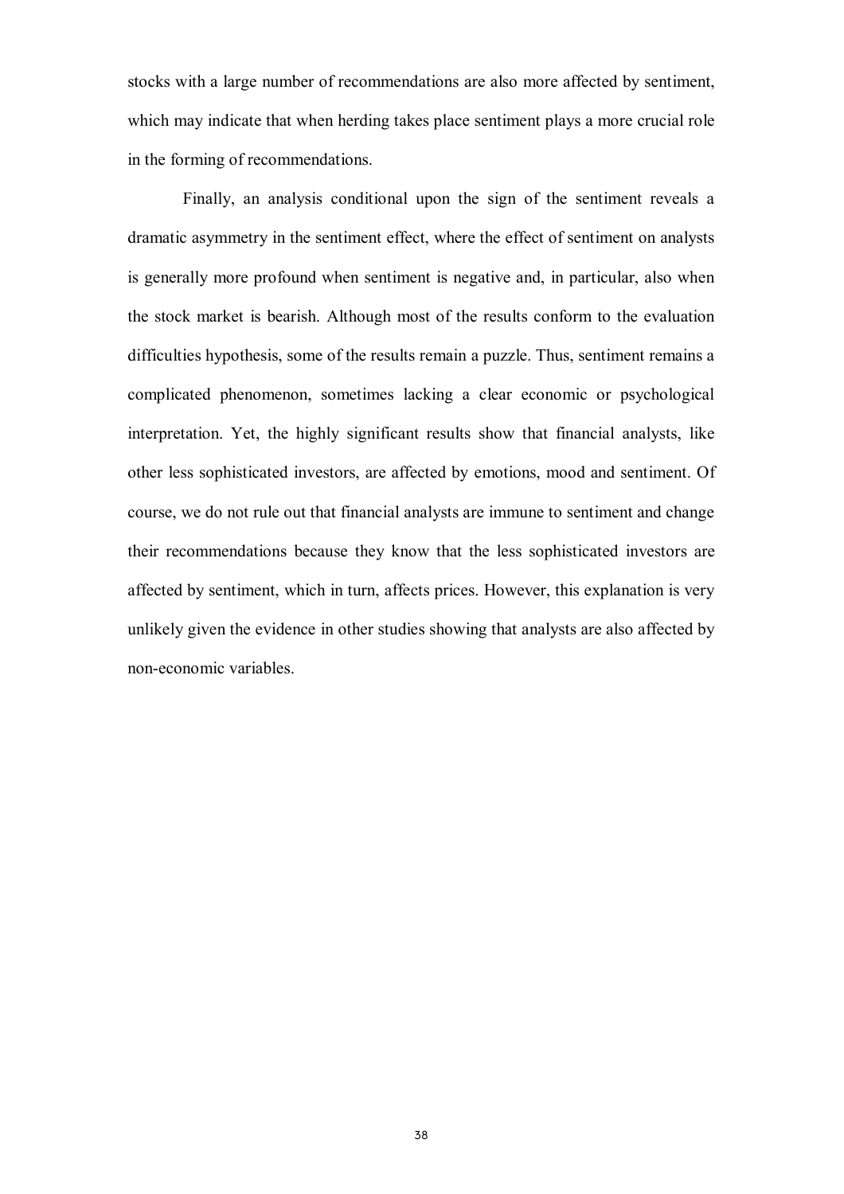stocks with a large number of recommendations are also more affected by sentiment, which may indicate that when herding takes place sentiment plays a more crucial role in the forming of recommendations.

Finally, an analysis conditional upon the sign of the sentiment reveals a dramatic asymmetry in the sentiment effect, where the effect of sentiment on analysts is generally more profound when sentiment is negative and, in particular, also when the stock market is bearish. Although most of the results conform to the evaluation difficulties hypothesis, some of the results remain a puzzle. Thus, sentiment remains a complicated phenomenon, sometimes lacking a clear economic or psychological interpretation. Yet, the highly significant results show that financial analysts, like other less sophisticated investors, are affected by emotions, mood and sentiment. Of course, we do not rule out that financial analysts are immune to sentiment and change their recommendations because they know that the less sophisticated investors are affected by sentiment, which in turn, affects prices. However, this explanation is very unlikely given the evidence in other studies showing that analysts are also affected by non-economic variables.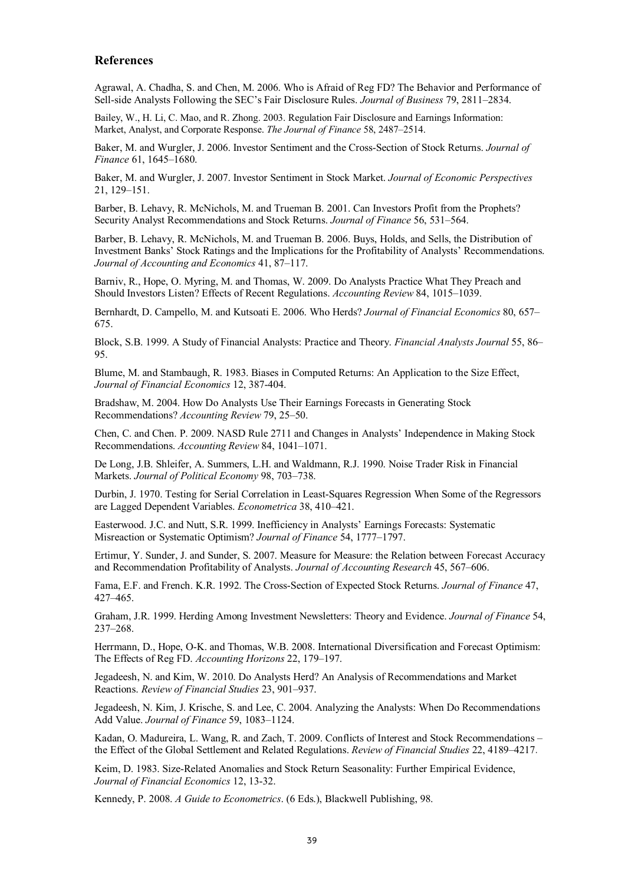## References

Agrawal, A. Chadha, S. and Chen, M. 2006. Who is Afraid of Reg FD? The Behavior and Performance of Sell-side Analysts Following the SEC's Fair Disclosure Rules. *Journal of Business* 79, 2811–2834.

Bailey, W., H. Li, C. Mao, and R. Zhong. 2003. Regulation Fair Disclosure and Earnings Information: Market, Analyst, and Corporate Response. *The Journal of Finance* 58, 2487–2514.

Baker, M. and Wurgler, J. 2006. Investor Sentiment and the Cross-Section of Stock Returns. *Journal of Finance* 61, 1645–1680.

Baker, M. and Wurgler, J. 2007. Investor Sentiment in Stock Market. *Journal of Economic Perspectives* 21, 129–151.

Barber, B. Lehavy, R. McNichols, M. and Trueman B. 2001. Can Investors Profit from the Prophets? Security Analyst Recommendations and Stock Returns. *Journal of Finance* 56, 531–564.

Barber, B. Lehavy, R. McNichols, M. and Trueman B. 2006. Buys, Holds, and Sells, the Distribution of Investment Banks' Stock Ratings and the Implications for the Profitability of Analysts' Recommendations. *Journal of Accounting and Economics* 41, 87–117.

Barniv, R., Hope, O. Myring, M. and Thomas, W. 2009. Do Analysts Practice What They Preach and Should Investors Listen? Effects of Recent Regulations. *Accounting Review* 84, 1015–1039.

Bernhardt, D. Campello, M. and Kutsoati E. 2006. Who Herds? *Journal of Financial Economics* 80, 657–675.

Block, S.B. 1999. A Study of Financial Analysts: Practice and Theory. *Financial Analysts Journal* 55, 86–95.

Blume, M. and Stambaugh, R. 1983. Biases in Computed Returns: An Application to the Size Effect, *Journal of Financial Economics* 12, 387-404.

Bradshaw, M. 2004. How Do Analysts Use Their Earnings Forecasts in Generating Stock Recommendations? *Accounting Review* 79, 25–50.

Chen, C. and Chen. P. 2009. NASD Rule 2711 and Changes in Analysts' Independence in Making Stock Recommendations. *Accounting Review* 84, 1041–1071.

De Long, J.B. Shleifer, A. Summers, L.H. and Waldmann, R.J. 1990. Noise Trader Risk in Financial Markets. *Journal of Political Economy* 98, 703–738.

Durbin, J. 1970. Testing for Serial Correlation in Least-Squares Regression When Some of the Regressors are Lagged Dependent Variables. *Econometrica* 38, 410–421.

Easterwood. J.C. and Nutt, S.R. 1999. Inefficiency in Analysts' Earnings Forecasts: Systematic Misreaction or Systematic Optimism? *Journal of Finance* 54, 1777–1797.

Ertimur, Y. Sunder, J. and Sunder, S. 2007. Measure for Measure: the Relation between Forecast Accuracy and Recommendation Profitability of Analysts. *Journal of Accounting Research* 45, 567–606.

Fama, E.F. and French. K.R. 1992. The Cross-Section of Expected Stock Returns. *Journal of Finance* 47, 427–465.

Graham, J.R. 1999. Herding Among Investment Newsletters: Theory and Evidence. *Journal of Finance* 54, 237–268.

Herrmann, D., Hope, O-K. and Thomas, W.B. 2008. International Diversification and Forecast Optimism: The Effects of Reg FD. *Accounting Horizons* 22, 179–197.

Jegadeesh, N. and Kim, W. 2010. Do Analysts Herd? An Analysis of Recommendations and Market Reactions. *Review of Financial Studies* 23, 901–937.

Jegadeesh, N. Kim, J. Krische, S. and Lee, C. 2004. Analyzing the Analysts: When Do Recommendations Add Value. *Journal of Finance* 59, 1083–1124.

Kadan, O. Madureira, L. Wang, R. and Zach, T. 2009. Conflicts of Interest and Stock Recommendations – the Effect of the Global Settlement and Related Regulations. *Review of Financial Studies* 22, 4189–4217.

Keim, D. 1983. Size-Related Anomalies and Stock Return Seasonality: Further Empirical Evidence, *Journal of Financial Economics* 12, 13-32.

Kennedy, P. 2008. *A Guide to Econometrics*. (6 Eds.), Blackwell Publishing, 98.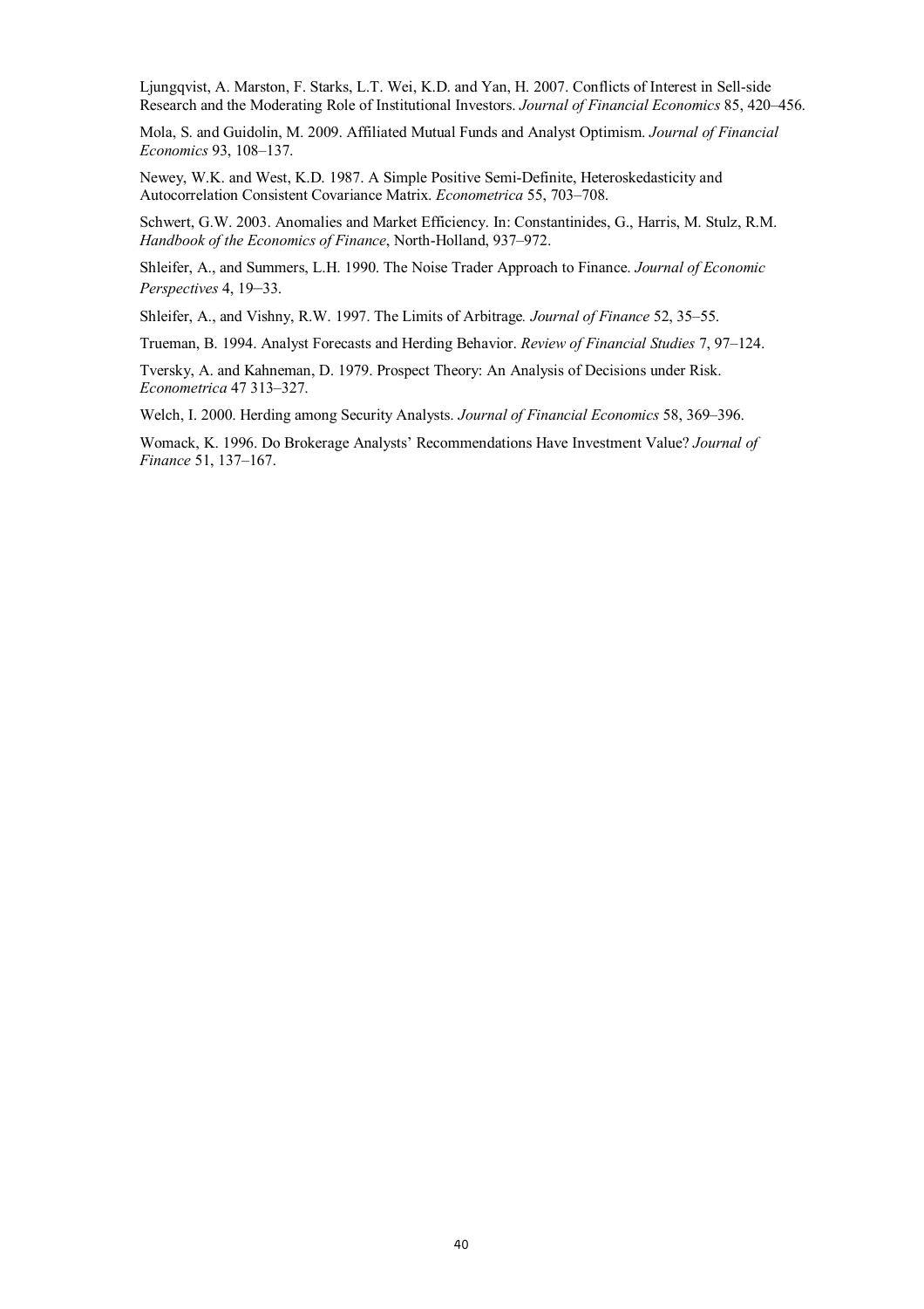Ljungqvist, A. Marston, F. Starks, L.T. Wei, K.D. and Yan, H. 2007. Conflicts of Interest in Sell-side Research and the Moderating Role of Institutional Investors. *Journal of Financial Economics* 85, 420–456.

Mola, S. and Guidolin, M. 2009. Affiliated Mutual Funds and Analyst Optimism. *Journal of Financial Economics* 93, 108–137.

Newey, W.K. and West, K.D. 1987. A Simple Positive Semi-Definite, Heteroskedasticity and Autocorrelation Consistent Covariance Matrix. *Econometrica* 55, 703–708.

Schwert, G.W. 2003. Anomalies and Market Efficiency. In: Constantinides, G., Harris, M. Stulz, R.M. *Handbook of the Economics of Finance*, North-Holland, 937–972.

Shleifer, A., and Summers, L.H. 1990. The Noise Trader Approach to Finance. *Journal of Economic Perspectives* 4, 19–33.

Shleifer, A., and Vishny, R.W. 1997. The Limits of Arbitrage. *Journal of Finance* 52, 35–55.

Trueman, B. 1994. Analyst Forecasts and Herding Behavior. *Review of Financial Studies* 7, 97–124.

Tversky, A. and Kahneman, D. 1979. Prospect Theory: An Analysis of Decisions under Risk. *Econometrica* 47 313–327.

Welch, I. 2000. Herding among Security Analysts. *Journal of Financial Economics* 58, 369–396.

Womack, K. 1996. Do Brokerage Analysts' Recommendations Have Investment Value? *Journal of Finance* 51, 137–167.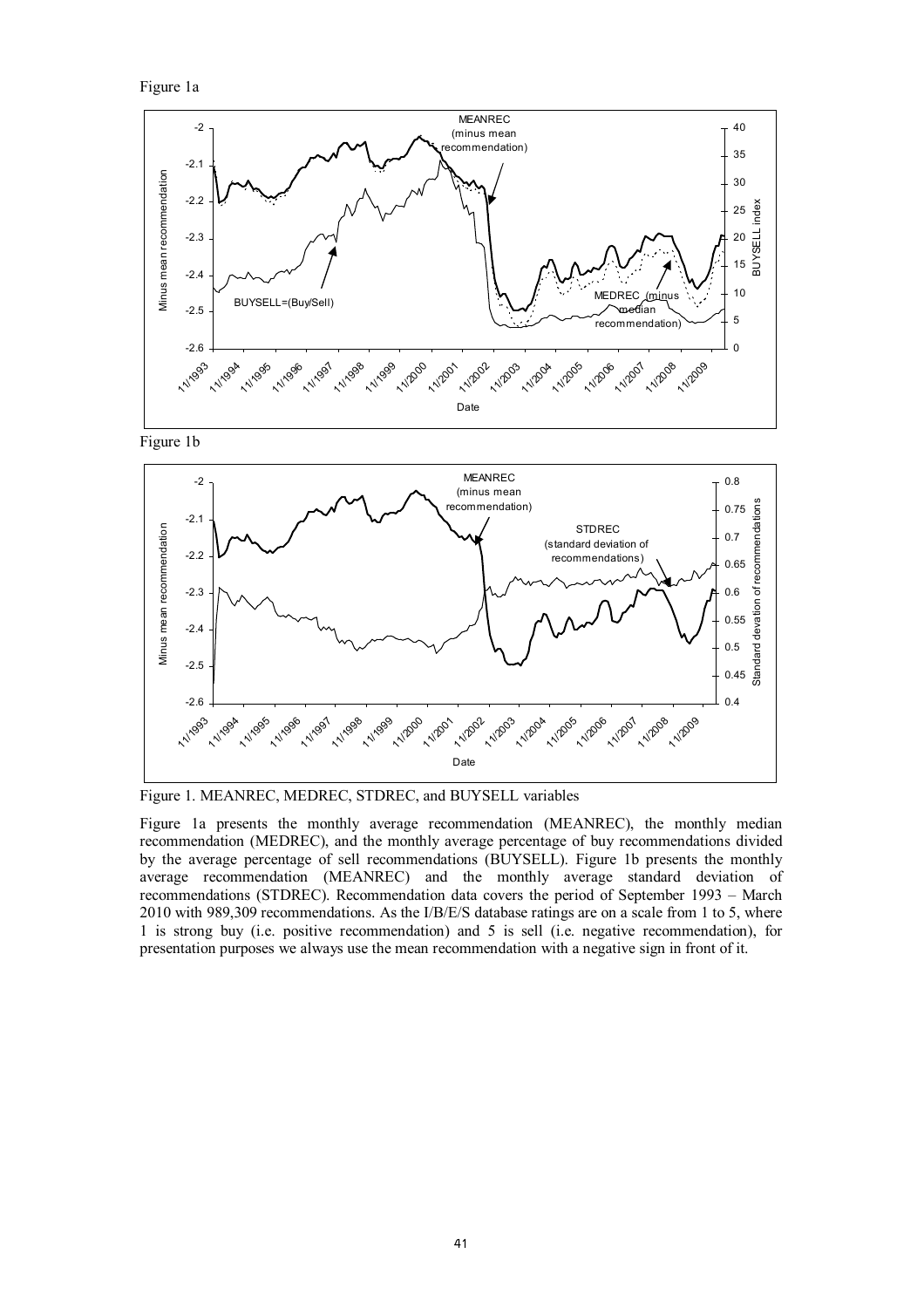Figure 1a

Figure 1b

Figure 1. MEANREC, MEDREC, STDREC, and BUYSELL variables

Figure 1a presents the monthly average recommendation (MEANREC), the monthly median recommendation (MEDREC), and the monthly average percentage of buy recommendations divided by the average percentage of sell recommendations (BUYSELL). Figure 1b presents the monthly average recommendation (MEANREC) and the monthly average standard deviation of recommendations (STDREC). Recommendation data covers the period of September 1993 – March 2010 with 989,309 recommendations. As the I/B/E/S database ratings are on a scale from 1 to 5, where 1 is strong buy (i.e. positive recommendation) and 5 is sell (i.e. negative recommendation), for presentation purposes we always use the mean recommendation with a negative sign in front of it.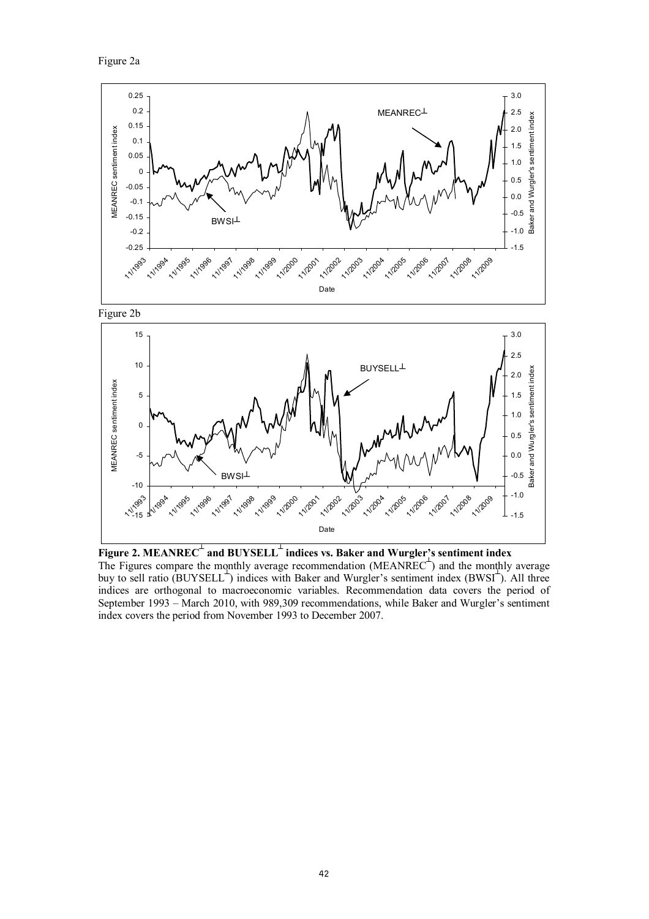Figure 2a

Figure 2b

**Figure 2. MEANREC$^{\perp}$ and BUYSELL$^{\perp}$ indices vs. Baker and Wurgler's sentiment index**

The Figures compare the monthly average recommendation (MEANREC$^{\perp}$) and the monthly average buy to sell ratio (BUYSELL$^{\perp}$) indices with Baker and Wurgler's sentiment index (BWSI$^{\perp}$). All three indices are orthogonal to macroeconomic variables. Recommendation data covers the period of September 1993 – March 2010, with 989,309 recommendations, while Baker and Wurgler's sentiment index covers the period from November 1993 to December 2007.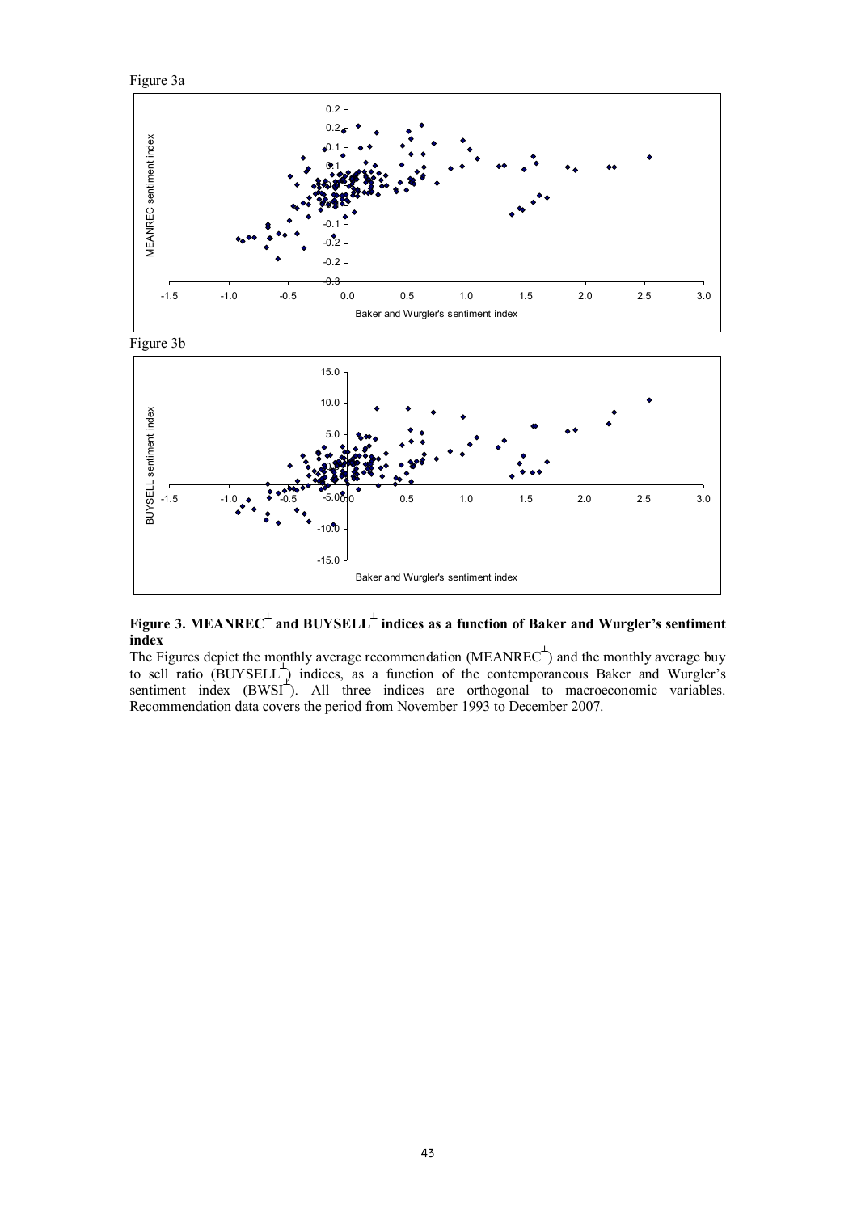Figure 3a

Figure 3b

**Figure 3. MEANREC$^{\perp}$ and BUYSELL$^{\perp}$ indices as a function of Baker and Wurgler's sentiment index**

The Figures depict the monthly average recommendation (MEANREC$^{\perp}$) and the monthly average buy to sell ratio (BUYSELL$^{\perp}$) indices, as a function of the contemporaneous Baker and Wurgler's sentiment index (BWSI$^{\perp}$). All three indices are orthogonal to macroeconomic variables. Recommendation data covers the period from November 1993 to December 2007.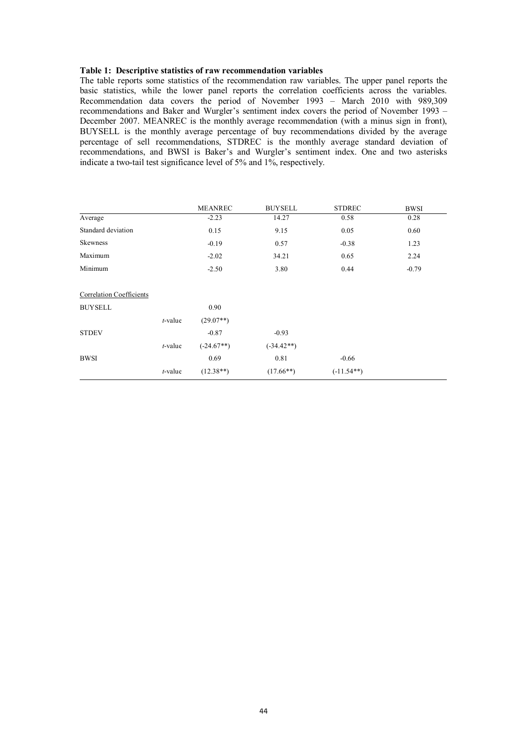**Table 1: Descriptive statistics of raw recommendation variables**

The table reports some statistics of the recommendation raw variables. The upper panel reports the basic statistics, while the lower panel reports the correlation coefficients across the variables. Recommendation data covers the period of November 1993 – March 2010 with 989,309 recommendations and Baker and Wurgler's sentiment index covers the period of November 1993 – December 2007. MEANREC is the monthly average recommendation (with a minus sign in front), BUYSELL is the monthly average percentage of buy recommendations divided by the average percentage of sell recommendations, STDREC is the monthly average standard deviation of recommendations, and BWSI is Baker's and Wurgler's sentiment index. One and two asterisks indicate a two-tail test significance level of 5% and 1%, respectively.

| | | MEANREC | BUYSELL | STDREC | BWSI |
|---|---|---|---|---|---|
| Average | | -2.23 | 14.27 | 0.58 | 0.28 |
| Standard deviation | | 0.15 | 9.15 | 0.05 | 0.60 |
| Skewness | | -0.19 | 0.57 | -0.38 | 1.23 |
| Maximum | | -2.02 | 34.21 | 0.65 | 2.24 |
| Minimum | | -2.50 | 3.80 | 0.44 | -0.79 |
| Correlation Coefficients | | | | | |
| BUYSELL | | 0.90 | | | |
| | *t*-value | (29.07**) | | | |
| STDEV | | -0.87 | -0.93 | | |
| | *t*-value | (-24.67**) | (-34.42**) | | |
| BWSI | | 0.69 | 0.81 | -0.66 | |
| | *t*-value | (12.38**) | (17.66**) | (-11.54**) | |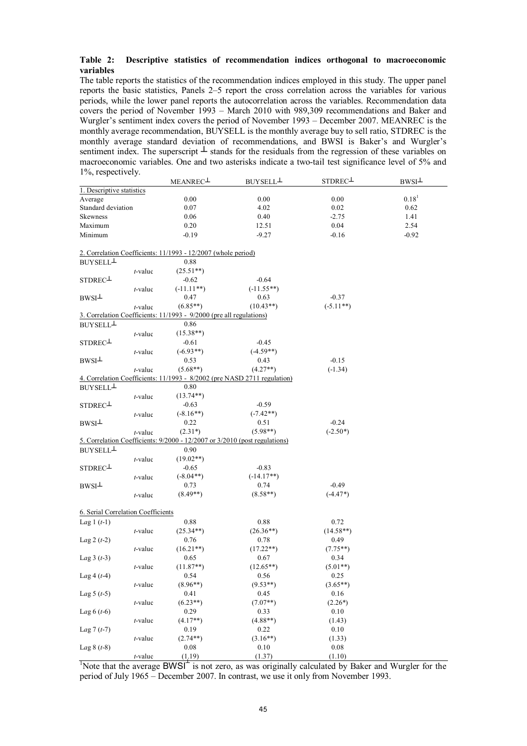**Table 2: Descriptive statistics of recommendation indices orthogonal to macroeconomic variables**

The table reports the statistics of the recommendation indices employed in this study. The upper panel reports the basic statistics, Panels 2–5 report the cross correlation across the variables for various periods, while the lower panel reports the autocorrelation across the variables. Recommendation data covers the period of November 1993 – March 2010 with 989,309 recommendations and Baker and Wurgler's sentiment index covers the period of November 1993 – December 2007. MEANREC is the monthly average recommendation, BUYSELL is the monthly average buy to sell ratio, STDREC is the monthly average standard deviation of recommendations, and BWSI is Baker's and Wurgler's sentiment index. The superscript $\perp$ stands for the residuals from the regression of these variables on macroeconomic variables. One and two asterisks indicate a two-tail test significance level of 5% and 1%, respectively.

| | | $MEANREC^{\perp}$ | $BUYSELL^{\perp}$ | $STDREC^{\perp}$ | $BWSI^{\perp}$ |
|---|---|---|---|---|---|
| 1. Descriptive statistics | | | | | |
| Average | | 0.00 | 0.00 | 0.00 | 0.18[1] |
| Standard deviation | | 0.07 | 4.02 | 0.02 | 0.62 |
| Skewness | | 0.06 | 0.40 | -2.75 | 1.41 |
| Maximum | | 0.20 | 12.51 | 0.04 | 2.54 |
| Minimum | | -0.19 | -9.27 | -0.16 | -0.92 |
| 2. Correlation Coefficients: 11/1993 - 12/2007 (whole period) | | | | | |
| $BUYSELL^{\perp}$ | | 0.88 | | | |
| | *t*-value | (25.51**) | | | |
| $STDREC^{\perp}$ | | -0.62 | -0.64 | | |
| | *t*-value | (-11.11**) | (-11.55**) | | |
| $BWSI^{\perp}$ | | 0.47 | 0.63 | -0.37 | |
| | *t*-value | (6.85**) | (10.43**) | (-5.11**) | |
| 3. Correlation Coefficients: 11/1993 - 9/2000 (pre all regulations) | | | | | |
| $BUYSELL^{\perp}$ | | 0.86 | | | |
| | *t*-value | (15.38**) | | | |
| $STDREC^{\perp}$ | | -0.61 | -0.45 | | |
| | *t*-value | (-6.93**) | (-4.59**) | | |
| $BWSI^{\perp}$ | | 0.53 | 0.43 | -0.15 | |
| | *t*-value | (5.68**) | (4.27**) | (-1.34) | |
| 4. Correlation Coefficients: 11/1993 - 8/2002 (pre NASD 2711 regulation) | | | | | |
| $BUYSELL^{\perp}$ | | 0.80 | | | |
| | *t*-value | (13.74**) | | | |
| $STDREC^{\perp}$ | | -0.63 | -0.59 | | |
| | *t*-value | (-8.16**) | (-7.42**) | | |
| $BWSI^{\perp}$ | | 0.22 | 0.51 | -0.24 | |
| | *t*-value | (2.31*) | (5.98**) | (-2.50*) | |
| 5. Correlation Coefficients: 9/2000 - 12/2007 or 3/2010 (post regulations) | | | | | |
| $BUYSELL^{\perp}$ | | 0.90 | | | |
| | *t*-value | (19.02**) | | | |
| $STDREC^{\perp}$ | | -0.65 | -0.83 | | |
| | *t*-value | (-8.04**) | (-14.17**) | | |
| $BWSI^{\perp}$ | | 0.73 | 0.74 | -0.49 | |
| | *t*-value | (8.49**) | (8.58**) | (-4.47*) | |
| 6. Serial Correlation Coefficients | | | | | |
| Lag 1 (*t*-1) | | 0.88 | 0.88 | 0.72 | |
| | *t*-value | (25.34**) | (26.36**) | (14.58**) | |
| Lag 2 (*t*-2) | | 0.76 | 0.78 | 0.49 | |
| | *t*-value | (16.21**) | (17.22**) | (7.75**) | |
| Lag 3 (*t*-3) | | 0.65 | 0.67 | 0.34 | |
| | *t*-value | (11.87**) | (12.65**) | (5.01**) | |
| Lag 4 (*t*-4) | | 0.54 | 0.56 | 0.25 | |
| | *t*-value | (8.96**) | (9.53**) | (3.65**) | |
| Lag 5 (*t*-5) | | 0.41 | 0.45 | 0.16 | |
| | *t*-value | (6.23**) | (7.07**) | (2.26*) | |
| Lag 6 (*t*-6) | | 0.29 | 0.33 | 0.10 | |
| | *t*-value | (4.17**) | (4.88**) | (1.43) | |
| Lag 7 (*t*-7) | | 0.19 | 0.22 | 0.10 | |
| | *t*-value | (2.74**) | (3.16**) | (1.33) | |
| Lag 8 (*t*-8) | | 0.08 | 0.10 | 0.08 | |
| | *t*-value | (1.19) | (1.37) | (1.10) | |

[1]Note that the average $BWSI^{\perp}$ is not zero, as was originally calculated by Baker and Wurgler for the period of July 1965 – December 2007. In contrast, we use it only from November 1993.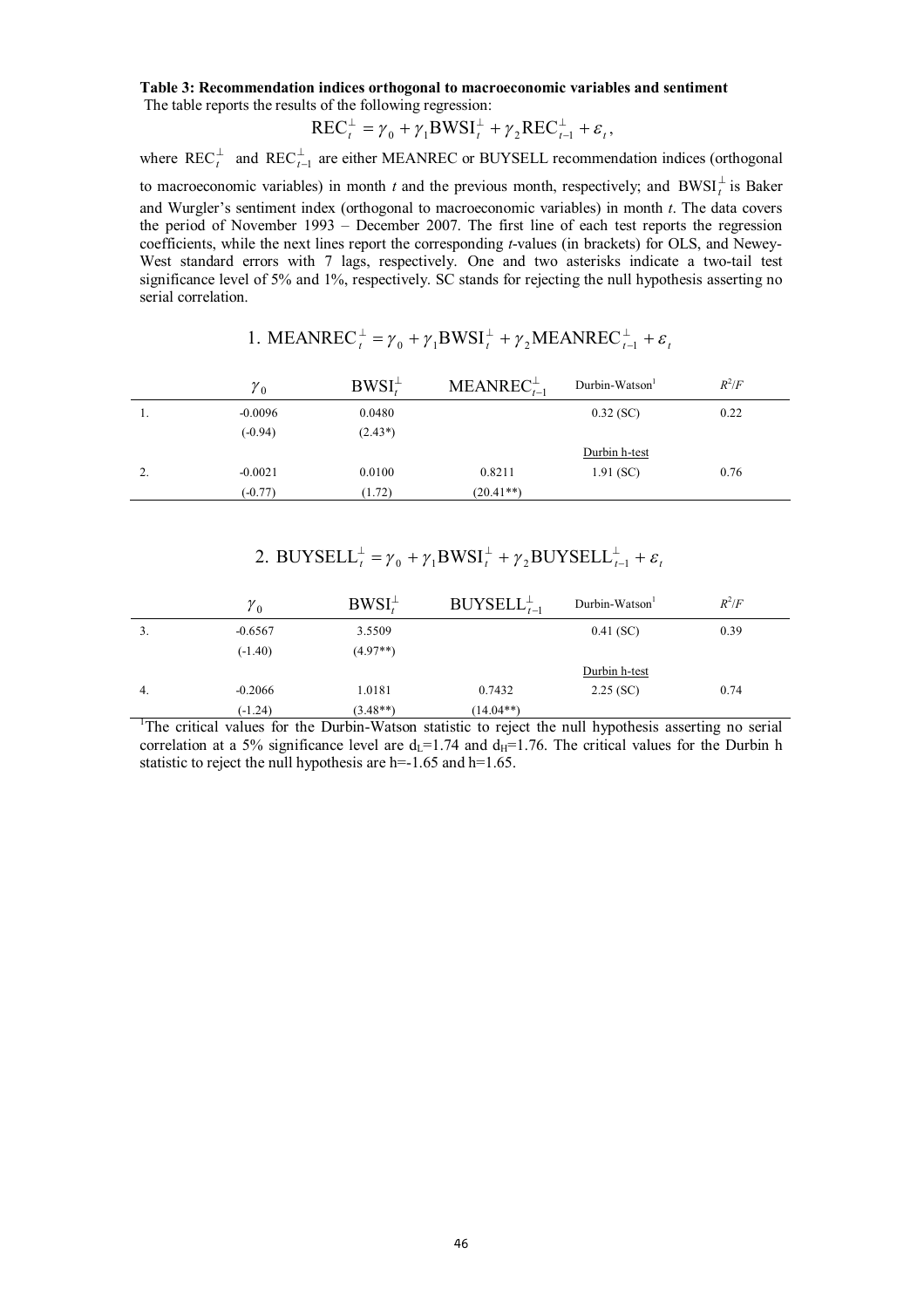**Table 3: Recommendation indices orthogonal to macroeconomic variables and sentiment**

The table reports the results of the following regression:

$$\text{REC}_t^{\perp} = \gamma_0 + \gamma_1 \text{BWSI}_t^{\perp} + \gamma_2 \text{REC}_{t-1}^{\perp} + \varepsilon_t,$$

where $\text{REC}_t^{\perp}$ and $\text{REC}_{t-1}^{\perp}$ are either MEANREC or BUYSELL recommendation indices (orthogonal to macroeconomic variables) in month $t$ and the previous month, respectively; and $\text{BWSI}_t^{\perp}$ is Baker and Wurgler's sentiment index (orthogonal to macroeconomic variables) in month $t$. The data covers the period of November 1993 – December 2007. The first line of each test reports the regression coefficients, while the next lines report the corresponding $t$-values (in brackets) for OLS, and Newey-West standard errors with 7 lags, respectively. One and two asterisks indicate a two-tail test significance level of 5% and 1%, respectively. SC stands for rejecting the null hypothesis asserting no serial correlation.

$$1.\ \text{MEANREC}_t^{\perp} = \gamma_0 + \gamma_1 \text{BWSI}_t^{\perp} + \gamma_2 \text{MEANREC}_{t-1}^{\perp} + \varepsilon_t$$

| | $\gamma_0$ | $\text{BWSI}_t^{\perp}$ | $\text{MEANREC}_{t-1}^{\perp}$ | Durbin-Watson[1] | $R^2/F$ |
|---|---|---|---|---|---|
| 1. | -0.0096 | 0.0480 | | 0.32 (SC) | 0.22 |
| | (-0.94) | (2.43*) | | | |
| | | | | Durbin h-test | |
| 2. | -0.0021 | 0.0100 | 0.8211 | 1.91 (SC) | 0.76 |
| | (-0.77) | (1.72) | (20.41**) | | |

$$2.\ \text{BUYSELL}_t^{\perp} = \gamma_0 + \gamma_1 \text{BWSI}_t^{\perp} + \gamma_2 \text{BUYSELL}_{t-1}^{\perp} + \varepsilon_t$$

| | $\gamma_0$ | $\text{BWSI}_t^{\perp}$ | $\text{BUYSELL}_{t-1}^{\perp}$ | Durbin-Watson[1] | $R^2/F$ |
|---|---|---|---|---|---|
| 3. | -0.6567 | 3.5509 | | 0.41 (SC) | 0.39 |
| | (-1.40) | (4.97**) | | | |
| | | | | Durbin h-test | |
| 4. | -0.2066 | 1.0181 | 0.7432 | 2.25 (SC) | 0.74 |
| | (-1.24) | (3.48**) | (14.04**) | | |

[1]The critical values for the Durbin-Watson statistic to reject the null hypothesis asserting no serial correlation at a 5% significance level are $d_L$=1.74 and $d_H$=1.76. The critical values for the Durbin h statistic to reject the null hypothesis are h=-1.65 and h=1.65.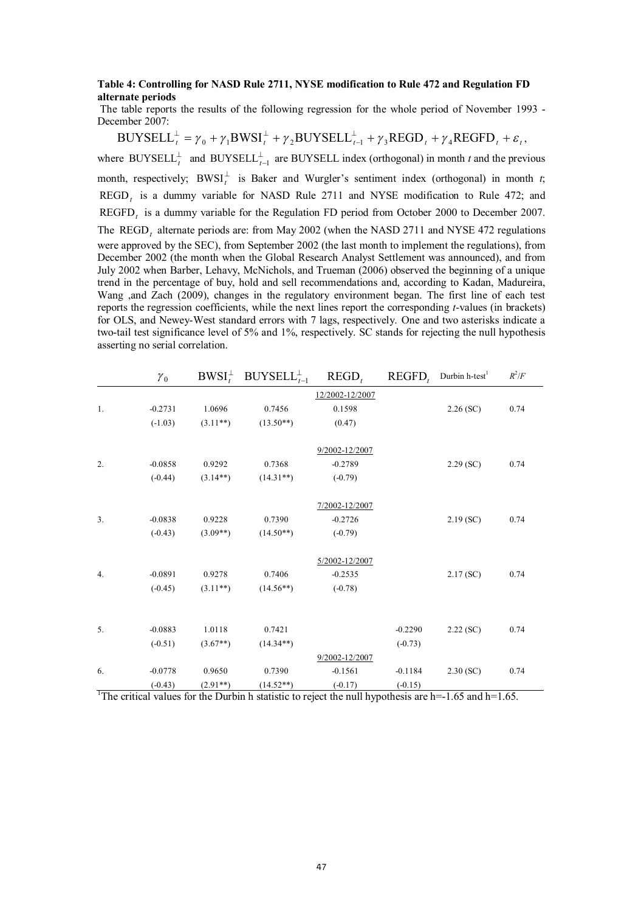**Table 4: Controlling for NASD Rule 2711, NYSE modification to Rule 472 and Regulation FD alternate periods**

The table reports the results of the following regression for the whole period of November 1993 - December 2007:

$$\text{BUYSELL}_t^{\perp} = \gamma_0 + \gamma_1 \text{BWSI}_t^{\perp} + \gamma_2 \text{BUYSELL}_{t-1}^{\perp} + \gamma_3 \text{REGD}_t + \gamma_4 \text{REGFD}_t + \varepsilon_t,$$

where $\text{BUYSELL}_t^{\perp}$ and $\text{BUYSELL}_{t-1}^{\perp}$ are BUYSELL index (orthogonal) in month $t$ and the previous month, respectively; $\text{BWSI}_t^{\perp}$ is Baker and Wurgler's sentiment index (orthogonal) in month $t$; $\text{REGD}_t$ is a dummy variable for NASD Rule 2711 and NYSE modification to Rule 472; and $\text{REGFD}_t$ is a dummy variable for the Regulation FD period from October 2000 to December 2007. The $\text{REGD}_t$ alternate periods are: from May 2002 (when the NASD 2711 and NYSE 472 regulations were approved by the SEC), from September 2002 (the last month to implement the regulations), from December 2002 (the month when the Global Research Analyst Settlement was announced), and from July 2002 when Barber, Lehavy, McNichols, and Trueman (2006) observed the beginning of a unique trend in the percentage of buy, hold and sell recommendations and, according to Kadan, Madureira, Wang ,and Zach (2009), changes in the regulatory environment began. The first line of each test reports the regression coefficients, while the next lines report the corresponding $t$-values (in brackets) for OLS, and Newey-West standard errors with 7 lags, respectively. One and two asterisks indicate a two-tail test significance level of 5% and 1%, respectively. SC stands for rejecting the null hypothesis asserting no serial correlation.

| | $\gamma_0$ | $\text{BWSI}_t^{\perp}$ | $\text{BUYSELL}_{t-1}^{\perp}$ | $\text{REGD}_t$ | $\text{REGFD}_t$ | Durbin h-test[1] | $R^2/F$ |
|---|---|---|---|---|---|---|---|
| | | | | 12/2002-12/2007 | | | |
| 1. | -0.2731 | 1.0696 | 0.7456 | 0.1598 | | 2.26 (SC) | 0.74 |
| | (-1.03) | (3.11**) | (13.50**) | (0.47) | | | |
| | | | | 9/2002-12/2007 | | | |
| 2. | -0.0858 | 0.9292 | 0.7368 | -0.2789 | | 2.29 (SC) | 0.74 |
| | (-0.44) | (3.14**) | (14.31**) | (-0.79) | | | |
| | | | | 7/2002-12/2007 | | | |
| 3. | -0.0838 | 0.9228 | 0.7390 | -0.2726 | | 2.19 (SC) | 0.74 |
| | (-0.43) | (3.09**) | (14.50**) | (-0.79) | | | |
| | | | | 5/2002-12/2007 | | | |
| 4. | -0.0891 | 0.9278 | 0.7406 | -0.2535 | | 2.17 (SC) | 0.74 |
| | (-0.45) | (3.11**) | (14.56**) | (-0.78) | | | |
| 5. | -0.0883 | 1.0118 | 0.7421 | | -0.2290 | 2.22 (SC) | 0.74 |
| | (-0.51) | (3.67**) | (14.34**) | | (-0.73) | | |
| | | | | 9/2002-12/2007 | | | |
| 6. | -0.0778 | 0.9650 | 0.7390 | -0.1561 | -0.1184 | 2.30 (SC) | 0.74 |
| | (-0.43) | (2.91**) | (14.52**) | (-0.17) | (-0.15) | | |

[1]The critical values for the Durbin h statistic to reject the null hypothesis are h=-1.65 and h=1.65.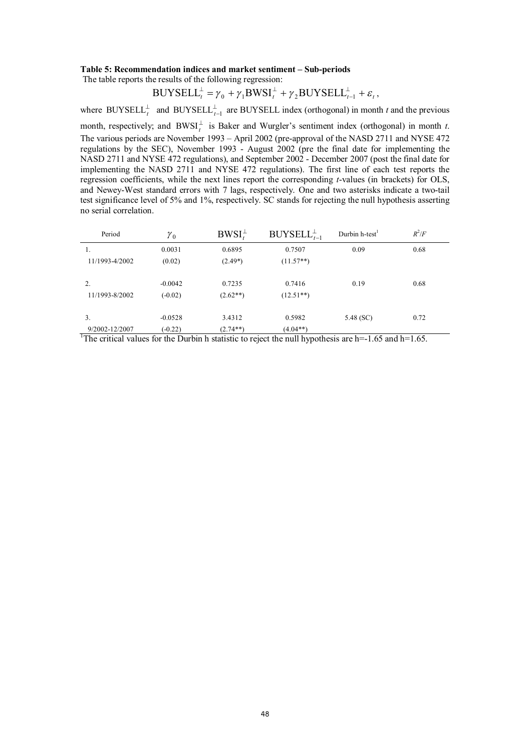**Table 5: Recommendation indices and market sentiment – Sub-periods**

The table reports the results of the following regression:

$$\text{BUYSELL}_t^{\perp} = \gamma_0 + \gamma_1 \text{BWSI}_t^{\perp} + \gamma_2 \text{BUYSELL}_{t-1}^{\perp} + \varepsilon_t ,$$

where $\text{BUYSELL}_t^{\perp}$ and $\text{BUYSELL}_{t-1}^{\perp}$ are BUYSELL index (orthogonal) in month *t* and the previous month, respectively; and $\text{BWSI}_t^{\perp}$ is Baker and Wurgler's sentiment index (orthogonal) in month *t*. The various periods are November 1993 – April 2002 (pre-approval of the NASD 2711 and NYSE 472 regulations by the SEC), November 1993 - August 2002 (pre the final date for implementing the NASD 2711 and NYSE 472 regulations), and September 2002 - December 2007 (post the final date for implementing the NASD 2711 and NYSE 472 regulations). The first line of each test reports the regression coefficients, while the next lines report the corresponding *t*-values (in brackets) for OLS, and Newey-West standard errors with 7 lags, respectively. One and two asterisks indicate a two-tail test significance level of 5% and 1%, respectively. SC stands for rejecting the null hypothesis asserting no serial correlation.

| Period | $\gamma_0$ | $\text{BWSI}_t^{\perp}$ | $\text{BUYSELL}_{t-1}^{\perp}$ | Durbin h-test[1] | $R^2/F$ |
|---|---|---|---|---|---|
| 1. | 0.0031 | 0.6895 | 0.7507 | 0.09 | 0.68 |
| 11/1993-4/2002 | (0.02) | (2.49*) | (11.57**) | | |
| 2. | -0.0042 | 0.7235 | 0.7416 | 0.19 | 0.68 |
| 11/1993-8/2002 | (-0.02) | (2.62**) | (12.51**) | | |
| 3. | -0.0528 | 3.4312 | 0.5982 | 5.48 (SC) | 0.72 |
| 9/2002-12/2007 | (-0.22) | (2.74**) | (4.04**) | | |

[1]The critical values for the Durbin h statistic to reject the null hypothesis are h=-1.65 and h=1.65.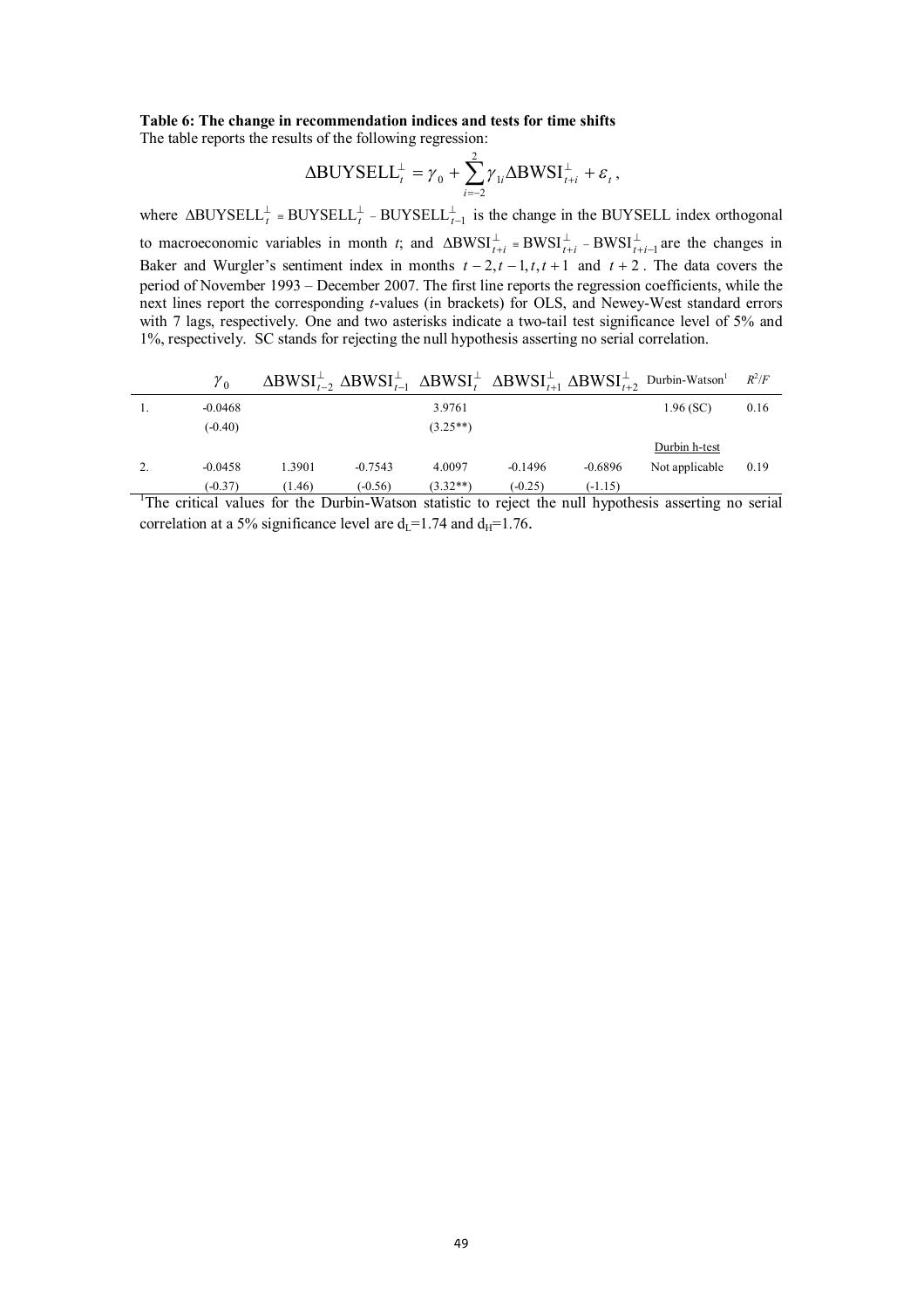**Table 6: The change in recommendation indices and tests for time shifts**

The table reports the results of the following regression:

$$\Delta \text{BUYSELL}_t^{\perp} = \gamma_0 + \sum_{i=-2}^{2} \gamma_{1i} \Delta \text{BWSI}_{t+i}^{\perp} + \varepsilon_t ,$$

where $\Delta \text{BUYSELL}_t^{\perp} \equiv \text{BUYSELL}_t^{\perp} - \text{BUYSELL}_{t-1}^{\perp}$ is the change in the BUYSELL index orthogonal to macroeconomic variables in month *t*; and $\Delta \text{BWSI}_{t+i}^{\perp} \equiv \text{BWSI}_{t+i}^{\perp} - \text{BWSI}_{t+i-1}^{\perp}$ are the changes in Baker and Wurgler's sentiment index in months $t-2, t-1, t, t+1$ and $t+2$. The data covers the period of November 1993 – December 2007. The first line reports the regression coefficients, while the next lines report the corresponding *t*-values (in brackets) for OLS, and Newey-West standard errors with 7 lags, respectively. One and two asterisks indicate a two-tail test significance level of 5% and 1%, respectively. SC stands for rejecting the null hypothesis asserting no serial correlation.

| | $\gamma_0$ | $\Delta \text{BWSI}_{t-2}^{\perp}$ | $\Delta \text{BWSI}_{t-1}^{\perp}$ | $\Delta \text{BWSI}_{t}^{\perp}$ | $\Delta \text{BWSI}_{t+1}^{\perp}$ | $\Delta \text{BWSI}_{t+2}^{\perp}$ | Durbin-Watson[1] | $R^2/F$ |
|---|---|---|---|---|---|---|---|---|
| 1. | -0.0468 | | | 3.9761 | | | 1.96 (SC) | 0.16 |
| | (-0.40) | | | (3.25**) | | | | |
| | | | | | | | Durbin h-test | |
| 2. | -0.0458 | 1.3901 | -0.7543 | 4.0097 | -0.1496 | -0.6896 | Not applicable | 0.19 |
| | (-0.37) | (1.46) | (-0.56) | (3.32**) | (-0.25) | (-1.15) | | |

[1]The critical values for the Durbin-Watson statistic to reject the null hypothesis asserting no serial correlation at a 5% significance level are $d_L$=1.74 and $d_H$=1.76.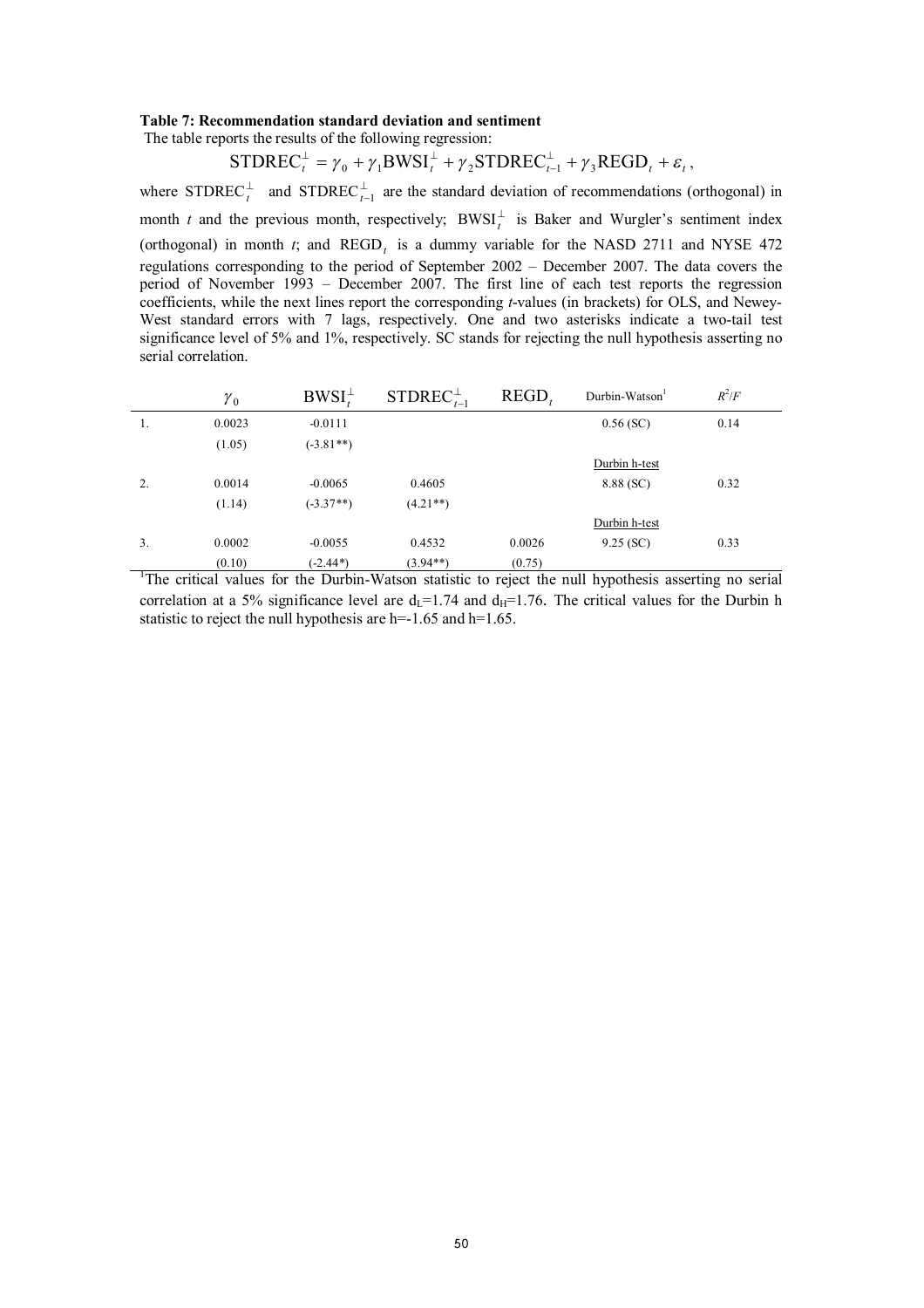**Table 7: Recommendation standard deviation and sentiment**

The table reports the results of the following regression:

$$\text{STDREC}_t^{\perp} = \gamma_0 + \gamma_1 \text{BWSI}_t^{\perp} + \gamma_2 \text{STDREC}_{t-1}^{\perp} + \gamma_3 \text{REGD}_t + \varepsilon_t,$$

where $\text{STDREC}_t^{\perp}$ and $\text{STDREC}_{t-1}^{\perp}$ are the standard deviation of recommendations (orthogonal) in month *t* and the previous month, respectively; $\text{BWSI}_t^{\perp}$ is Baker and Wurgler's sentiment index (orthogonal) in month *t*; and $\text{REGD}_t$ is a dummy variable for the NASD 2711 and NYSE 472 regulations corresponding to the period of September 2002 – December 2007. The data covers the period of November 1993 – December 2007. The first line of each test reports the regression coefficients, while the next lines report the corresponding *t*-values (in brackets) for OLS, and Newey-West standard errors with 7 lags, respectively. One and two asterisks indicate a two-tail test significance level of 5% and 1%, respectively. SC stands for rejecting the null hypothesis asserting no serial correlation.

| | $\gamma_0$ | $\text{BWSI}_t^{\perp}$ | $\text{STDREC}_{t-1}^{\perp}$ | $\text{REGD}_t$ | Durbin-Watson[1] | $R^2/F$ |
|---|---|---|---|---|---|---|
| 1. | 0.0023 | -0.0111 | | | 0.56 (SC) | 0.14 |
| | (1.05) | (-3.81**) | | | | |
| | | | | | Durbin h-test | |
| 2. | 0.0014 | -0.0065 | 0.4605 | | 8.88 (SC) | 0.32 |
| | (1.14) | (-3.37**) | (4.21**) | | | |
| | | | | | Durbin h-test | |
| 3. | 0.0002 | -0.0055 | 0.4532 | 0.0026 | 9.25 (SC) | 0.33 |
| | (0.10) | (-2.44*) | (3.94**) | (0.75) | | |

[1]The critical values for the Durbin-Watson statistic to reject the null hypothesis asserting no serial correlation at a 5% significance level are $d_L$=1.74 and $d_H$=1.76. The critical values for the Durbin h statistic to reject the null hypothesis are h=-1.65 and h=1.65.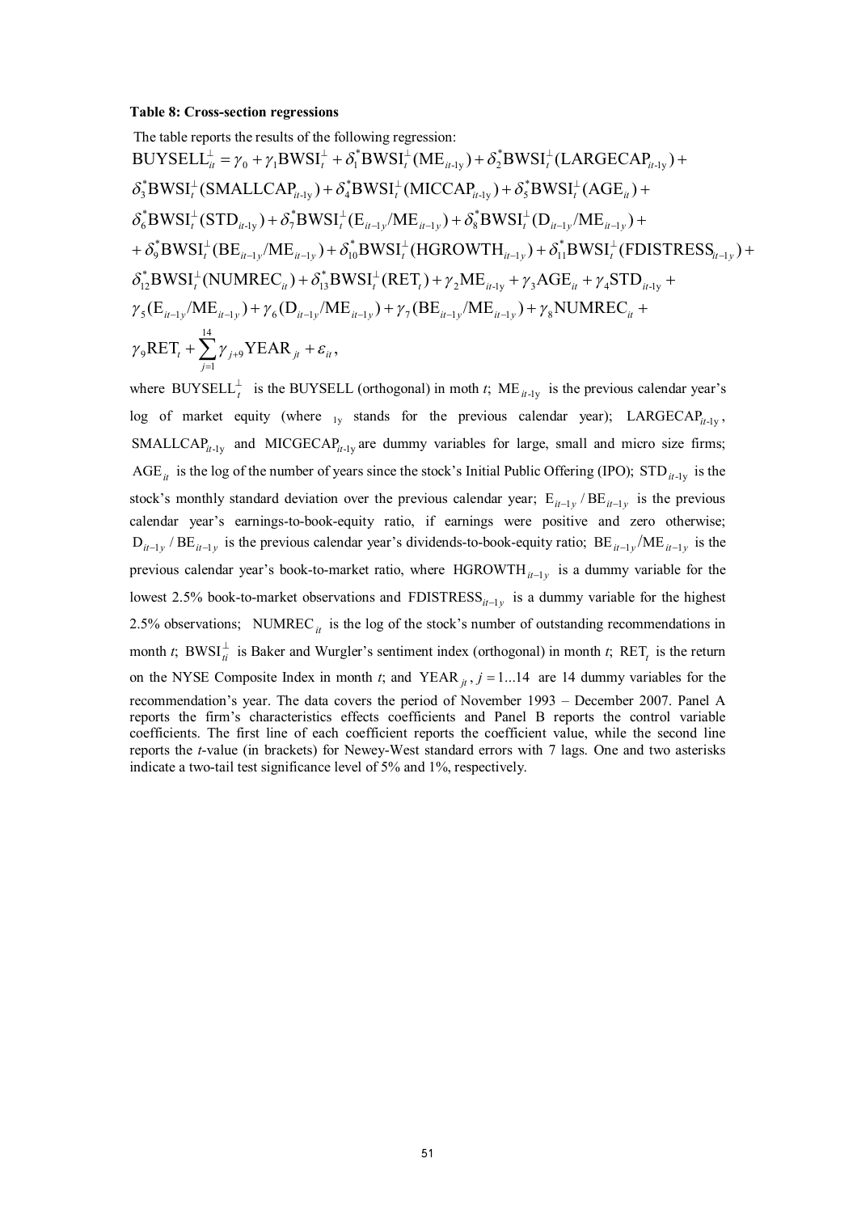**Table 8: Cross-section regressions**

The table reports the results of the following regression:

$$
\begin{aligned}
\text{BUYSELL}_{it}^{\perp} &= \gamma_0 + \gamma_1 \text{BWSI}_t^{\perp} + \delta_1^* \text{BWSI}_t^{\perp}(\text{ME}_{it\text{-1y}}) + \delta_2^* \text{BWSI}_t^{\perp}(\text{LARGECAP}_{it\text{-1y}}) + \\
&\delta_3^* \text{BWSI}_t^{\perp}(\text{SMALLCAP}_{it\text{-1y}}) + \delta_4^* \text{BWSI}_t^{\perp}(\text{MICCAP}_{it\text{-1y}}) + \delta_5^* \text{BWSI}_t^{\perp}(\text{AGE}_{it}) + \\
&\delta_6^* \text{BWSI}_t^{\perp}(\text{STD}_{it\text{-1y}}) + \delta_7^* \text{BWSI}_t^{\perp}(\text{E}_{it-1y}/\text{ME}_{it-1y}) + \delta_8^* \text{BWSI}_t^{\perp}(\text{D}_{it-1y}/\text{ME}_{it-1y}) + \\
&+ \delta_9^* \text{BWSI}_t^{\perp}(\text{BE}_{it-1y}/\text{ME}_{it-1y}) + \delta_{10}^* \text{BWSI}_t^{\perp}(\text{HGROWTH}_{it-1y}) + \delta_{11}^* \text{BWSI}_t^{\perp}(\text{FDISTRESS}_{it-1y}) + \\
&\delta_{12}^* \text{BWSI}_t^{\perp}(\text{NUMREC}_{it}) + \delta_{13}^* \text{BWSI}_t^{\perp}(\text{RET}_t) + \gamma_2 \text{ME}_{it\text{-1y}} + \gamma_3 \text{AGE}_{it} + \gamma_4 \text{STD}_{it\text{-1y}} + \\
&\gamma_5(\text{E}_{it-1y}/\text{ME}_{it-1y}) + \gamma_6(\text{D}_{it-1y}/\text{ME}_{it-1y}) + \gamma_7(\text{BE}_{it-1y}/\text{ME}_{it-1y}) + \gamma_8 \text{NUMREC}_{it} + \\
&\gamma_9 \text{RET}_t + \sum_{j=1}^{14} \gamma_{j+9} \text{YEAR}_{jt} + \varepsilon_{it},
\end{aligned}
$$

where $\text{BUYSELL}_t^{\perp}$ is the BUYSELL (orthogonal) in moth $t$; $\text{ME}_{it\text{-1y}}$ is the previous calendar year's log of market equity (where $_{\text{1y}}$ stands for the previous calendar year); $\text{LARGECAP}_{it\text{-1y}}$, $\text{SMALLCAP}_{it\text{-1y}}$ and $\text{MICGECAP}_{it\text{-1y}}$ are dummy variables for large, small and micro size firms; $\text{AGE}_{it}$ is the log of the number of years since the stock's Initial Public Offering (IPO); $\text{STD}_{it\text{-1y}}$ is the stock's monthly standard deviation over the previous calendar year; $\text{E}_{it-1y}/\text{BE}_{it-1y}$ is the previous calendar year's earnings-to-book-equity ratio, if earnings were positive and zero otherwise; $\text{D}_{it-1y}/\text{BE}_{it-1y}$ is the previous calendar year's dividends-to-book-equity ratio; $\text{BE}_{it-1y}/\text{ME}_{it-1y}$ is the previous calendar year's book-to-market ratio, where $\text{HGROWTH}_{it-1y}$ is a dummy variable for the lowest 2.5% book-to-market observations and $\text{FDISTRESS}_{it-1y}$ is a dummy variable for the highest 2.5% observations; $\text{NUMREC}_{it}$ is the log of the stock's number of outstanding recommendations in month $t$; $\text{BWSI}_{ti}^{\perp}$ is Baker and Wurgler's sentiment index (orthogonal) in month $t$; $\text{RET}_t$ is the return on the NYSE Composite Index in month $t$; and $\text{YEAR}_{jt}, j = 1...14$ are 14 dummy variables for the recommendation's year. The data covers the period of November 1993 – December 2007. Panel A reports the firm's characteristics effects coefficients and Panel B reports the control variable coefficients. The first line of each coefficient reports the coefficient value, while the second line reports the $t$-value (in brackets) for Newey-West standard errors with 7 lags. One and two asterisks indicate a two-tail test significance level of 5% and 1%, respectively.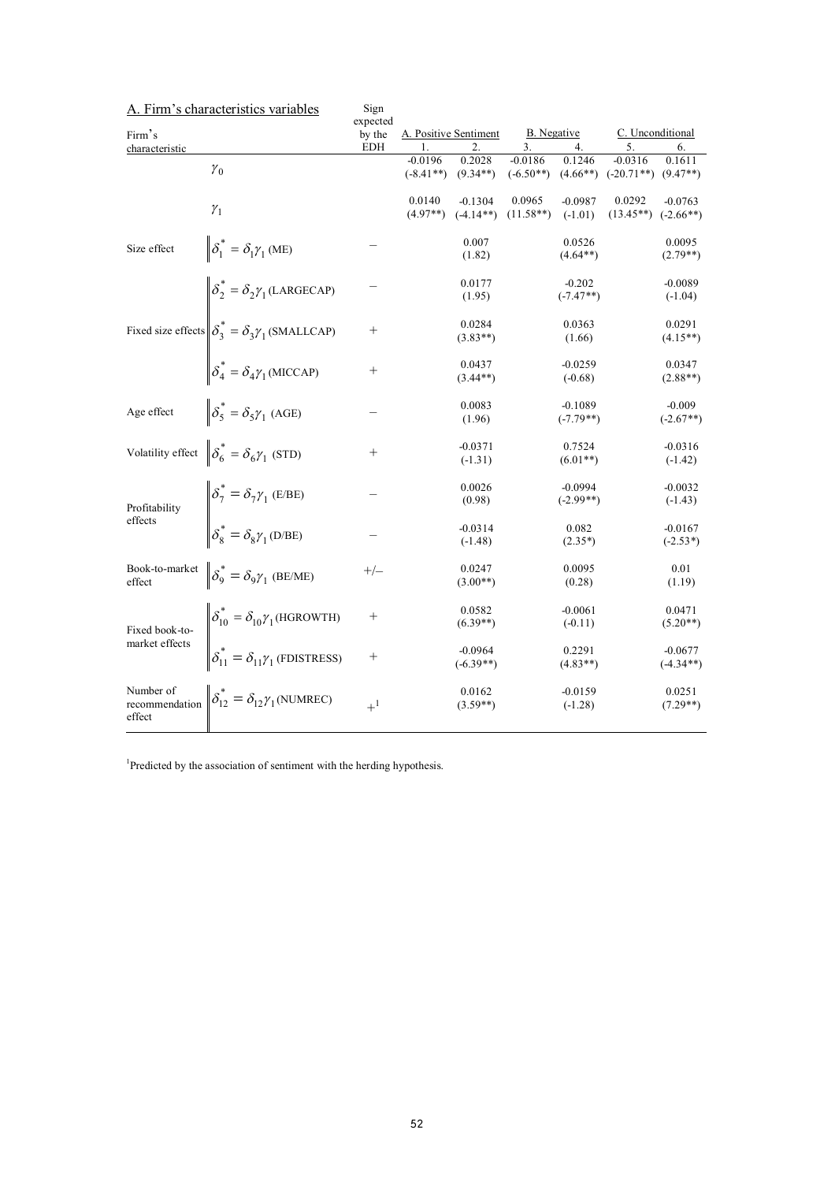## A. Firm's characteristics variables

| Firm's characteristic | | Sign expected by the EDH | A. Positive Sentiment | | B. Negative | | C. Unconditional | |
|---|---|---|---|---|---|---|---|---|
| | | | 1. | 2. | 3. | 4. | 5. | 6. |
| | $\gamma_0$ | | -0.0196<br>(-8.41**) | 0.2028<br>(9.34**) | -0.0186<br>(-6.50**) | 0.1246<br>(4.66**) | -0.0316<br>(-20.71**) | 0.1611<br>(9.47**) |
| | $\gamma_1$ | | 0.0140<br>(4.97**) | -0.1304<br>(-4.14**) | 0.0965<br>(11.58**) | -0.0987<br>(-1.01) | 0.0292<br>(13.45**) | -0.0763<br>(-2.66**) |
| Size effect | $\delta_1^* = \delta_1\gamma_1$ (ME) | – | | 0.007<br>(1.82) | | 0.0526<br>(4.64**) | | 0.0095<br>(2.79**) |
| Fixed size effects | $\delta_2^* = \delta_2\gamma_1$ (LARGECAP) | – | | 0.0177<br>(1.95) | | -0.202<br>(-7.47**) | | -0.0089<br>(-1.04) |
| | $\delta_3^* = \delta_3\gamma_1$ (SMALLCAP) | + | | 0.0284<br>(3.83**) | | 0.0363<br>(1.66) | | 0.0291<br>(4.15**) |
| | $\delta_4^* = \delta_4\gamma_1$ (MICCAP) | + | | 0.0437<br>(3.44**) | | -0.0259<br>(-0.68) | | 0.0347<br>(2.88**) |
| Age effect | $\delta_5^* = \delta_5\gamma_1$ (AGE) | – | | 0.0083<br>(1.96) | | -0.1089<br>(-7.79**) | | -0.009<br>(-2.67**) |
| Volatility effect | $\delta_6^* = \delta_6\gamma_1$ (STD) | + | | -0.0371<br>(-1.31) | | 0.7524<br>(6.01**) | | -0.0316<br>(-1.42) |
| Profitability effects | $\delta_7^* = \delta_7\gamma_1$ (E/BE) | – | | 0.0026<br>(0.98) | | -0.0994<br>(-2.99**) | | -0.0032<br>(-1.43) |
| | $\delta_8^* = \delta_8\gamma_1$ (D/BE) | – | | -0.0314<br>(-1.48) | | 0.082<br>(2.35*) | | -0.0167<br>(-2.53*) |
| Book-to-market effect | $\delta_9^* = \delta_9\gamma_1$ (BE/ME) | +/– | | 0.0247<br>(3.00**) | | 0.0095<br>(0.28) | | 0.01<br>(1.19) |
| Fixed book-to-market effects | $\delta_{10}^* = \delta_{10}\gamma_1$ (HGROWTH) | + | | 0.0582<br>(6.39**) | | -0.0061<br>(-0.11) | | 0.0471<br>(5.20**) |
| | $\delta_{11}^* = \delta_{11}\gamma_1$ (FDISTRESS) | + | | -0.0964<br>(-6.39**) | | 0.2291<br>(4.83**) | | -0.0677<br>(-4.34**) |
| Number of recommendation effect | $\delta_{12}^* = \delta_{12}\gamma_1$ (NUMREC) | +[1] | | 0.0162<br>(3.59**) | | -0.0159<br>(-1.28) | | 0.0251<br>(7.29**) |

[1]Predicted by the association of sentiment with the herding hypothesis.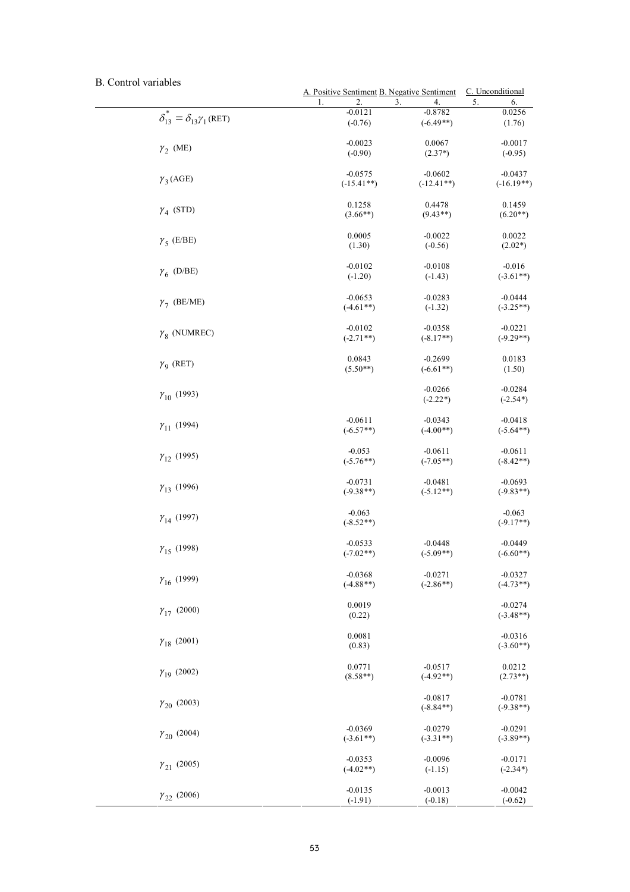B. Control variables

| | A. Positive Sentiment | | B. Negative Sentiment | | C. Unconditional | |
|---|---|---|---|---|---|---|
| | 1. | 2. | 3. | 4. | 5. | 6. |
| $\delta_{13}^{*} = \delta_{13}\gamma_1$ (RET) | | -0.0121 | | -0.8782 | | 0.0256 |
| | | (-0.76) | | (-6.49**) | | (1.76) |
| $\gamma_2$ (ME) | | -0.0023 | | 0.0067 | | -0.0017 |
| | | (-0.90) | | (2.37*) | | (-0.95) |
| $\gamma_3$ (AGE) | | -0.0575 | | -0.0602 | | -0.0437 |
| | | (-15.41**) | | (-12.41**) | | (-16.19**) |
| $\gamma_4$ (STD) | | 0.1258 | | 0.4478 | | 0.1459 |
| | | (3.66**) | | (9.43**) | | (6.20**) |
| $\gamma_5$ (E/BE) | | 0.0005 | | -0.0022 | | 0.0022 |
| | | (1.30) | | (-0.56) | | (2.02*) |
| $\gamma_6$ (D/BE) | | -0.0102 | | -0.0108 | | -0.016 |
| | | (-1.20) | | (-1.43) | | (-3.61**) |
| $\gamma_7$ (BE/ME) | | -0.0653 | | -0.0283 | | -0.0444 |
| | | (-4.61**) | | (-1.32) | | (-3.25**) |
| $\gamma_8$ (NUMREC) | | -0.0102 | | -0.0358 | | -0.0221 |
| | | (-2.71**) | | (-8.17**) | | (-9.29**) |
| $\gamma_9$ (RET) | | 0.0843 | | -0.2699 | | 0.0183 |
| | | (5.50**) | | (-6.61**) | | (1.50) |
| $\gamma_{10}$ (1993) | | | | -0.0266 | | -0.0284 |
| | | | | (-2.22*) | | (-2.54*) |
| $\gamma_{11}$ (1994) | | -0.0611 | | -0.0343 | | -0.0418 |
| | | (-6.57**) | | (-4.00**) | | (-5.64**) |
| $\gamma_{12}$ (1995) | | -0.053 | | -0.0611 | | -0.0611 |
| | | (-5.76**) | | (-7.05**) | | (-8.42**) |
| $\gamma_{13}$ (1996) | | -0.0731 | | -0.0481 | | -0.0693 |
| | | (-9.38**) | | (-5.12**) | | (-9.83**) |
| $\gamma_{14}$ (1997) | | -0.063 | | | | -0.063 |
| | | (-8.52**) | | | | (-9.17**) |
| $\gamma_{15}$ (1998) | | -0.0533 | | -0.0448 | | -0.0449 |
| | | (-7.02**) | | (-5.09**) | | (-6.60**) |
| $\gamma_{16}$ (1999) | | -0.0368 | | -0.0271 | | -0.0327 |
| | | (-4.88**) | | (-2.86**) | | (-4.73**) |
| $\gamma_{17}$ (2000) | | 0.0019 | | | | -0.0274 |
| | | (0.22) | | | | (-3.48**) |
| $\gamma_{18}$ (2001) | | 0.0081 | | | | -0.0316 |
| | | (0.83) | | | | (-3.60**) |
| $\gamma_{19}$ (2002) | | 0.0771 | | -0.0517 | | 0.0212 |
| | | (8.58**) | | (-4.92**) | | (2.73**) |
| $\gamma_{20}$ (2003) | | | | -0.0817 | | -0.0781 |
| | | | | (-8.84**) | | (-9.38**) |
| $\gamma_{20}$ (2004) | | -0.0369 | | -0.0279 | | -0.0291 |
| | | (-3.61**) | | (-3.31**) | | (-3.89**) |
| $\gamma_{21}$ (2005) | | -0.0353 | | -0.0096 | | -0.0171 |
| | | (-4.02**) | | (-1.15) | | (-2.34*) |
| $\gamma_{22}$ (2006) | | -0.0135 | | -0.0013 | | -0.0042 |
| | | (-1.91) | | (-0.18) | | (-0.62) |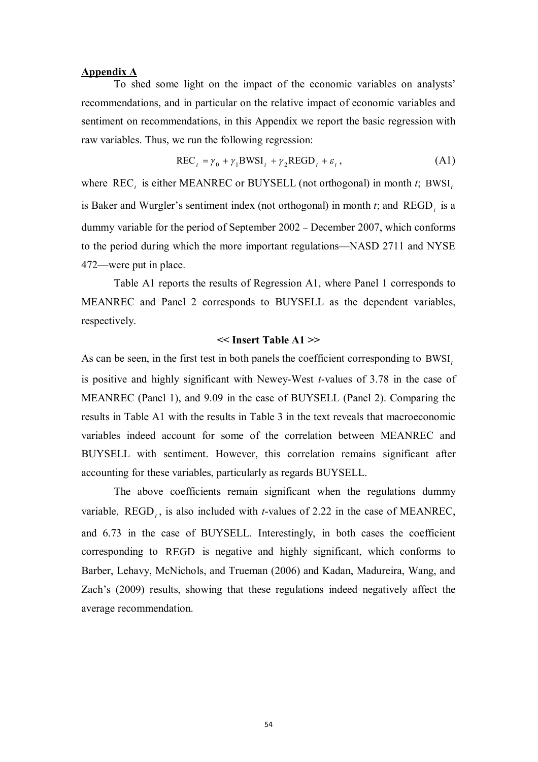**Appendix A**

To shed some light on the impact of the economic variables on analysts' recommendations, and in particular on the relative impact of economic variables and sentiment on recommendations, in this Appendix we report the basic regression with raw variables. Thus, we run the following regression:

$$\text{REC}_t = \gamma_0 + \gamma_1 \text{BWSI}_t + \gamma_2 \text{REGD}_t + \varepsilon_t, \tag{A1}$$

where $\text{REC}_t$ is either MEANREC or BUYSELL (not orthogonal) in month *t*; $\text{BWSI}_t$ is Baker and Wurgler's sentiment index (not orthogonal) in month *t*; and $\text{REGD}_t$ is a dummy variable for the period of September 2002 – December 2007, which conforms to the period during which the more important regulations—NASD 2711 and NYSE 472—were put in place.

Table A1 reports the results of Regression A1, where Panel 1 corresponds to MEANREC and Panel 2 corresponds to BUYSELL as the dependent variables, respectively.

**<< Insert Table A1 >>**

As can be seen, in the first test in both panels the coefficient corresponding to $\text{BWSI}_t$ is positive and highly significant with Newey-West *t*-values of 3.78 in the case of MEANREC (Panel 1), and 9.09 in the case of BUYSELL (Panel 2). Comparing the results in Table A1 with the results in Table 3 in the text reveals that macroeconomic variables indeed account for some of the correlation between MEANREC and BUYSELL with sentiment. However, this correlation remains significant after accounting for these variables, particularly as regards BUYSELL.

The above coefficients remain significant when the regulations dummy variable, $\text{REGD}_t$, is also included with *t*-values of 2.22 in the case of MEANREC, and 6.73 in the case of BUYSELL. Interestingly, in both cases the coefficient corresponding to REGD is negative and highly significant, which conforms to Barber, Lehavy, McNichols, and Trueman (2006) and Kadan, Madureira, Wang, and Zach's (2009) results, showing that these regulations indeed negatively affect the average recommendation.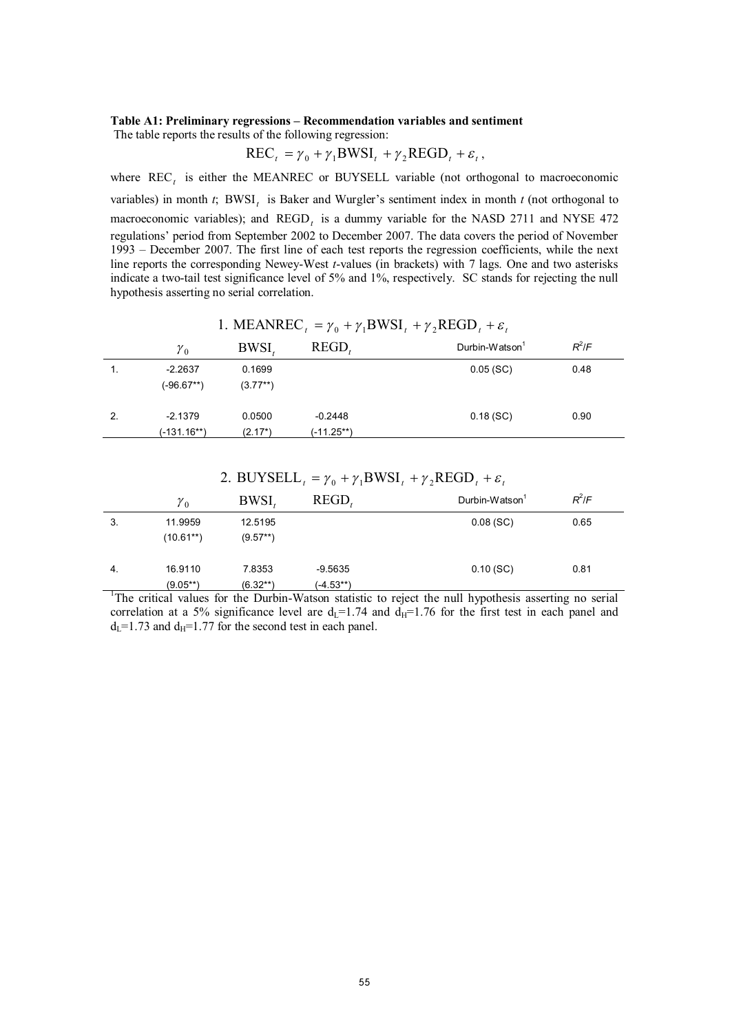**Table A1: Preliminary regressions – Recommendation variables and sentiment**

The table reports the results of the following regression:

$$\text{REC}_t = \gamma_0 + \gamma_1 \text{BWSI}_t + \gamma_2 \text{REGD}_t + \varepsilon_t,$$

where $\text{REC}_t$ is either the MEANREC or BUYSELL variable (not orthogonal to macroeconomic variables) in month *t*; $\text{BWSI}_t$ is Baker and Wurgler's sentiment index in month *t* (not orthogonal to macroeconomic variables); and $\text{REGD}_t$ is a dummy variable for the NASD 2711 and NYSE 472 regulations' period from September 2002 to December 2007. The data covers the period of November 1993 – December 2007. The first line of each test reports the regression coefficients, while the next line reports the corresponding Newey-West *t*-values (in brackets) with 7 lags. One and two asterisks indicate a two-tail test significance level of 5% and 1%, respectively. SC stands for rejecting the null hypothesis asserting no serial correlation.

1. $\text{MEANREC}_t = \gamma_0 + \gamma_1 \text{BWSI}_t + \gamma_2 \text{REGD}_t + \varepsilon_t$

| | $\gamma_0$ | $\text{BWSI}_t$ | $\text{REGD}_t$ | Durbin-Watson[1] | $R^2/F$ |
|---|---|---|---|---|---|
| 1. | -2.2637 | 0.1699 | | 0.05 (SC) | 0.48 |
| | (-96.67**) | (3.77**) | | | |
| 2. | -2.1379 | 0.0500 | -0.2448 | 0.18 (SC) | 0.90 |
| | (-131.16**) | (2.17*) | (-11.25**) | | |

2. $\text{BUYSELL}_t = \gamma_0 + \gamma_1 \text{BWSI}_t + \gamma_2 \text{REGD}_t + \varepsilon_t$

| | $\gamma_0$ | $\text{BWSI}_t$ | $\text{REGD}_t$ | Durbin-Watson[1] | $R^2/F$ |
|---|---|---|---|---|---|
| 3. | 11.9959 | 12.5195 | | 0.08 (SC) | 0.65 |
| | (10.61**) | (9.57**) | | | |
| 4. | 16.9110 | 7.8353 | -9.5635 | 0.10 (SC) | 0.81 |
| | (9.05**) | (6.32**) | (-4.53**) | | |

[1]The critical values for the Durbin-Watson statistic to reject the null hypothesis asserting no serial correlation at a 5% significance level are $d_L$=1.74 and $d_H$=1.76 for the first test in each panel and $d_L$=1.73 and $d_H$=1.77 for the second test in each panel.